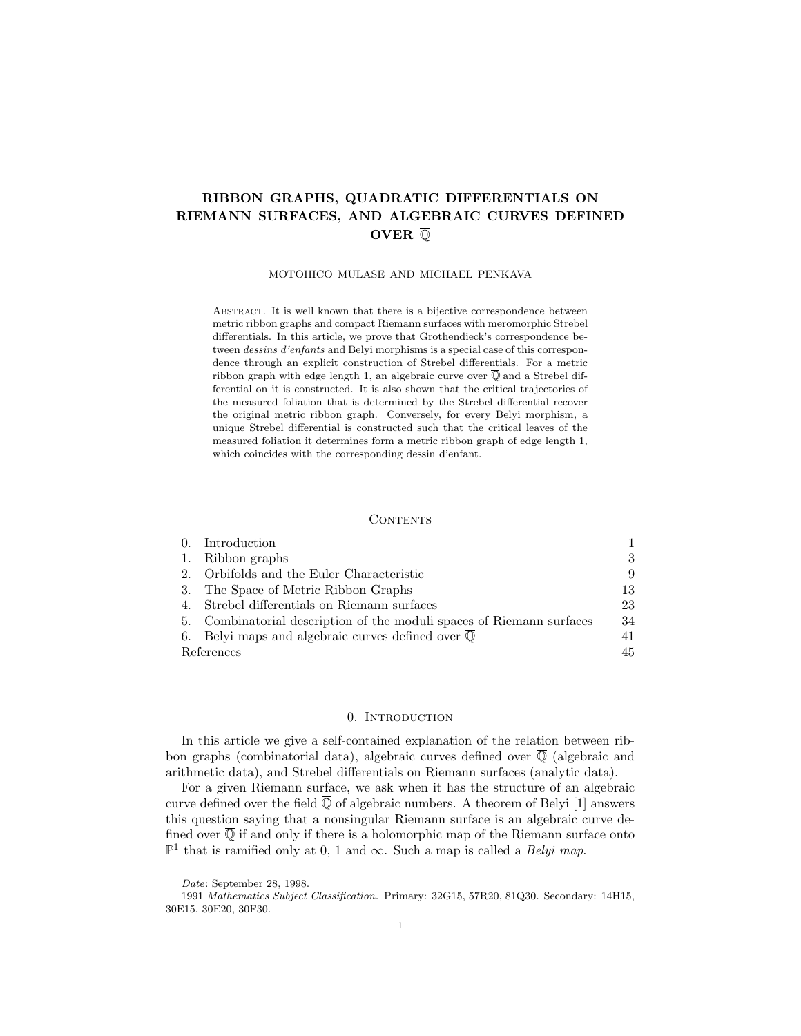# RIBBON GRAPHS, QUADRATIC DIFFERENTIALS ON RIEMANN SURFACES, AND ALGEBRAIC CURVES DEFINED OVER $\overline{\mathbb{Q}}$

MOTOHICO MULASE AND MICHAEL PENKAVA

Abstract. It is well known that there is a bijective correspondence between metric ribbon graphs and compact Riemann surfaces with meromorphic Strebel differentials. In this article, we prove that Grothendieck's correspondence between *dessins d'enfants* and Belyi morphisms is a special case of this correspondence through an explicit construction of Strebel differentials. For a metric ribbon graph with edge length 1, an algebraic curve over $\overline{\mathbb{Q}}$ and a Strebel differential on it is constructed. It is also shown that the critical trajectories of the measured foliation that is determined by the Strebel differential recover the original metric ribbon graph. Conversely, for every Belyi morphism, a unique Strebel differential is constructed such that the critical leaves of the measured foliation it determines form a metric ribbon graph of edge length 1, which coincides with the corresponding dessin d'enfant.

## Contents

| | | |
|---|---|---|
| 0. | Introduction | 1 |
| 1. | Ribbon graphs | 3 |
| 2. | Orbifolds and the Euler Characteristic | 9 |
| 3. | The Space of Metric Ribbon Graphs | 13 |
| 4. | Strebel differentials on Riemann surfaces | 23 |
| 5. | Combinatorial description of the moduli spaces of Riemann surfaces | 34 |
| 6. | Belyi maps and algebraic curves defined over $\overline{\mathbb{Q}}$ | 41 |
| | References | 45 |

## 0. Introduction

In this article we give a self-contained explanation of the relation between ribbon graphs (combinatorial data), algebraic curves defined over $\overline{\mathbb{Q}}$ (algebraic and arithmetic data), and Strebel differentials on Riemann surfaces (analytic data).

For a given Riemann surface, we ask when it has the structure of an algebraic curve defined over the field $\overline{\mathbb{Q}}$ of algebraic numbers. A theorem of Belyi [1] answers this question saying that a nonsingular Riemann surface is an algebraic curve defined over $\overline{\mathbb{Q}}$ if and only if there is a holomorphic map of the Riemann surface onto $\mathbb{P}^1$ that is ramified only at 0, 1 and $\infty$. Such a map is called a *Belyi map*.

---

*Date*: September 28, 1998.

1991 *Mathematics Subject Classification.* Primary: 32G15, 57R20, 81Q30. Secondary: 14H15, 30E15, 30E20, 30F30.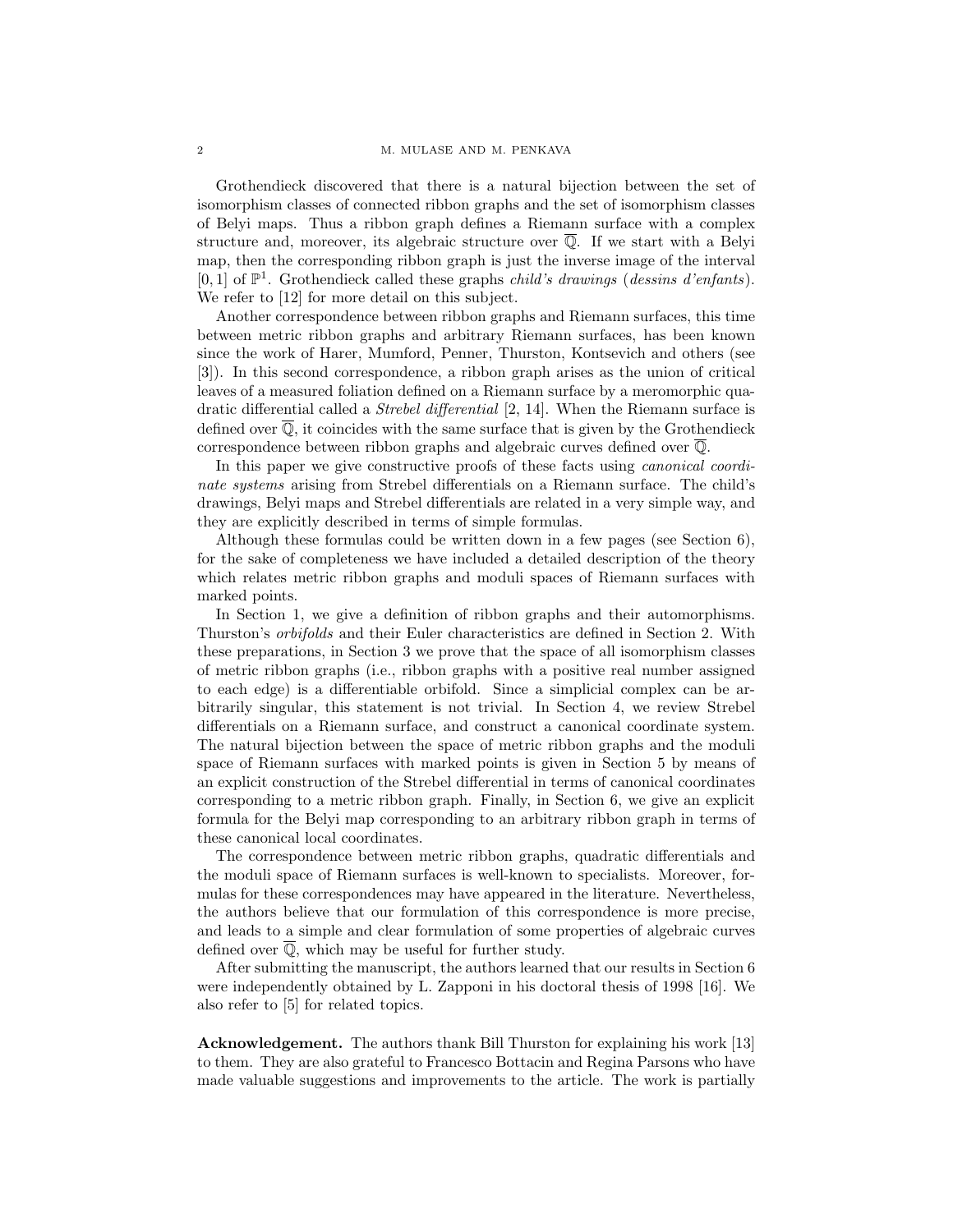Grothendieck discovered that there is a natural bijection between the set of isomorphism classes of connected ribbon graphs and the set of isomorphism classes of Belyi maps. Thus a ribbon graph defines a Riemann surface with a complex structure and, moreover, its algebraic structure over $\overline{\mathbb{Q}}$. If we start with a Belyi map, then the corresponding ribbon graph is just the inverse image of the interval $[0, 1]$ of $\mathbb{P}^1$. Grothendieck called these graphs *child's drawings* (*dessins d'enfants*). We refer to [12] for more detail on this subject.

Another correspondence between ribbon graphs and Riemann surfaces, this time between metric ribbon graphs and arbitrary Riemann surfaces, has been known since the work of Harer, Mumford, Penner, Thurston, Kontsevich and others (see [3]). In this second correspondence, a ribbon graph arises as the union of critical leaves of a measured foliation defined on a Riemann surface by a meromorphic quadratic differential called a *Strebel differential* [2, 14]. When the Riemann surface is defined over $\overline{\mathbb{Q}}$, it coincides with the same surface that is given by the Grothendieck correspondence between ribbon graphs and algebraic curves defined over $\overline{\mathbb{Q}}$.

In this paper we give constructive proofs of these facts using *canonical coordinate systems* arising from Strebel differentials on a Riemann surface. The child's drawings, Belyi maps and Strebel differentials are related in a very simple way, and they are explicitly described in terms of simple formulas.

Although these formulas could be written down in a few pages (see Section 6), for the sake of completeness we have included a detailed description of the theory which relates metric ribbon graphs and moduli spaces of Riemann surfaces with marked points.

In Section 1, we give a definition of ribbon graphs and their automorphisms. Thurston's *orbifolds* and their Euler characteristics are defined in Section 2. With these preparations, in Section 3 we prove that the space of all isomorphism classes of metric ribbon graphs (i.e., ribbon graphs with a positive real number assigned to each edge) is a differentiable orbifold. Since a simplicial complex can be arbitrarily singular, this statement is not trivial. In Section 4, we review Strebel differentials on a Riemann surface, and construct a canonical coordinate system. The natural bijection between the space of metric ribbon graphs and the moduli space of Riemann surfaces with marked points is given in Section 5 by means of an explicit construction of the Strebel differential in terms of canonical coordinates corresponding to a metric ribbon graph. Finally, in Section 6, we give an explicit formula for the Belyi map corresponding to an arbitrary ribbon graph in terms of these canonical local coordinates.

The correspondence between metric ribbon graphs, quadratic differentials and the moduli space of Riemann surfaces is well-known to specialists. Moreover, formulas for these correspondences may have appeared in the literature. Nevertheless, the authors believe that our formulation of this correspondence is more precise, and leads to a simple and clear formulation of some properties of algebraic curves defined over $\overline{\mathbb{Q}}$, which may be useful for further study.

After submitting the manuscript, the authors learned that our results in Section 6 were independently obtained by L. Zapponi in his doctoral thesis of 1998 [16]. We also refer to [5] for related topics.

**Acknowledgement.** The authors thank Bill Thurston for explaining his work [13] to them. They are also grateful to Francesco Bottacin and Regina Parsons who have made valuable suggestions and improvements to the article. The work is partially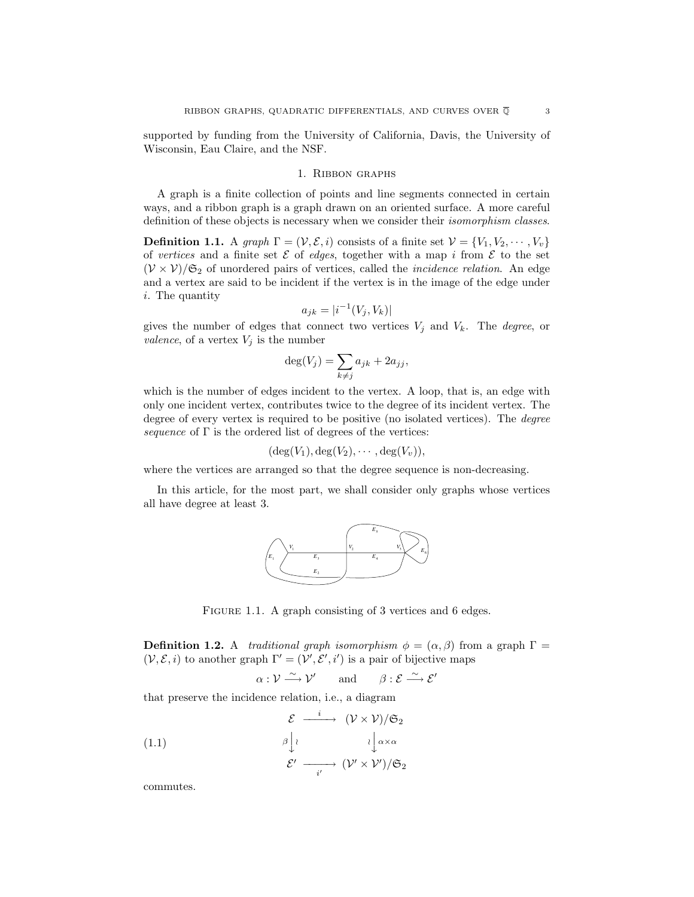supported by funding from the University of California, Davis, the University of Wisconsin, Eau Claire, and the NSF.

## 1. Ribbon graphs

A graph is a finite collection of points and line segments connected in certain ways, and a ribbon graph is a graph drawn on an oriented surface. A more careful definition of these objects is necessary when we consider their *isomorphism classes*.

**Definition 1.1.** A *graph* $\Gamma = (\mathcal{V}, \mathcal{E}, i)$ consists of a finite set $\mathcal{V} = \{V_1, V_2, \cdots, V_v\}$ of *vertices* and a finite set $\mathcal{E}$ of *edges*, together with a map $i$ from $\mathcal{E}$ to the set $(\mathcal{V} \times \mathcal{V})/\mathfrak{S}_2$ of unordered pairs of vertices, called the *incidence relation*. An edge and a vertex are said to be incident if the vertex is in the image of the edge under $i$. The quantity

$$a_{jk} = |i^{-1}(V_j, V_k)|$$

gives the number of edges that connect two vertices $V_j$ and $V_k$. The *degree*, or *valence*, of a vertex $V_j$ is the number

$$\deg(V_j) = \sum_{k \neq j} a_{jk} + 2a_{jj},$$

which is the number of edges incident to the vertex. A loop, that is, an edge with only one incident vertex, contributes twice to the degree of its incident vertex. The degree of every vertex is required to be positive (no isolated vertices). The *degree sequence* of $\Gamma$ is the ordered list of degrees of the vertices:

$$(\deg(V_1), \deg(V_2), \cdots, \deg(V_v)),$$

where the vertices are arranged so that the degree sequence is non-decreasing.

In this article, for the most part, we shall consider only graphs whose vertices all have degree at least 3.

Figure 1.1. A graph consisting of 3 vertices and 6 edges.

**Definition 1.2.** A *traditional graph isomorphism* $\phi = (\alpha, \beta)$ from a graph $\Gamma = (\mathcal{V}, \mathcal{E}, i)$ to another graph $\Gamma' = (\mathcal{V}', \mathcal{E}', i')$ is a pair of bijective maps

$$\alpha : \mathcal{V} \xrightarrow{\sim} \mathcal{V}' \qquad \text{and} \qquad \beta : \mathcal{E} \xrightarrow{\sim} \mathcal{E}'$$

that preserve the incidence relation, i.e., a diagram

$$\begin{array}{ccc} \mathcal{E} & \xrightarrow{\quad i \quad} & (\mathcal{V} \times \mathcal{V})/\mathfrak{S}_2 \\ \beta \big\downarrow \wr & & \wr \big\downarrow \alpha \times \alpha \\ \mathcal{E}' & \xrightarrow[\quad i' \quad]{} & (\mathcal{V}' \times \mathcal{V}')/\mathfrak{S}_2 \end{array} \tag{1.1}$$

commutes.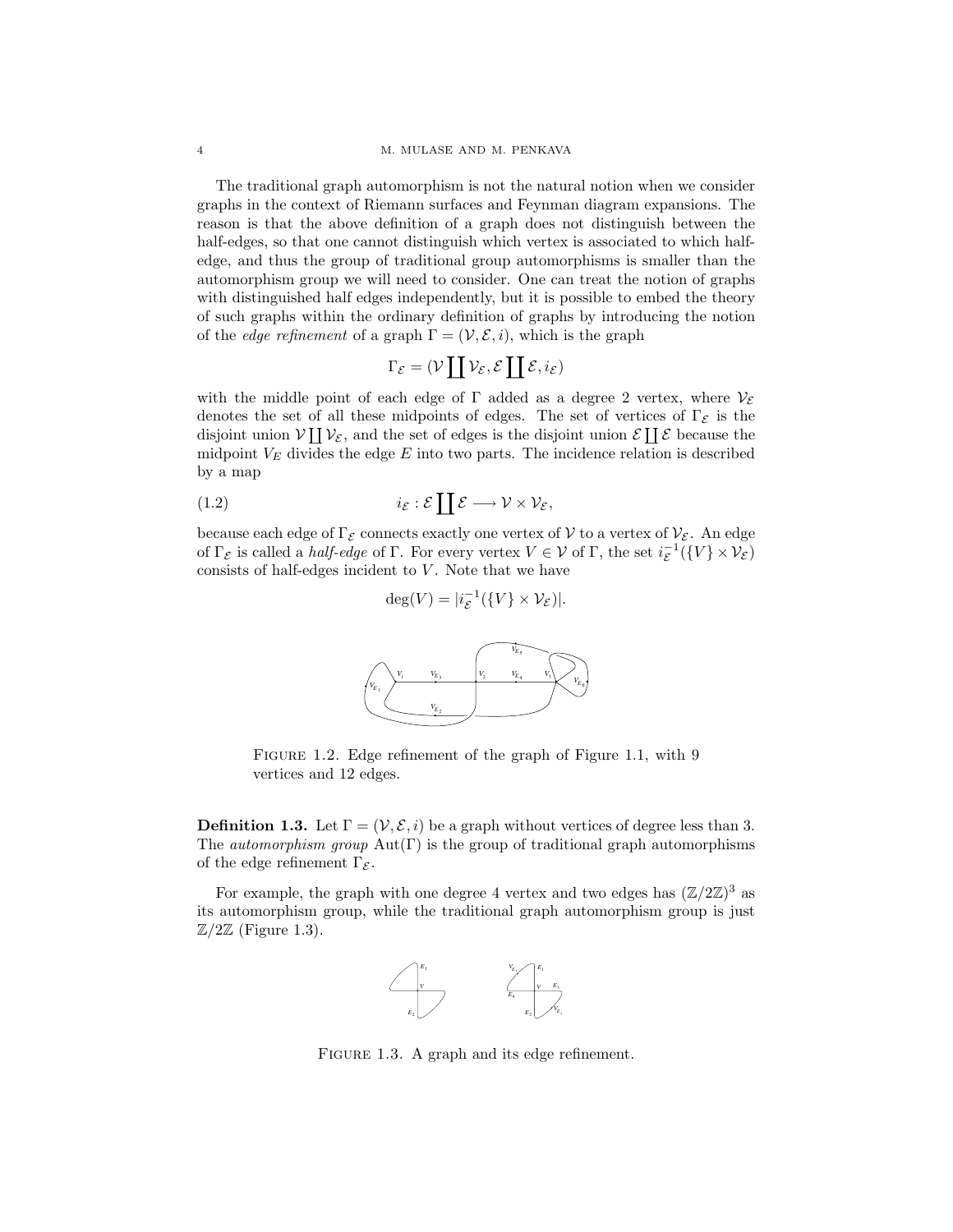The traditional graph automorphism is not the natural notion when we consider graphs in the context of Riemann surfaces and Feynman diagram expansions. The reason is that the above definition of a graph does not distinguish between the half-edges, so that one cannot distinguish which vertex is associated to which half-edge, and thus the group of traditional group automorphisms is smaller than the automorphism group we will need to consider. One can treat the notion of graphs with distinguished half edges independently, but it is possible to embed the theory of such graphs within the ordinary definition of graphs by introducing the notion of the *edge refinement* of a graph $\Gamma = (\mathcal{V}, \mathcal{E}, i)$, which is the graph

$$\Gamma_{\mathcal{E}} = (\mathcal{V} \coprod \mathcal{V}_{\mathcal{E}}, \mathcal{E} \coprod \mathcal{E}, i_{\mathcal{E}})$$

with the middle point of each edge of $\Gamma$ added as a degree 2 vertex, where $\mathcal{V}_{\mathcal{E}}$ denotes the set of all these midpoints of edges. The set of vertices of $\Gamma_{\mathcal{E}}$ is the disjoint union $\mathcal{V} \coprod \mathcal{V}_{\mathcal{E}}$, and the set of edges is the disjoint union $\mathcal{E} \coprod \mathcal{E}$ because the midpoint $V_E$ divides the edge $E$ into two parts. The incidence relation is described by a map

$$i_{\mathcal{E}} : \mathcal{E} \coprod \mathcal{E} \longrightarrow \mathcal{V} \times \mathcal{V}_{\mathcal{E}}, \tag{1.2}$$

because each edge of $\Gamma_{\mathcal{E}}$ connects exactly one vertex of $\mathcal{V}$ to a vertex of $\mathcal{V}_{\mathcal{E}}$. An edge of $\Gamma_{\mathcal{E}}$ is called a *half-edge* of $\Gamma$. For every vertex $V \in \mathcal{V}$ of $\Gamma$, the set $i_{\mathcal{E}}^{-1}(\{V\} \times \mathcal{V}_{\mathcal{E}})$ consists of half-edges incident to $V$. Note that we have

$$\deg(V) = |i_{\mathcal{E}}^{-1}(\{V\} \times \mathcal{V}_{\mathcal{E}})|.$$

Figure 1.2. Edge refinement of the graph of Figure 1.1, with 9 vertices and 12 edges.

**Definition 1.3.** Let $\Gamma = (\mathcal{V}, \mathcal{E}, i)$ be a graph without vertices of degree less than 3. The *automorphism group* $\mathrm{Aut}(\Gamma)$ is the group of traditional graph automorphisms of the edge refinement $\Gamma_{\mathcal{E}}$.

For example, the graph with one degree 4 vertex and two edges has $(\mathbb{Z}/2\mathbb{Z})^3$ as its automorphism group, while the traditional graph automorphism group is just $\mathbb{Z}/2\mathbb{Z}$ (Figure 1.3).

Figure 1.3. A graph and its edge refinement.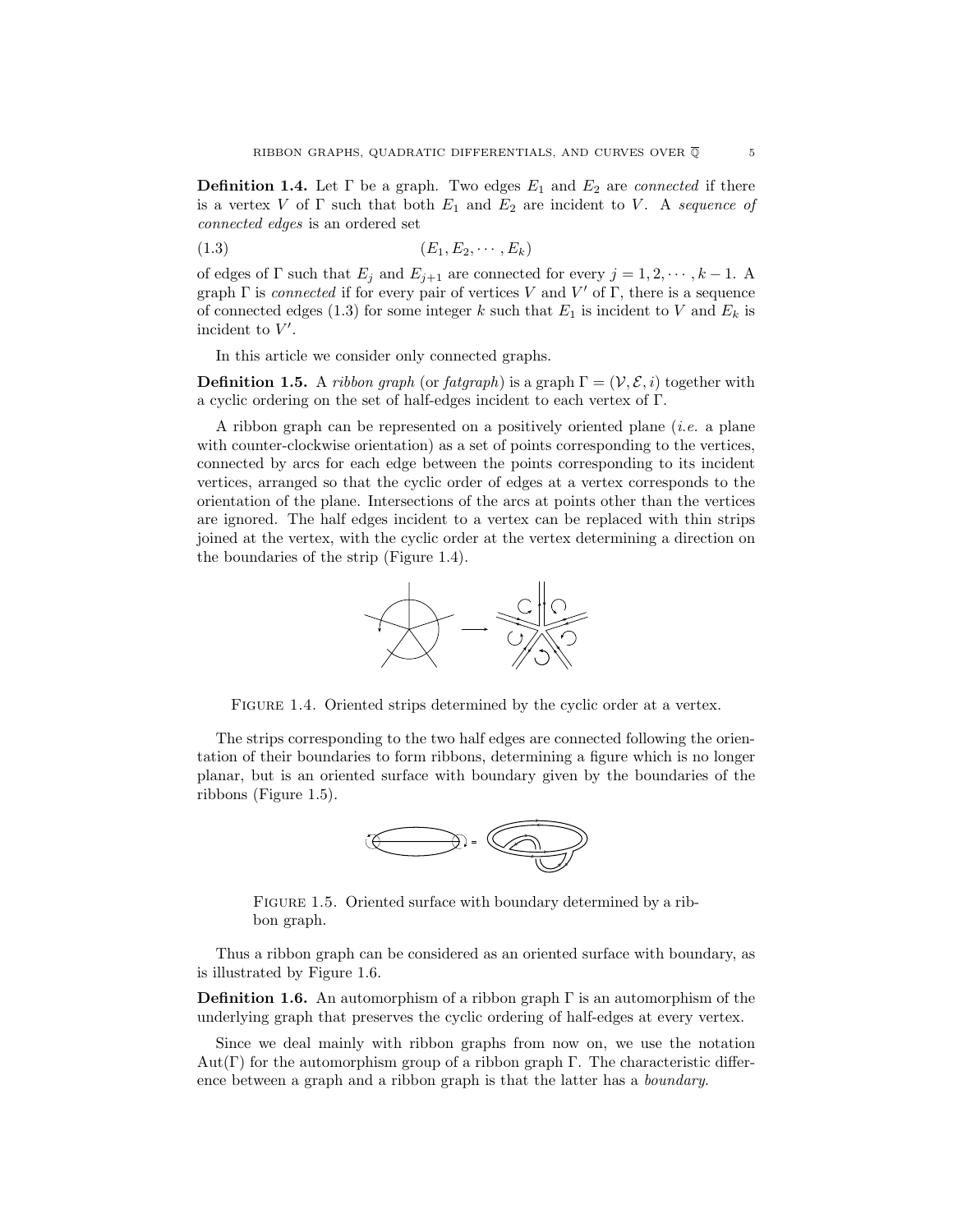**Definition 1.4.** Let $\Gamma$ be a graph. Two edges $E_1$ and $E_2$ are *connected* if there is a vertex $V$ of $\Gamma$ such that both $E_1$ and $E_2$ are incident to $V$. A *sequence of connected edges* is an ordered set

$$(E_1, E_2, \cdots, E_k) \tag{1.3}$$

of edges of $\Gamma$ such that $E_j$ and $E_{j+1}$ are connected for every $j = 1, 2, \cdots, k-1$. A graph $\Gamma$ is *connected* if for every pair of vertices $V$ and $V'$ of $\Gamma$, there is a sequence of connected edges (1.3) for some integer $k$ such that $E_1$ is incident to $V$ and $E_k$ is incident to $V'$.

In this article we consider only connected graphs.

**Definition 1.5.** A *ribbon graph* (or *fatgraph*) is a graph $\Gamma = (\mathcal{V}, \mathcal{E}, i)$ together with a cyclic ordering on the set of half-edges incident to each vertex of $\Gamma$.

A ribbon graph can be represented on a positively oriented plane (*i.e.* a plane with counter-clockwise orientation) as a set of points corresponding to the vertices, connected by arcs for each edge between the points corresponding to its incident vertices, arranged so that the cyclic order of edges at a vertex corresponds to the orientation of the plane. Intersections of the arcs at points other than the vertices are ignored. The half edges incident to a vertex can be replaced with thin strips joined at the vertex, with the cyclic order at the vertex determining a direction on the boundaries of the strip (Figure 1.4).

FIGURE 1.4. Oriented strips determined by the cyclic order at a vertex.

The strips corresponding to the two half edges are connected following the orientation of their boundaries to form ribbons, determining a figure which is no longer planar, but is an oriented surface with boundary given by the boundaries of the ribbons (Figure 1.5).

FIGURE 1.5. Oriented surface with boundary determined by a ribbon graph.

Thus a ribbon graph can be considered as an oriented surface with boundary, as is illustrated by Figure 1.6.

**Definition 1.6.** An automorphism of a ribbon graph $\Gamma$ is an automorphism of the underlying graph that preserves the cyclic ordering of half-edges at every vertex.

Since we deal mainly with ribbon graphs from now on, we use the notation $\mathrm{Aut}(\Gamma)$ for the automorphism group of a ribbon graph $\Gamma$. The characteristic difference between a graph and a ribbon graph is that the latter has a *boundary*.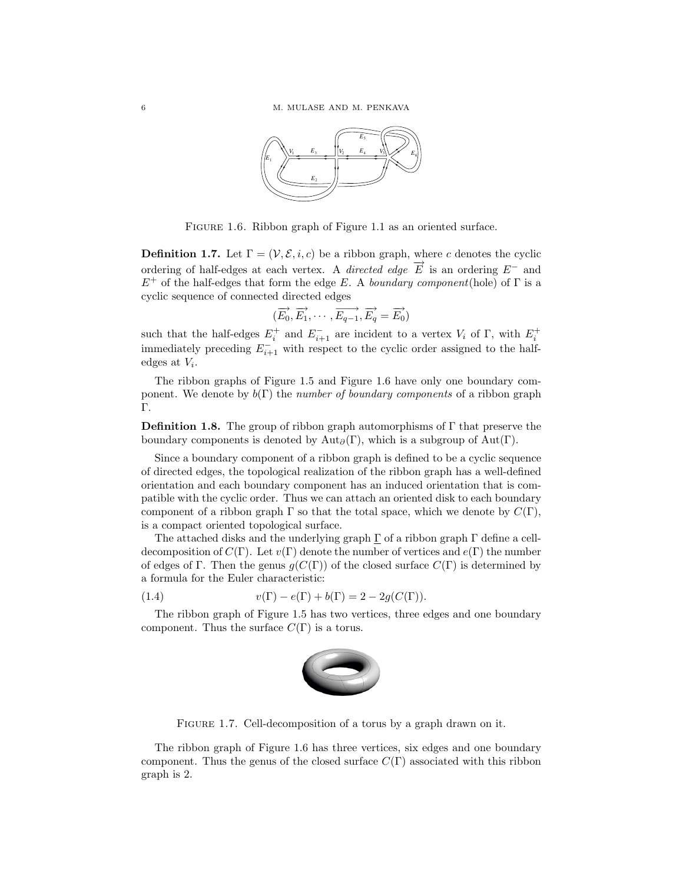FIGURE 1.6. Ribbon graph of Figure 1.1 as an oriented surface.

**Definition 1.7.** Let $\Gamma = (\mathcal{V}, \mathcal{E}, i, c)$ be a ribbon graph, where $c$ denotes the cyclic ordering of half-edges at each vertex. A *directed edge* $\overrightarrow{E}$ is an ordering $E^-$ and $E^+$ of the half-edges that form the edge $E$. A *boundary component*(hole) of $\Gamma$ is a cyclic sequence of connected directed edges

$$(\overrightarrow{E_0}, \overrightarrow{E_1}, \cdots, \overrightarrow{E_{q-1}}, \overrightarrow{E_q} = \overrightarrow{E_0})$$

such that the half-edges $E_i^+$ and $E_{i+1}^-$ are incident to a vertex $V_i$ of $\Gamma$, with $E_i^+$ immediately preceding $E_{i+1}^-$ with respect to the cyclic order assigned to the half-edges at $V_i$.

The ribbon graphs of Figure 1.5 and Figure 1.6 have only one boundary component. We denote by $b(\Gamma)$ the *number of boundary components* of a ribbon graph $\Gamma$.

**Definition 1.8.** The group of ribbon graph automorphisms of $\Gamma$ that preserve the boundary components is denoted by $\mathrm{Aut}_\partial(\Gamma)$, which is a subgroup of $\mathrm{Aut}(\Gamma)$.

Since a boundary component of a ribbon graph is defined to be a cyclic sequence of directed edges, the topological realization of the ribbon graph has a well-defined orientation and each boundary component has an induced orientation that is compatible with the cyclic order. Thus we can attach an oriented disk to each boundary component of a ribbon graph $\Gamma$ so that the total space, which we denote by $C(\Gamma)$, is a compact oriented topological surface.

The attached disks and the underlying graph $\underline{\Gamma}$ of a ribbon graph $\Gamma$ define a cell-decomposition of $C(\Gamma)$. Let $v(\Gamma)$ denote the number of vertices and $e(\Gamma)$ the number of edges of $\Gamma$. Then the genus $g(C(\Gamma))$ of the closed surface $C(\Gamma)$ is determined by a formula for the Euler characteristic:

$$v(\Gamma) - e(\Gamma) + b(\Gamma) = 2 - 2g(C(\Gamma)). \tag{1.4}$$

The ribbon graph of Figure 1.5 has two vertices, three edges and one boundary component. Thus the surface $C(\Gamma)$ is a torus.

FIGURE 1.7. Cell-decomposition of a torus by a graph drawn on it.

The ribbon graph of Figure 1.6 has three vertices, six edges and one boundary component. Thus the genus of the closed surface $C(\Gamma)$ associated with this ribbon graph is 2.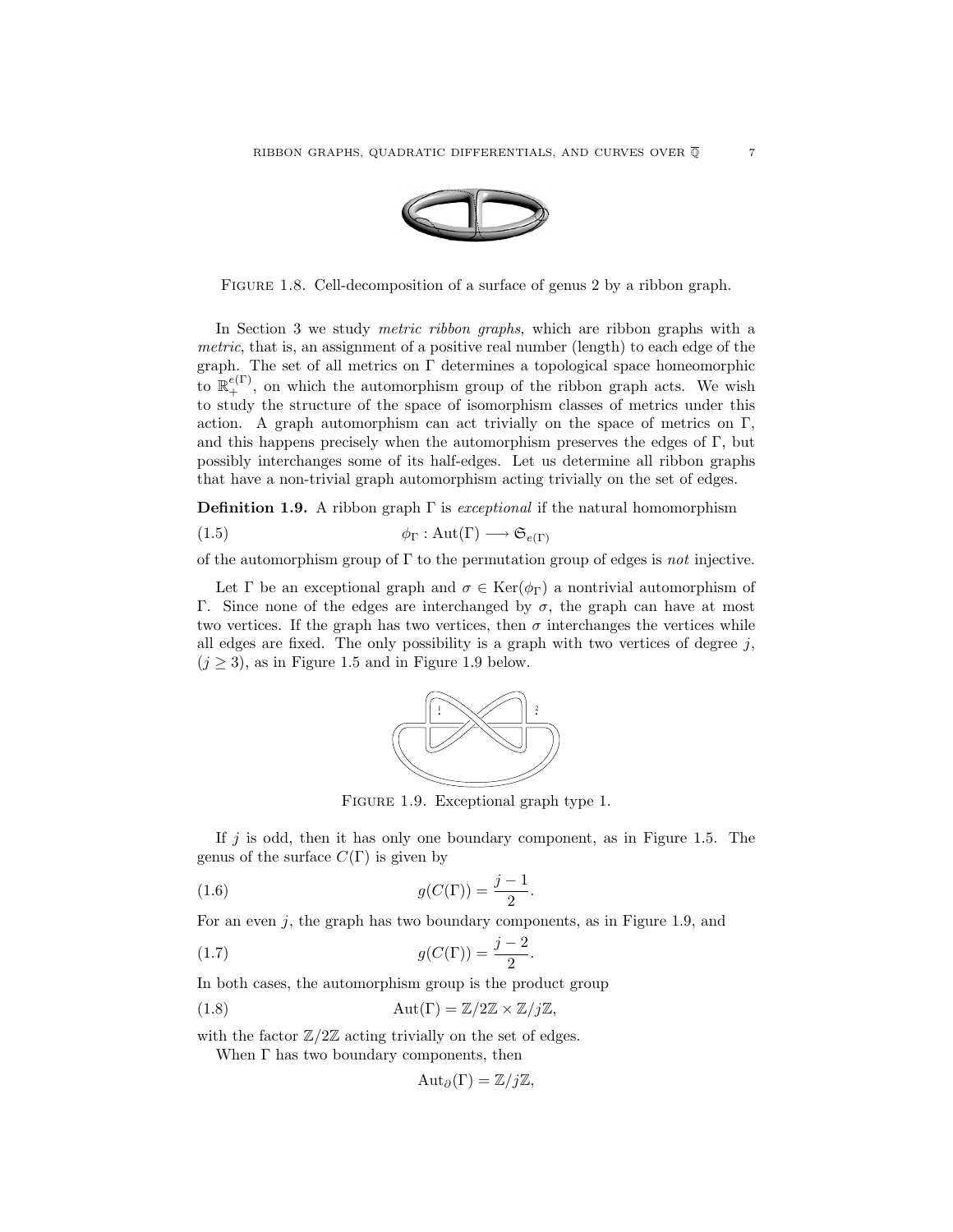FIGURE 1.8. Cell-decomposition of a surface of genus 2 by a ribbon graph.

In Section 3 we study *metric ribbon graphs*, which are ribbon graphs with a *metric*, that is, an assignment of a positive real number (length) to each edge of the graph. The set of all metrics on $\Gamma$ determines a topological space homeomorphic to $\mathbb{R}_+^{e(\Gamma)}$, on which the automorphism group of the ribbon graph acts. We wish to study the structure of the space of isomorphism classes of metrics under this action. A graph automorphism can act trivially on the space of metrics on $\Gamma$, and this happens precisely when the automorphism preserves the edges of $\Gamma$, but possibly interchanges some of its half-edges. Let us determine all ribbon graphs that have a non-trivial graph automorphism acting trivially on the set of edges.

**Definition 1.9.** A ribbon graph $\Gamma$ is *exceptional* if the natural homomorphism

$$\phi_\Gamma : \mathrm{Aut}(\Gamma) \longrightarrow \mathfrak{S}_{e(\Gamma)} \tag{1.5}$$

of the automorphism group of $\Gamma$ to the permutation group of edges is *not* injective.

Let $\Gamma$ be an exceptional graph and $\sigma \in \mathrm{Ker}(\phi_\Gamma)$ a nontrivial automorphism of $\Gamma$. Since none of the edges are interchanged by $\sigma$, the graph can have at most two vertices. If the graph has two vertices, then $\sigma$ interchanges the vertices while all edges are fixed. The only possibility is a graph with two vertices of degree $j$, ($j \geq 3$), as in Figure 1.5 and in Figure 1.9 below.

FIGURE 1.9. Exceptional graph type 1.

If $j$ is odd, then it has only one boundary component, as in Figure 1.5. The genus of the surface $C(\Gamma)$ is given by

$$g(C(\Gamma)) = \frac{j-1}{2}. \tag{1.6}$$

For an even $j$, the graph has two boundary components, as in Figure 1.9, and

$$g(C(\Gamma)) = \frac{j-2}{2}. \tag{1.7}$$

In both cases, the automorphism group is the product group

$$\mathrm{Aut}(\Gamma) = \mathbb{Z}/2\mathbb{Z} \times \mathbb{Z}/j\mathbb{Z}, \tag{1.8}$$

with the factor $\mathbb{Z}/2\mathbb{Z}$ acting trivially on the set of edges.

When $\Gamma$ has two boundary components, then

$$\mathrm{Aut}_\partial(\Gamma) = \mathbb{Z}/j\mathbb{Z},$$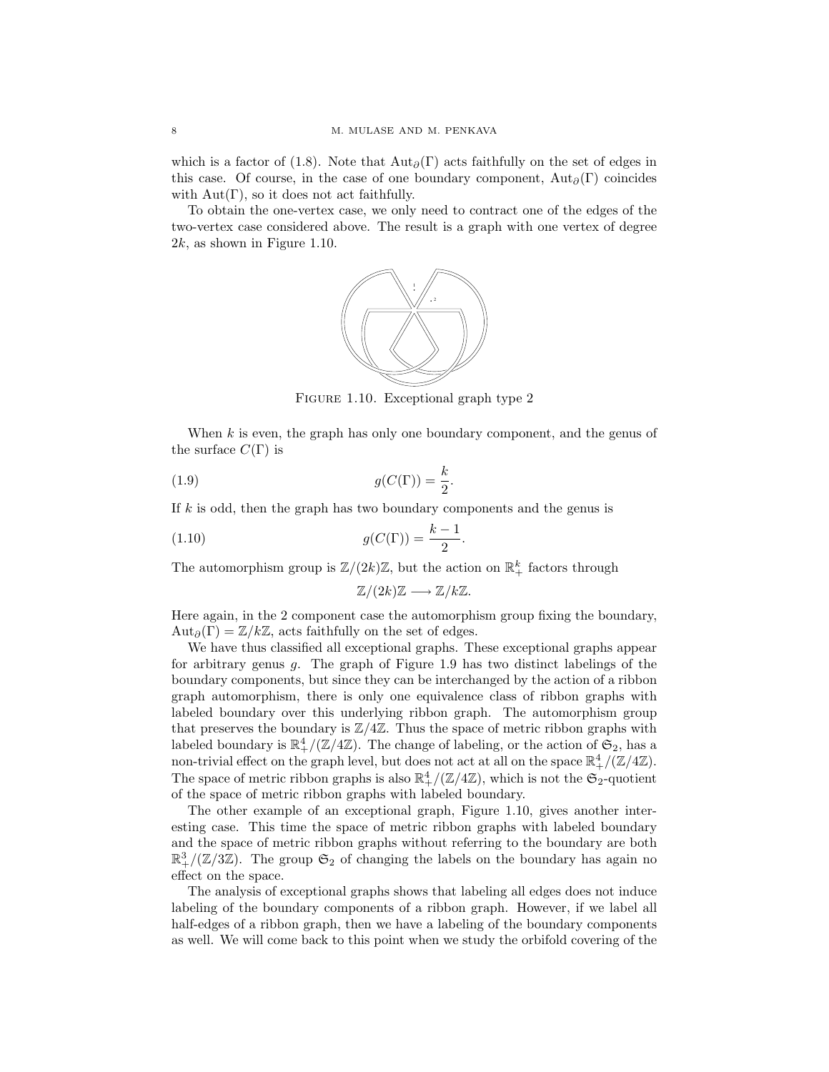which is a factor of (1.8). Note that $\mathrm{Aut}_\partial(\Gamma)$ acts faithfully on the set of edges in this case. Of course, in the case of one boundary component, $\mathrm{Aut}_\partial(\Gamma)$ coincides with $\mathrm{Aut}(\Gamma)$, so it does not act faithfully.

To obtain the one-vertex case, we only need to contract one of the edges of the two-vertex case considered above. The result is a graph with one vertex of degree $2k$, as shown in Figure 1.10.

Figure 1.10. Exceptional graph type 2

When $k$ is even, the graph has only one boundary component, and the genus of the surface $C(\Gamma)$ is

$$g(C(\Gamma)) = \frac{k}{2}. \tag{1.9}$$

If $k$ is odd, then the graph has two boundary components and the genus is

$$g(C(\Gamma)) = \frac{k-1}{2}. \tag{1.10}$$

The automorphism group is $\mathbb{Z}/(2k)\mathbb{Z}$, but the action on $\mathbb{R}_+^k$ factors through

$$\mathbb{Z}/(2k)\mathbb{Z} \longrightarrow \mathbb{Z}/k\mathbb{Z}.$$

Here again, in the 2 component case the automorphism group fixing the boundary, $\mathrm{Aut}_\partial(\Gamma) = \mathbb{Z}/k\mathbb{Z}$, acts faithfully on the set of edges.

We have thus classified all exceptional graphs. These exceptional graphs appear for arbitrary genus $g$. The graph of Figure 1.9 has two distinct labelings of the boundary components, but since they can be interchanged by the action of a ribbon graph automorphism, there is only one equivalence class of ribbon graphs with labeled boundary over this underlying ribbon graph. The automorphism group that preserves the boundary is $\mathbb{Z}/4\mathbb{Z}$. Thus the space of metric ribbon graphs with labeled boundary is $\mathbb{R}_+^4/(\mathbb{Z}/4\mathbb{Z})$. The change of labeling, or the action of $\mathfrak{S}_2$, has a non-trivial effect on the graph level, but does not act at all on the space $\mathbb{R}_+^4/(\mathbb{Z}/4\mathbb{Z})$. The space of metric ribbon graphs is also $\mathbb{R}_+^4/(\mathbb{Z}/4\mathbb{Z})$, which is not the $\mathfrak{S}_2$-quotient of the space of metric ribbon graphs with labeled boundary.

The other example of an exceptional graph, Figure 1.10, gives another interesting case. This time the space of metric ribbon graphs with labeled boundary and the space of metric ribbon graphs without referring to the boundary are both $\mathbb{R}_+^3/(\mathbb{Z}/3\mathbb{Z})$. The group $\mathfrak{S}_2$ of changing the labels on the boundary has again no effect on the space.

The analysis of exceptional graphs shows that labeling all edges does not induce labeling of the boundary components of a ribbon graph. However, if we label all half-edges of a ribbon graph, then we have a labeling of the boundary components as well. We will come back to this point when we study the orbifold covering of the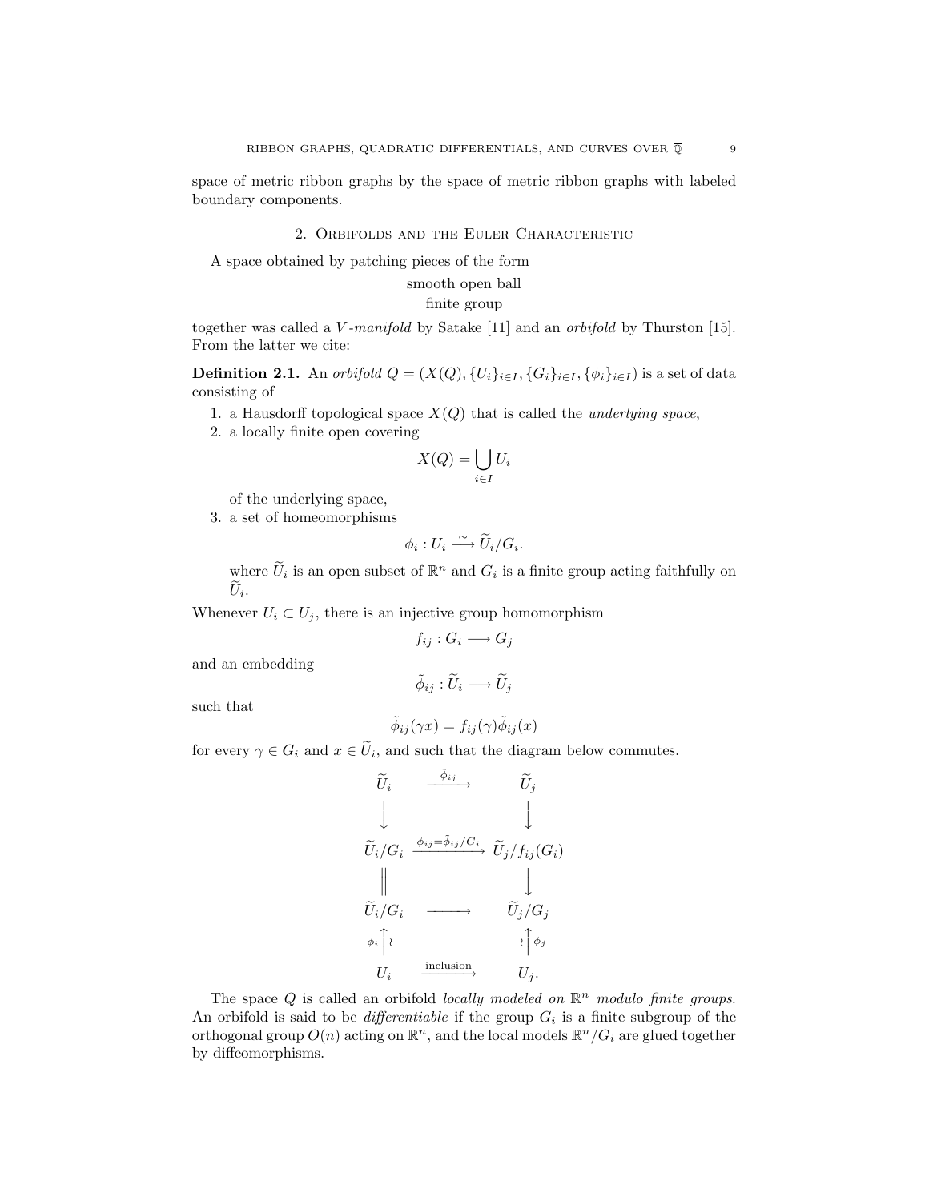space of metric ribbon graphs by the space of metric ribbon graphs with labeled boundary components.

## 2. Orbifolds and the Euler Characteristic

A space obtained by patching pieces of the form

$$\frac{\text{smooth open ball}}{\text{finite group}}$$

together was called a *V-manifold* by Satake [11] and an *orbifold* by Thurston [15]. From the latter we cite:

**Definition 2.1.** An *orbifold* $Q = (X(Q), \{U_i\}_{i\in I}, \{G_i\}_{i\in I}, \{\phi_i\}_{i\in I})$ is a set of data consisting of

1. a Hausdorff topological space $X(Q)$ that is called the *underlying space*,
2. a locally finite open covering
$$X(Q) = \bigcup_{i\in I} U_i$$
of the underlying space,
3. a set of homeomorphisms
$$\phi_i : U_i \xrightarrow{\sim} \widetilde{U}_i/G_i.$$
where $\widetilde{U}_i$ is an open subset of $\mathbb{R}^n$ and $G_i$ is a finite group acting faithfully on $\widetilde{U}_i$.

Whenever $U_i \subset U_j$, there is an injective group homomorphism

$$f_{ij} : G_i \longrightarrow G_j$$

and an embedding

$$\tilde{\phi}_{ij} : \widetilde{U}_i \longrightarrow \widetilde{U}_j$$

such that

$$\tilde{\phi}_{ij}(\gamma x) = f_{ij}(\gamma)\tilde{\phi}_{ij}(x)$$

for every $\gamma \in G_i$ and $x \in \widetilde{U}_i$, and such that the diagram below commutes.

$$\begin{array}{ccc}
\widetilde{U}_i & \xrightarrow{\tilde{\phi}_{ij}} & \widetilde{U}_j \\
\downarrow & & \downarrow \\
\widetilde{U}_i/G_i & \xrightarrow{\phi_{ij}=\tilde{\phi}_{ij}/G_i} & \widetilde{U}_j/f_{ij}(G_i) \\
\| & & \downarrow \\
\widetilde{U}_i/G_i & \longrightarrow & \widetilde{U}_j/G_j \\
{\scriptstyle\phi_i}\uparrow\wr & & \wr\uparrow{\scriptstyle\phi_j} \\
U_i & \xrightarrow{\text{inclusion}} & U_j.
\end{array}$$

The space $Q$ is called an orbifold *locally modeled on $\mathbb{R}^n$ modulo finite groups*. An orbifold is said to be *differentiable* if the group $G_i$ is a finite subgroup of the orthogonal group $O(n)$ acting on $\mathbb{R}^n$, and the local models $\mathbb{R}^n/G_i$ are glued together by diffeomorphisms.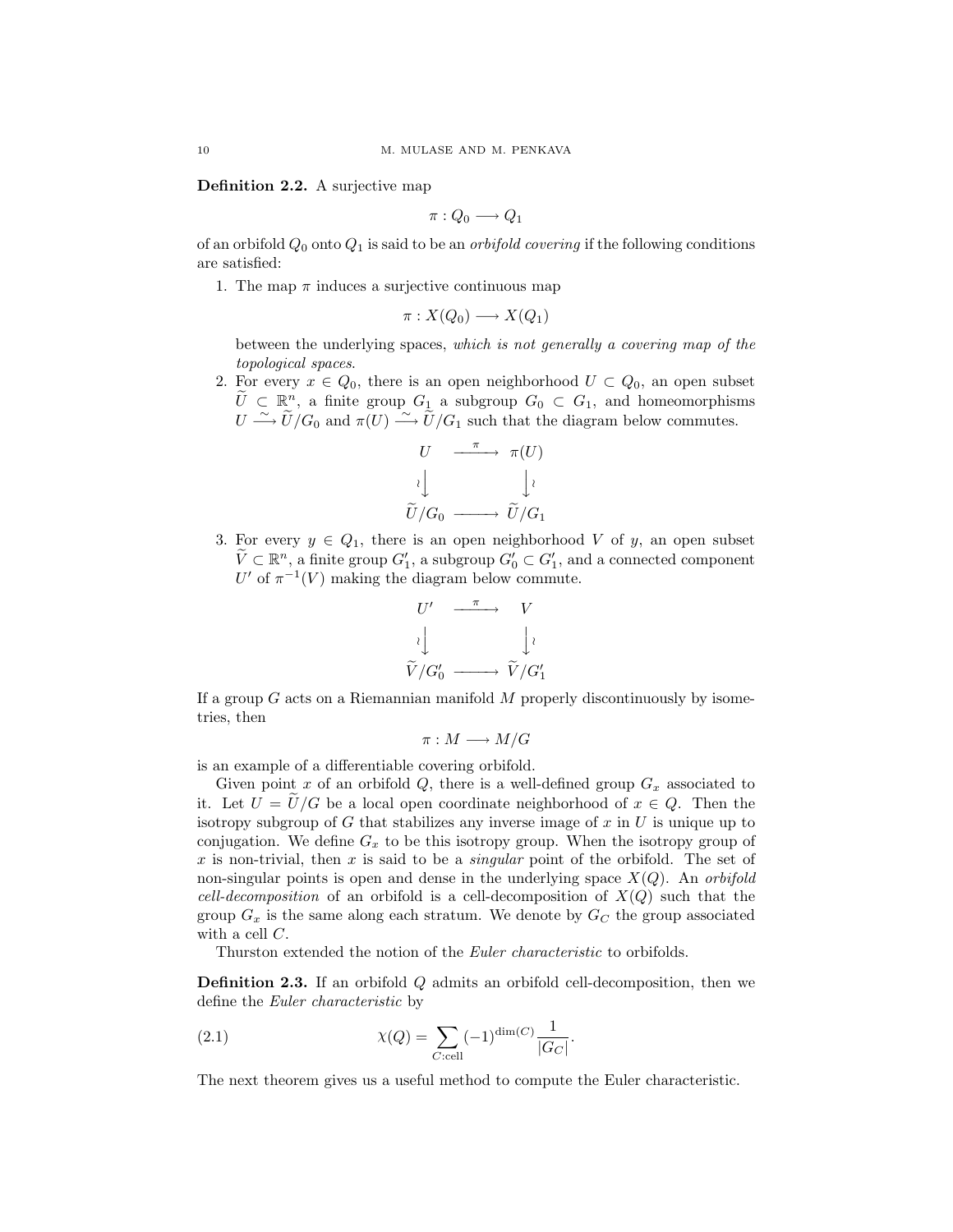**Definition 2.2.** A surjective map

$$\pi : Q_0 \longrightarrow Q_1$$

of an orbifold $Q_0$ onto $Q_1$ is said to be an *orbifold covering* if the following conditions are satisfied:

1. The map $\pi$ induces a surjective continuous map

$$\pi : X(Q_0) \longrightarrow X(Q_1)$$

   between the underlying spaces, *which is not generally a covering map of the topological spaces.*

2. For every $x \in Q_0$, there is an open neighborhood $U \subset Q_0$, an open subset $\widetilde{U} \subset \mathbb{R}^n$, a finite group $G_1$ a subgroup $G_0 \subset G_1$, and homeomorphisms $U \xrightarrow{\sim} \widetilde{U}/G_0$ and $\pi(U) \xrightarrow{\sim} \widetilde{U}/G_1$ such that the diagram below commutes.

$$\begin{array}{ccc} U & \xrightarrow{\pi} & \pi(U) \\ \wr\downarrow & & \downarrow\wr \\ \widetilde{U}/G_0 & \longrightarrow & \widetilde{U}/G_1 \end{array}$$

3. For every $y \in Q_1$, there is an open neighborhood $V$ of $y$, an open subset $\widetilde{V} \subset \mathbb{R}^n$, a finite group $G_1'$, a subgroup $G_0' \subset G_1'$, and a connected component $U'$ of $\pi^{-1}(V)$ making the diagram below commute.

$$\begin{array}{ccc} U' & \xrightarrow{\pi} & V \\ \wr\downarrow & & \downarrow\wr \\ \widetilde{V}/G_0' & \longrightarrow & \widetilde{V}/G_1' \end{array}$$

If a group $G$ acts on a Riemannian manifold $M$ properly discontinuously by isometries, then

$$\pi : M \longrightarrow M/G$$

is an example of a differentiable covering orbifold.

Given point $x$ of an orbifold $Q$, there is a well-defined group $G_x$ associated to it. Let $U = \widetilde{U}/G$ be a local open coordinate neighborhood of $x \in Q$. Then the isotropy subgroup of $G$ that stabilizes any inverse image of $x$ in $U$ is unique up to conjugation. We define $G_x$ to be this isotropy group. When the isotropy group of $x$ is non-trivial, then $x$ is said to be a *singular* point of the orbifold. The set of non-singular points is open and dense in the underlying space $X(Q)$. An *orbifold cell-decomposition* of an orbifold is a cell-decomposition of $X(Q)$ such that the group $G_x$ is the same along each stratum. We denote by $G_C$ the group associated with a cell $C$.

Thurston extended the notion of the *Euler characteristic* to orbifolds.

**Definition 2.3.** If an orbifold $Q$ admits an orbifold cell-decomposition, then we define the *Euler characteristic* by

$$\chi(Q) = \sum_{C:\text{cell}} (-1)^{\dim(C)} \frac{1}{|G_C|}. \tag{2.1}$$

The next theorem gives us a useful method to compute the Euler characteristic.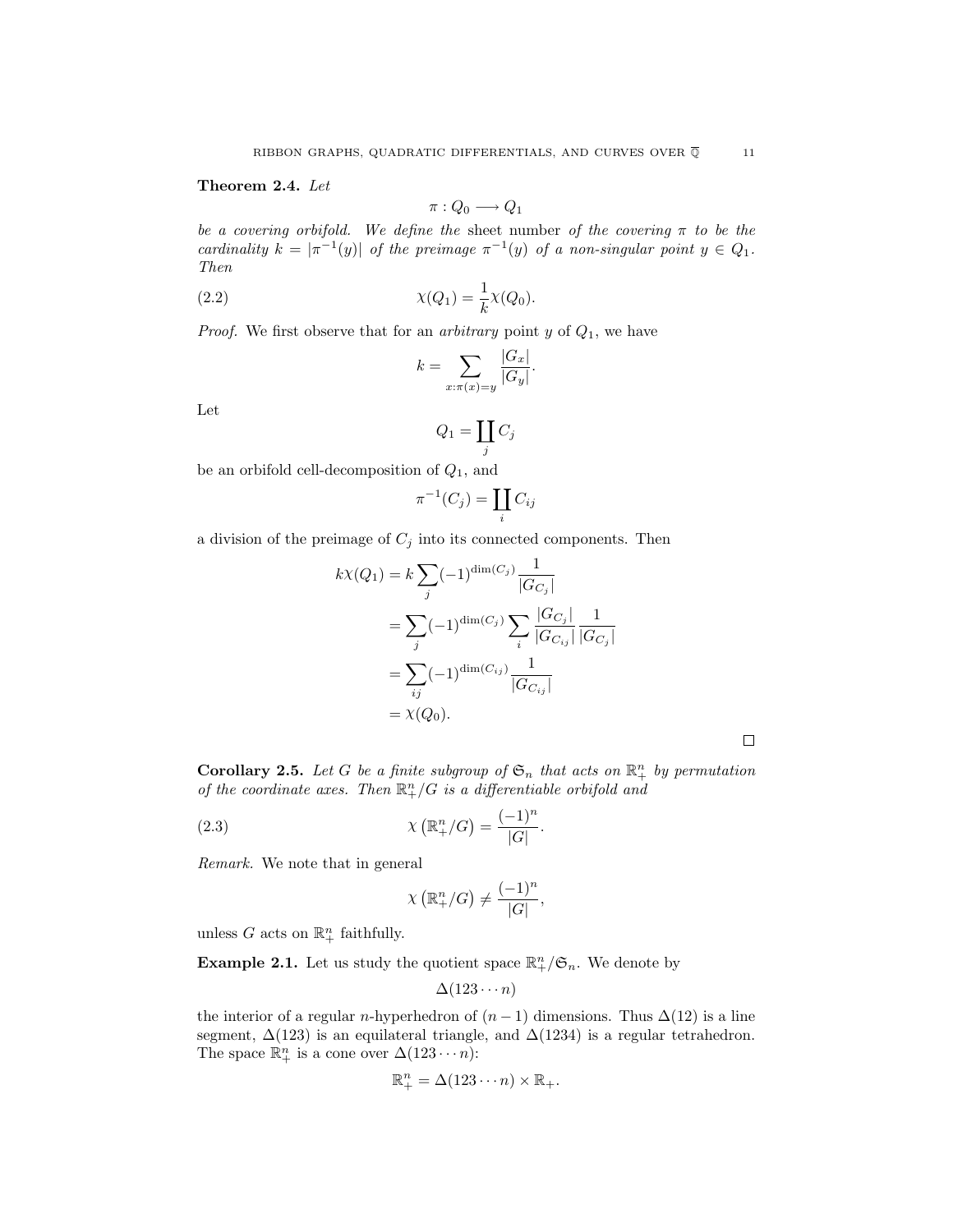**Theorem 2.4.** *Let*

$$\pi : Q_0 \longrightarrow Q_1$$

*be a covering orbifold. We define the* sheet number *of the covering $\pi$ to be the cardinality $k = |\pi^{-1}(y)|$ of the preimage $\pi^{-1}(y)$ of a non-singular point $y \in Q_1$. Then*

$$\chi(Q_1) = \frac{1}{k}\chi(Q_0). \tag{2.2}$$

*Proof.* We first observe that for an *arbitrary* point $y$ of $Q_1$, we have

$$k = \sum_{x:\pi(x)=y} \frac{|G_x|}{|G_y|}.$$

Let

$$Q_1 = \coprod_j C_j$$

be an orbifold cell-decomposition of $Q_1$, and

$$\pi^{-1}(C_j) = \coprod_i C_{ij}$$

a division of the preimage of $C_j$ into its connected components. Then

$$\begin{aligned}
k\chi(Q_1) &= k\sum_j (-1)^{\dim(C_j)} \frac{1}{|G_{C_j}|} \\
&= \sum_j (-1)^{\dim(C_j)} \sum_i \frac{|G_{C_j}|}{|G_{C_{ij}}|}\frac{1}{|G_{C_j}|} \\
&= \sum_{ij} (-1)^{\dim(C_{ij})} \frac{1}{|G_{C_{ij}}|} \\
&= \chi(Q_0).
\end{aligned}$$

□

**Corollary 2.5.** *Let $G$ be a finite subgroup of $\mathfrak{S}_n$ that acts on $\mathbb{R}^n_+$ by permutation of the coordinate axes. Then $\mathbb{R}^n_+/G$ is a differentiable orbifold and*

$$\chi\left(\mathbb{R}^n_+/G\right) = \frac{(-1)^n}{|G|}. \tag{2.3}$$

*Remark.* We note that in general

$$\chi\left(\mathbb{R}^n_+/G\right) \neq \frac{(-1)^n}{|G|},$$

unless $G$ acts on $\mathbb{R}^n_+$ faithfully.

**Example 2.1.** Let us study the quotient space $\mathbb{R}^n_+/\mathfrak{S}_n$. We denote by

$$\Delta(123\cdots n)$$

the interior of a regular $n$-hyperhedron of $(n-1)$ dimensions. Thus $\Delta(12)$ is a line segment, $\Delta(123)$ is an equilateral triangle, and $\Delta(1234)$ is a regular tetrahedron. The space $\mathbb{R}^n_+$ is a cone over $\Delta(123\cdots n)$:

$$\mathbb{R}^n_+ = \Delta(123\cdots n) \times \mathbb{R}_+.$$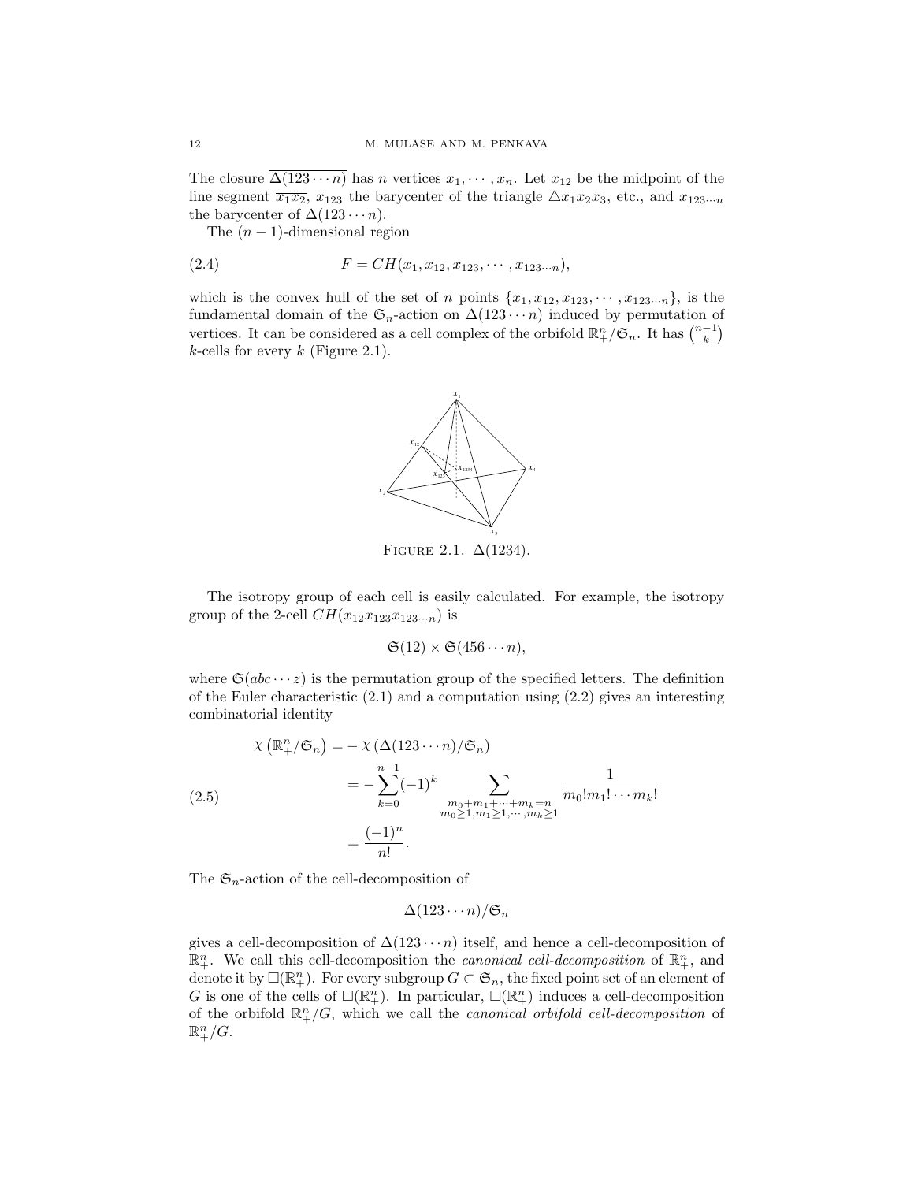The closure $\overline{\Delta(123\cdots n)}$ has $n$ vertices $x_1, \cdots, x_n$. Let $x_{12}$ be the midpoint of the line segment $\overline{x_1 x_2}$, $x_{123}$ the barycenter of the triangle $\triangle x_1 x_2 x_3$, etc., and $x_{123\cdots n}$ the barycenter of $\Delta(123\cdots n)$.

The $(n-1)$-dimensional region

$$F = CH(x_1, x_{12}, x_{123}, \cdots, x_{123\cdots n}), \tag{2.4}$$

which is the convex hull of the set of $n$ points $\{x_1, x_{12}, x_{123}, \cdots, x_{123\cdots n}\}$, is the fundamental domain of the $\mathfrak{S}_n$-action on $\Delta(123\cdots n)$ induced by permutation of vertices. It can be considered as a cell complex of the orbifold $\mathbb{R}^n_+/\mathfrak{S}_n$. It has $\binom{n-1}{k}$ $k$-cells for every $k$ (Figure 2.1).

Figure 2.1. $\Delta(1234)$.

The isotropy group of each cell is easily calculated. For example, the isotropy group of the 2-cell $CH(x_{12}x_{123}x_{123\cdots n})$ is

$$\mathfrak{S}(12) \times \mathfrak{S}(456\cdots n),$$

where $\mathfrak{S}(abc\cdots z)$ is the permutation group of the specified letters. The definition of the Euler characteristic (2.1) and a computation using (2.2) gives an interesting combinatorial identity

$$\begin{aligned}
\chi\left(\mathbb{R}^n_+/\mathfrak{S}_n\right) &= -\,\chi\left(\Delta(123\cdots n)/\mathfrak{S}_n\right) \\
&= -\sum_{k=0}^{n-1}(-1)^k \sum_{\substack{m_0+m_1+\cdots+m_k=n \\ m_0\ge 1, m_1\ge 1, \cdots, m_k \ge 1}} \frac{1}{m_0! m_1! \cdots m_k!} \\
&= \frac{(-1)^n}{n!}.
\end{aligned} \tag{2.5}$$

The $\mathfrak{S}_n$-action of the cell-decomposition of

$$\Delta(123\cdots n)/\mathfrak{S}_n$$

gives a cell-decomposition of $\Delta(123\cdots n)$ itself, and hence a cell-decomposition of $\mathbb{R}^n_+$. We call this cell-decomposition the *canonical cell-decomposition* of $\mathbb{R}^n_+$, and denote it by $\square(\mathbb{R}^n_+)$. For every subgroup $G \subset \mathfrak{S}_n$, the fixed point set of an element of $G$ is one of the cells of $\square(\mathbb{R}^n_+)$. In particular, $\square(\mathbb{R}^n_+)$ induces a cell-decomposition of the orbifold $\mathbb{R}^n_+/G$, which we call the *canonical orbifold cell-decomposition* of $\mathbb{R}^n_+/G$.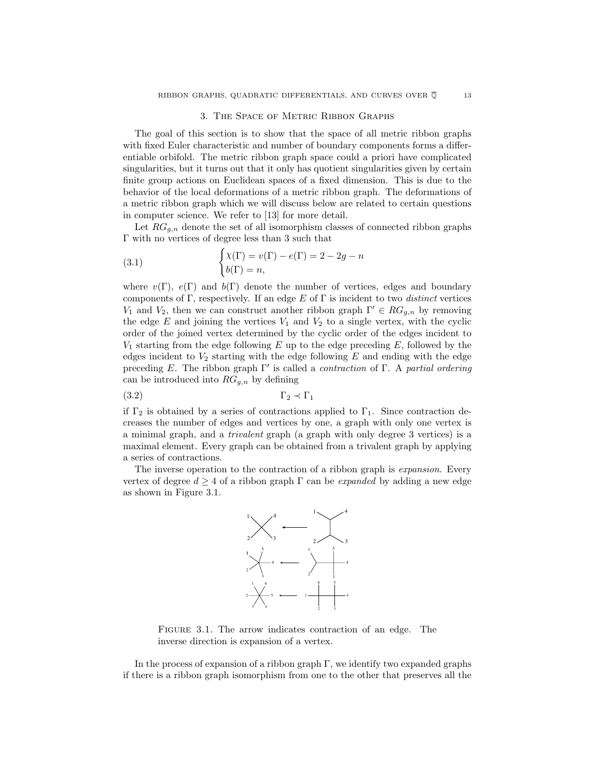## 3. The Space of Metric Ribbon Graphs

The goal of this section is to show that the space of all metric ribbon graphs with fixed Euler characteristic and number of boundary components forms a differentiable orbifold. The metric ribbon graph space could a priori have complicated singularities, but it turns out that it only has quotient singularities given by certain finite group actions on Euclidean spaces of a fixed dimension. This is due to the behavior of the local deformations of a metric ribbon graph. The deformations of a metric ribbon graph which we will discuss below are related to certain questions in computer science. We refer to [13] for more detail.

Let $RG_{g,n}$ denote the set of all isomorphism classes of connected ribbon graphs $\Gamma$ with no vertices of degree less than 3 such that

$$\begin{cases} \chi(\Gamma) = v(\Gamma) - e(\Gamma) = 2 - 2g - n \\ b(\Gamma) = n, \end{cases} \tag{3.1}$$

where $v(\Gamma)$, $e(\Gamma)$ and $b(\Gamma)$ denote the number of vertices, edges and boundary components of $\Gamma$, respectively. If an edge $E$ of $\Gamma$ is incident to two *distinct* vertices $V_1$ and $V_2$, then we can construct another ribbon graph $\Gamma' \in RG_{g,n}$ by removing the edge $E$ and joining the vertices $V_1$ and $V_2$ to a single vertex, with the cyclic order of the joined vertex determined by the cyclic order of the edges incident to $V_1$ starting from the edge following $E$ up to the edge preceding $E$, followed by the edges incident to $V_2$ starting with the edge following $E$ and ending with the edge preceding $E$. The ribbon graph $\Gamma'$ is called a *contraction* of $\Gamma$. A *partial ordering* can be introduced into $RG_{g,n}$ by defining

$$\Gamma_2 \prec \Gamma_1 \tag{3.2}$$

if $\Gamma_2$ is obtained by a series of contractions applied to $\Gamma_1$. Since contraction decreases the number of edges and vertices by one, a graph with only one vertex is a minimal graph, and a *trivalent* graph (a graph with only degree 3 vertices) is a maximal element. Every graph can be obtained from a trivalent graph by applying a series of contractions.

The inverse operation to the contraction of a ribbon graph is *expansion*. Every vertex of degree $d \geq 4$ of a ribbon graph $\Gamma$ can be *expanded* by adding a new edge as shown in Figure 3.1.

Figure 3.1. The arrow indicates contraction of an edge. The inverse direction is expansion of a vertex.

In the process of expansion of a ribbon graph $\Gamma$, we identify two expanded graphs if there is a ribbon graph isomorphism from one to the other that preserves all the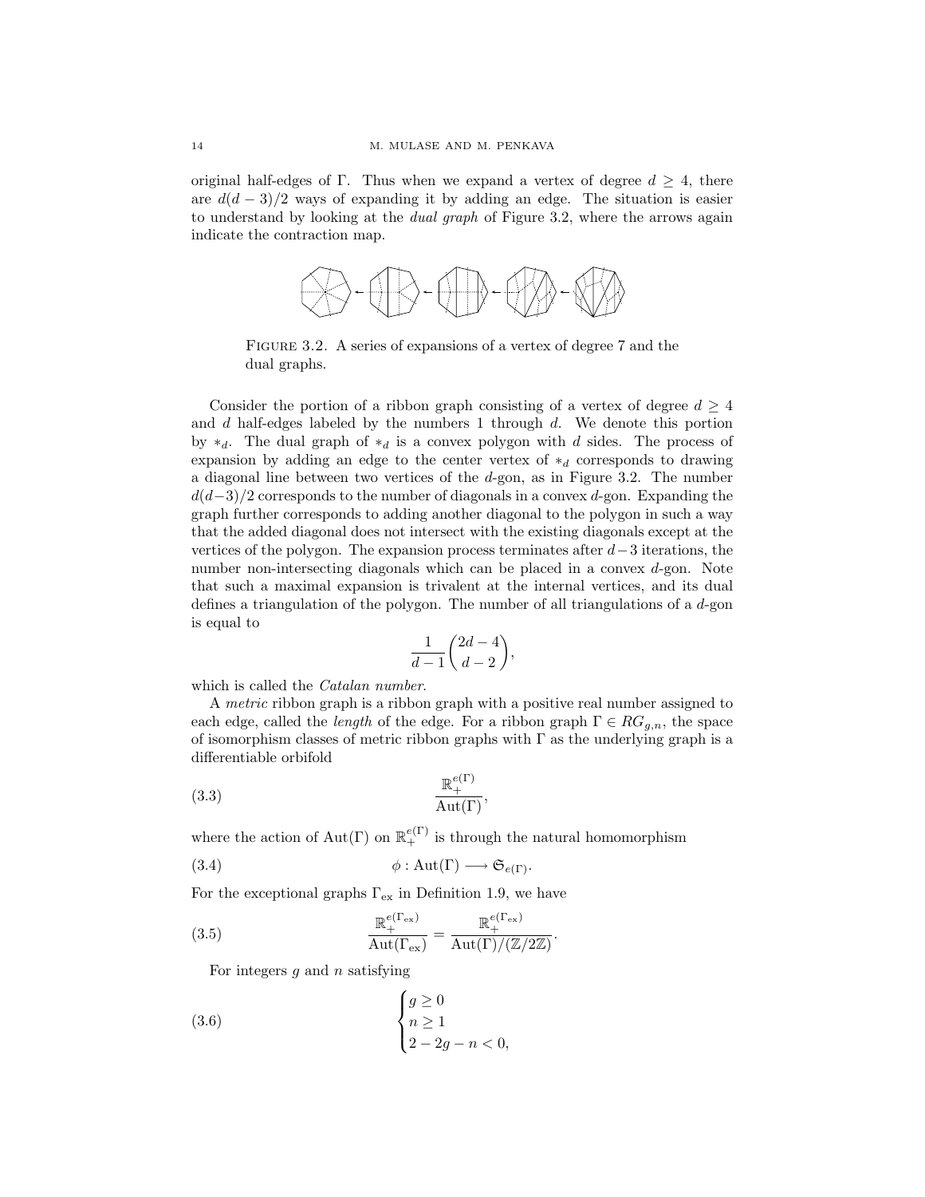original half-edges of $\Gamma$. Thus when we expand a vertex of degree $d \geq 4$, there are $d(d-3)/2$ ways of expanding it by adding an edge. The situation is easier to understand by looking at the *dual graph* of Figure 3.2, where the arrows again indicate the contraction map.

FIGURE 3.2. A series of expansions of a vertex of degree 7 and the dual graphs.

Consider the portion of a ribbon graph consisting of a vertex of degree $d \geq 4$ and $d$ half-edges labeled by the numbers 1 through $d$. We denote this portion by $*_d$. The dual graph of $*_d$ is a convex polygon with $d$ sides. The process of expansion by adding an edge to the center vertex of $*_d$ corresponds to drawing a diagonal line between two vertices of the $d$-gon, as in Figure 3.2. The number $d(d-3)/2$ corresponds to the number of diagonals in a convex $d$-gon. Expanding the graph further corresponds to adding another diagonal to the polygon in such a way that the added diagonal does not intersect with the existing diagonals except at the vertices of the polygon. The expansion process terminates after $d-3$ iterations, the number non-intersecting diagonals which can be placed in a convex $d$-gon. Note that such a maximal expansion is trivalent at the internal vertices, and its dual defines a triangulation of the polygon. The number of all triangulations of a $d$-gon is equal to

$$\frac{1}{d-1}\binom{2d-4}{d-2},$$

which is called the *Catalan number*.

A *metric* ribbon graph is a ribbon graph with a positive real number assigned to each edge, called the *length* of the edge. For a ribbon graph $\Gamma \in RG_{g,n}$, the space of isomorphism classes of metric ribbon graphs with $\Gamma$ as the underlying graph is a differentiable orbifold

$$\frac{\mathbb{R}_+^{e(\Gamma)}}{\mathrm{Aut}(\Gamma)}, \tag{3.3}$$

where the action of $\mathrm{Aut}(\Gamma)$ on $\mathbb{R}_+^{e(\Gamma)}$ is through the natural homomorphism

$$\phi : \mathrm{Aut}(\Gamma) \longrightarrow \mathfrak{S}_{e(\Gamma)}. \tag{3.4}$$

For the exceptional graphs $\Gamma_{\mathrm{ex}}$ in Definition 1.9, we have

$$\frac{\mathbb{R}_+^{e(\Gamma_{\mathrm{ex}})}}{\mathrm{Aut}(\Gamma_{\mathrm{ex}})} = \frac{\mathbb{R}_+^{e(\Gamma_{\mathrm{ex}})}}{\mathrm{Aut}(\Gamma)/(\mathbb{Z}/2\mathbb{Z})}. \tag{3.5}$$

For integers $g$ and $n$ satisfying

$$\begin{cases} g \geq 0 \\ n \geq 1 \\ 2-2g-n < 0, \end{cases} \tag{3.6}$$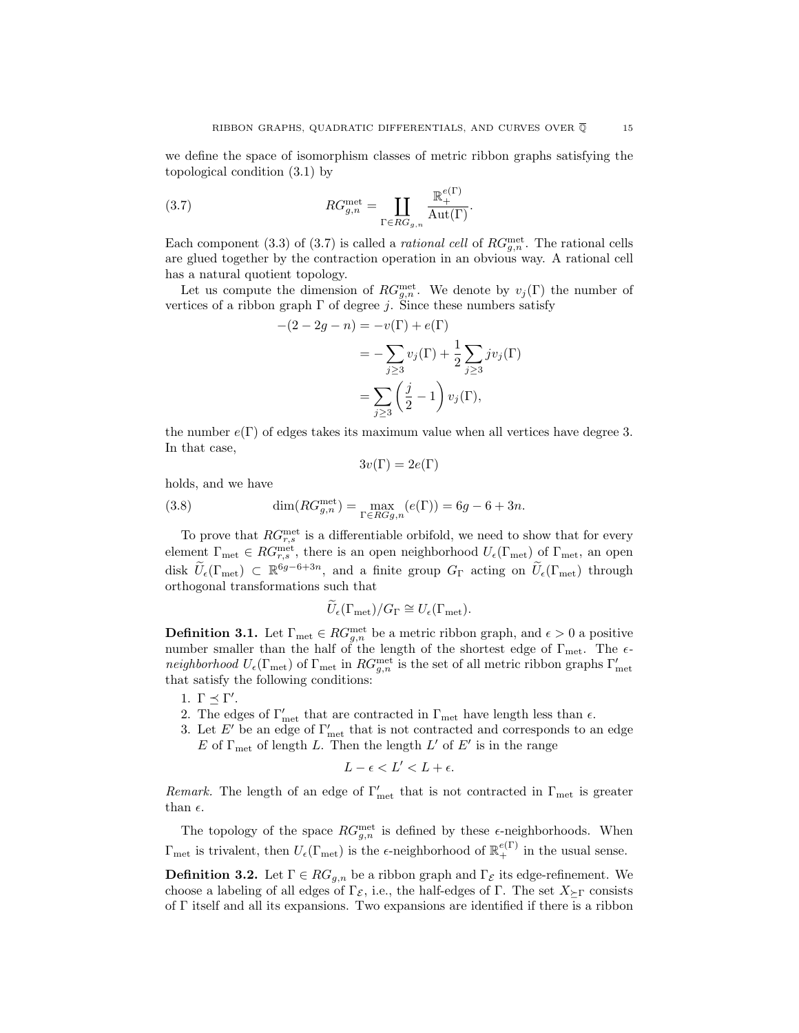we define the space of isomorphism classes of metric ribbon graphs satisfying the topological condition (3.1) by

$$RG_{g,n}^{\text{met}} = \coprod_{\Gamma \in RG_{g,n}} \frac{\mathbb{R}_+^{e(\Gamma)}}{\text{Aut}(\Gamma)}. \tag{3.7}$$

Each component (3.3) of (3.7) is called a *rational cell* of $RG_{g,n}^{\text{met}}$. The rational cells are glued together by the contraction operation in an obvious way. A rational cell has a natural quotient topology.

Let us compute the dimension of $RG_{g,n}^{\text{met}}$. We denote by $v_j(\Gamma)$ the number of vertices of a ribbon graph $\Gamma$ of degree $j$. Since these numbers satisfy

$$\begin{aligned}
-(2-2g-n) &= -v(\Gamma) + e(\Gamma) \\
&= -\sum_{j\geq 3} v_j(\Gamma) + \frac{1}{2}\sum_{j\geq 3} j v_j(\Gamma) \\
&= \sum_{j\geq 3}\left(\frac{j}{2}-1\right) v_j(\Gamma),
\end{aligned}$$

the number $e(\Gamma)$ of edges takes its maximum value when all vertices have degree 3. In that case,

$$3v(\Gamma) = 2e(\Gamma)$$

holds, and we have

$$\dim(RG_{g,n}^{\text{met}}) = \max_{\Gamma \in RG g,n}(e(\Gamma)) = 6g-6+3n. \tag{3.8}$$

To prove that $RG_{r,s}^{\text{met}}$ is a differentiable orbifold, we need to show that for every element $\Gamma_{\text{met}} \in RG_{r,s}^{\text{met}}$, there is an open neighborhood $U_\epsilon(\Gamma_{\text{met}})$ of $\Gamma_{\text{met}}$, an open disk $\widetilde{U}_\epsilon(\Gamma_{\text{met}}) \subset \mathbb{R}^{6g-6+3n}$, and a finite group $G_\Gamma$ acting on $\widetilde{U}_\epsilon(\Gamma_{\text{met}})$ through orthogonal transformations such that

$$\widetilde{U}_\epsilon(\Gamma_{\text{met}})/G_\Gamma \cong U_\epsilon(\Gamma_{\text{met}}).$$

**Definition 3.1.** Let $\Gamma_{\text{met}} \in RG_{g,n}^{\text{met}}$ be a metric ribbon graph, and $\epsilon > 0$ a positive number smaller than the half of the length of the shortest edge of $\Gamma_{\text{met}}$. The *$\epsilon$-neighborhood* $U_\epsilon(\Gamma_{\text{met}})$ of $\Gamma_{\text{met}}$ in $RG_{g,n}^{\text{met}}$ is the set of all metric ribbon graphs $\Gamma'_{\text{met}}$ that satisfy the following conditions:

1. $\Gamma \preceq \Gamma'$.
2. The edges of $\Gamma'_{\text{met}}$ that are contracted in $\Gamma_{\text{met}}$ have length less than $\epsilon$.
3. Let $E'$ be an edge of $\Gamma'_{\text{met}}$ that is not contracted and corresponds to an edge $E$ of $\Gamma_{\text{met}}$ of length $L$. Then the length $L'$ of $E'$ is in the range

$$L - \epsilon < L' < L + \epsilon.$$

*Remark.* The length of an edge of $\Gamma'_{\text{met}}$ that is not contracted in $\Gamma_{\text{met}}$ is greater than $\epsilon$.

The topology of the space $RG_{g,n}^{\text{met}}$ is defined by these $\epsilon$-neighborhoods. When $\Gamma_{\text{met}}$ is trivalent, then $U_\epsilon(\Gamma_{\text{met}})$ is the $\epsilon$-neighborhood of $\mathbb{R}_+^{e(\Gamma)}$ in the usual sense.

**Definition 3.2.** Let $\Gamma \in RG_{g,n}$ be a ribbon graph and $\Gamma_{\mathcal{E}}$ its edge-refinement. We choose a labeling of all edges of $\Gamma_{\mathcal{E}}$, i.e., the half-edges of $\Gamma$. The set $X_{\succeq\Gamma}$ consists of $\Gamma$ itself and all its expansions. Two expansions are identified if there is a ribbon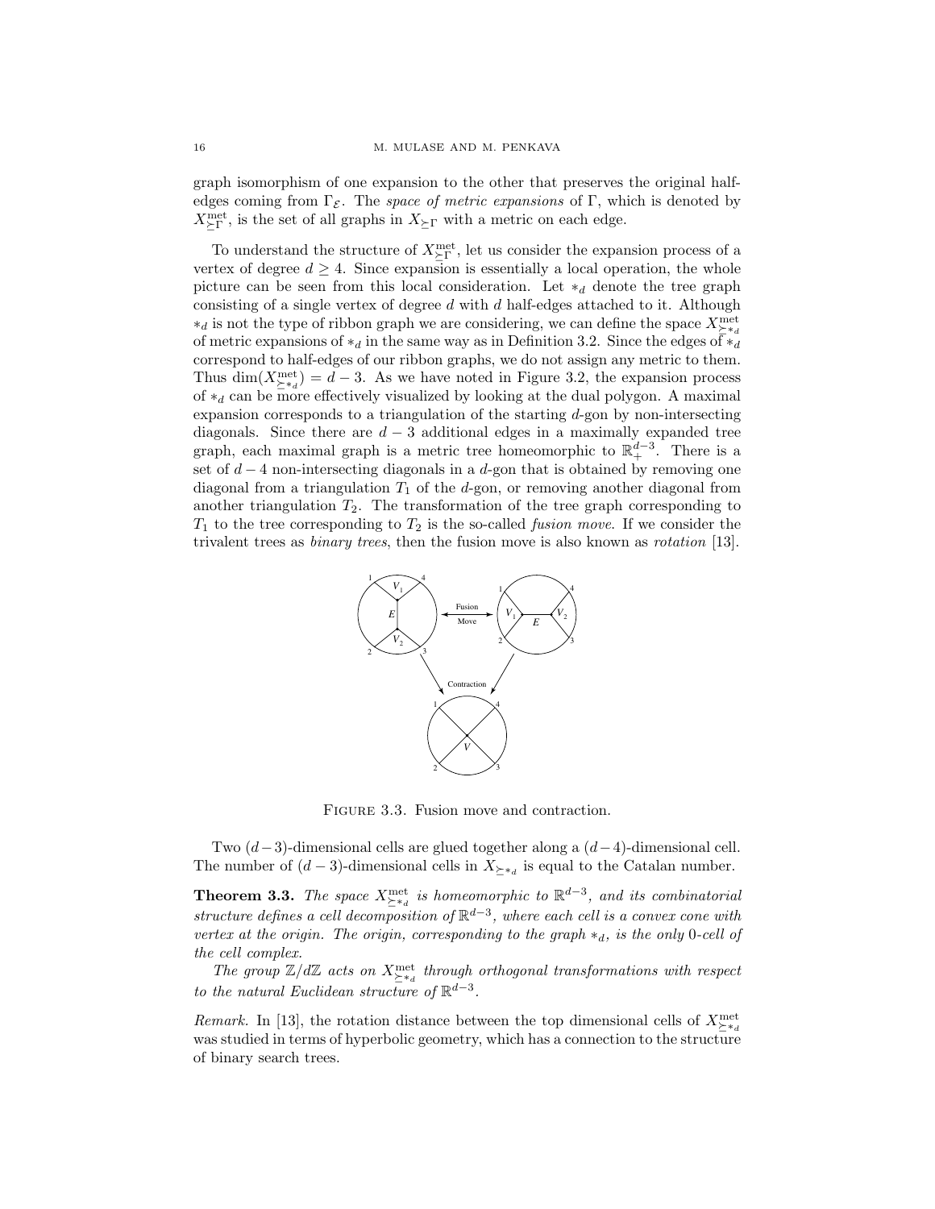graph isomorphism of one expansion to the other that preserves the original half-edges coming from $\Gamma_{\mathcal{E}}$. The *space of metric expansions* of $\Gamma$, which is denoted by $X^{\text{met}}_{\succeq\Gamma}$, is the set of all graphs in $X_{\succeq\Gamma}$ with a metric on each edge.

To understand the structure of $X^{\text{met}}_{\succeq\Gamma}$, let us consider the expansion process of a vertex of degree $d \geq 4$. Since expansion is essentially a local operation, the whole picture can be seen from this local consideration. Let $*_d$ denote the tree graph consisting of a single vertex of degree $d$ with $d$ half-edges attached to it. Although $*_d$ is not the type of ribbon graph we are considering, we can define the space $X^{\text{met}}_{\succeq *_d}$ of metric expansions of $*_d$ in the same way as in Definition 3.2. Since the edges of $*_d$ correspond to half-edges of our ribbon graphs, we do not assign any metric to them. Thus $\dim(X^{\text{met}}_{\succeq *_d}) = d-3$. As we have noted in Figure 3.2, the expansion process of $*_d$ can be more effectively visualized by looking at the dual polygon. A maximal expansion corresponds to a triangulation of the starting $d$-gon by non-intersecting diagonals. Since there are $d-3$ additional edges in a maximally expanded tree graph, each maximal graph is a metric tree homeomorphic to $\mathbb{R}^{d-3}_+$. There is a set of $d-4$ non-intersecting diagonals in a $d$-gon that is obtained by removing one diagonal from a triangulation $T_1$ of the $d$-gon, or removing another diagonal from another triangulation $T_2$. The transformation of the tree graph corresponding to $T_1$ to the tree corresponding to $T_2$ is the so-called *fusion move*. If we consider the trivalent trees as *binary trees*, then the fusion move is also known as *rotation* [13].

Figure 3.3. Fusion move and contraction.

Two $(d-3)$-dimensional cells are glued together along a $(d-4)$-dimensional cell. The number of $(d-3)$-dimensional cells in $X_{\succeq *_d}$ is equal to the Catalan number.

**Theorem 3.3.** *The space $X^{\text{met}}_{\succeq *_d}$ is homeomorphic to $\mathbb{R}^{d-3}$, and its combinatorial structure defines a cell decomposition of $\mathbb{R}^{d-3}$, where each cell is a convex cone with vertex at the origin. The origin, corresponding to the graph $*_d$, is the only* 0*-cell of the cell complex.*

*The group $\mathbb{Z}/d\mathbb{Z}$ acts on $X^{\text{met}}_{\succeq *_d}$ through orthogonal transformations with respect to the natural Euclidean structure of $\mathbb{R}^{d-3}$.*

*Remark.* In [13], the rotation distance between the top dimensional cells of $X^{\text{met}}_{\succeq *_d}$ was studied in terms of hyperbolic geometry, which has a connection to the structure of binary search trees.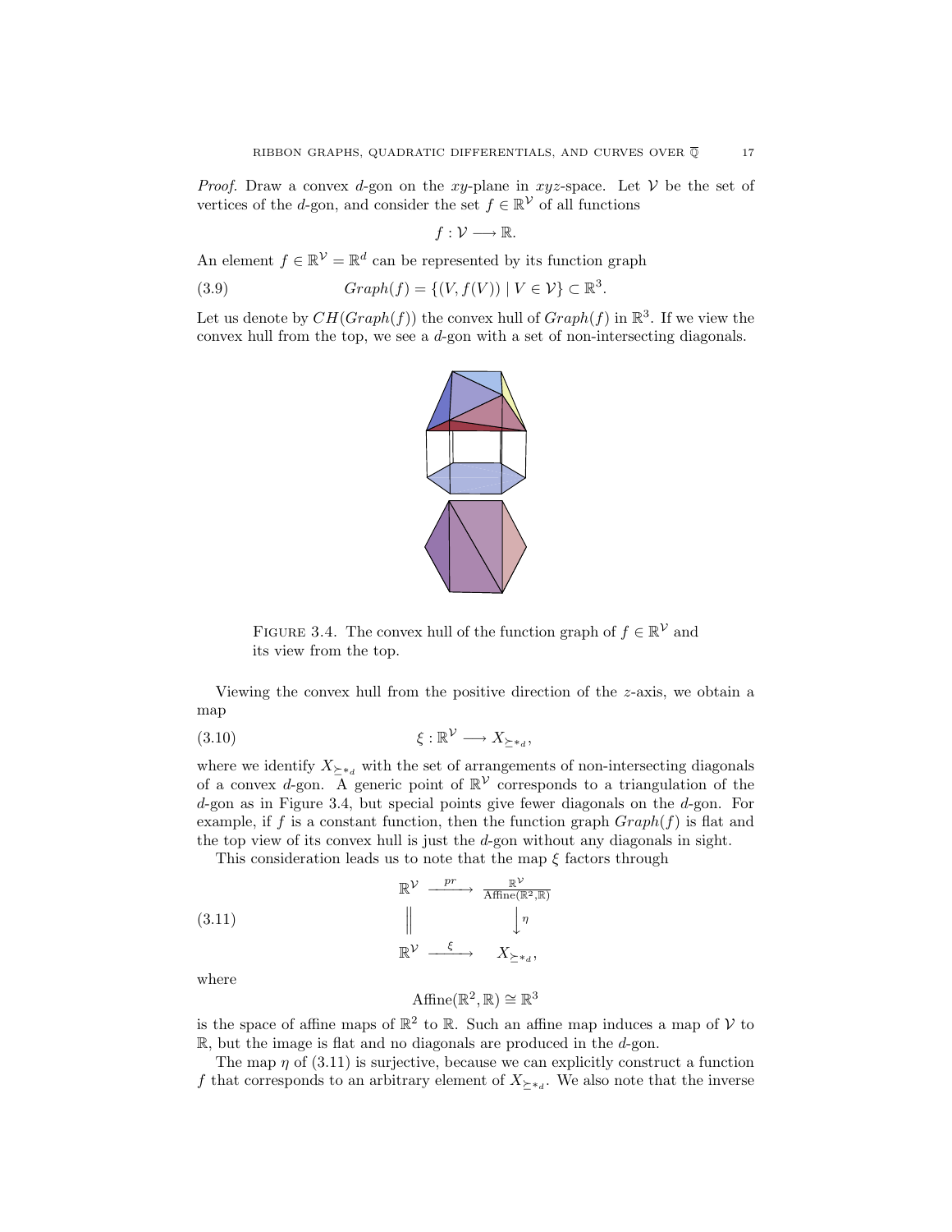*Proof.* Draw a convex $d$-gon on the $xy$-plane in $xyz$-space. Let $\mathcal{V}$ be the set of vertices of the $d$-gon, and consider the set $f \in \mathbb{R}^{\mathcal{V}}$ of all functions

$$f : \mathcal{V} \longrightarrow \mathbb{R}.$$

An element $f \in \mathbb{R}^{\mathcal{V}} = \mathbb{R}^d$ can be represented by its function graph

$$Graph(f) = \{(V, f(V)) \mid V \in \mathcal{V}\} \subset \mathbb{R}^3. \tag{3.9}$$

Let us denote by $CH(Graph(f))$ the convex hull of $Graph(f)$ in $\mathbb{R}^3$. If we view the convex hull from the top, we see a $d$-gon with a set of non-intersecting diagonals.

FIGURE 3.4. The convex hull of the function graph of $f \in \mathbb{R}^{\mathcal{V}}$ and its view from the top.

Viewing the convex hull from the positive direction of the $z$-axis, we obtain a map

$$\xi : \mathbb{R}^{\mathcal{V}} \longrightarrow X_{\succeq *_d}, \tag{3.10}$$

where we identify $X_{\succeq *_d}$ with the set of arrangements of non-intersecting diagonals of a convex $d$-gon. A generic point of $\mathbb{R}^{\mathcal{V}}$ corresponds to a triangulation of the $d$-gon as in Figure 3.4, but special points give fewer diagonals on the $d$-gon. For example, if $f$ is a constant function, then the function graph $Graph(f)$ is flat and the top view of its convex hull is just the $d$-gon without any diagonals in sight.

This consideration leads us to note that the map $\xi$ factors through

$$\begin{array}{ccc} \mathbb{R}^{\mathcal{V}} & \xrightarrow{pr} & \frac{\mathbb{R}^{\mathcal{V}}}{\text{Affine}(\mathbb{R}^2,\mathbb{R})} \\ \Big\| & & \Big\downarrow \eta \\ \mathbb{R}^{\mathcal{V}} & \xrightarrow{\xi} & X_{\succeq *_d}, \end{array} \tag{3.11}$$

where

$$\text{Affine}(\mathbb{R}^2, \mathbb{R}) \cong \mathbb{R}^3$$

is the space of affine maps of $\mathbb{R}^2$ to $\mathbb{R}$. Such an affine map induces a map of $\mathcal{V}$ to $\mathbb{R}$, but the image is flat and no diagonals are produced in the $d$-gon.

The map $\eta$ of (3.11) is surjective, because we can explicitly construct a function $f$ that corresponds to an arbitrary element of $X_{\succeq *_d}$. We also note that the inverse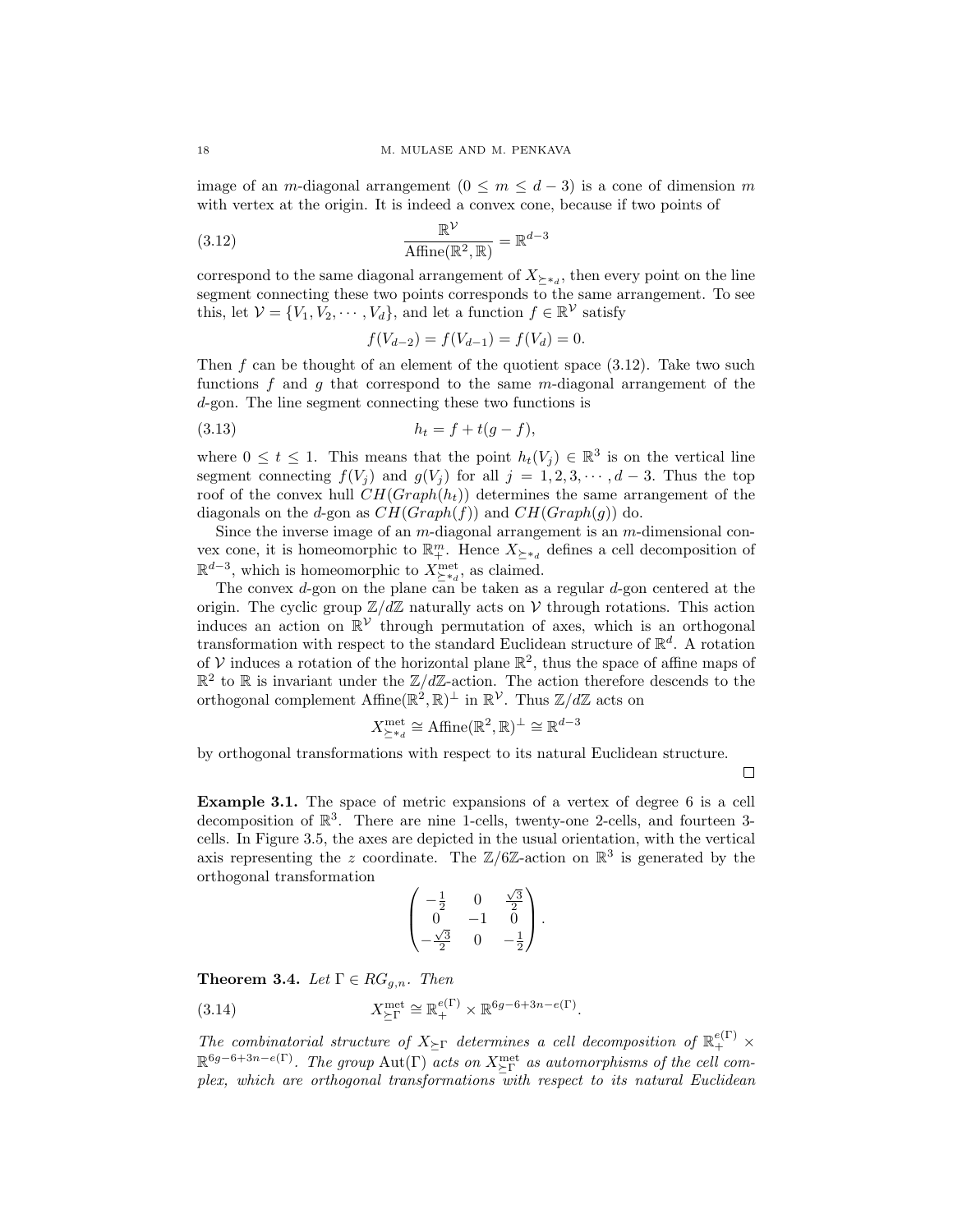image of an $m$-diagonal arrangement $(0 \leq m \leq d-3)$ is a cone of dimension $m$ with vertex at the origin. It is indeed a convex cone, because if two points of

$$\frac{\mathbb{R}^{\mathcal{V}}}{\text{Affine}(\mathbb{R}^2, \mathbb{R})} = \mathbb{R}^{d-3} \tag{3.12}$$

correspond to the same diagonal arrangement of $X_{\succeq *_d}$, then every point on the line segment connecting these two points corresponds to the same arrangement. To see this, let $\mathcal{V} = \{V_1, V_2, \cdots, V_d\}$, and let a function $f \in \mathbb{R}^{\mathcal{V}}$ satisfy

$$f(V_{d-2}) = f(V_{d-1}) = f(V_d) = 0.$$

Then $f$ can be thought of an element of the quotient space (3.12). Take two such functions $f$ and $g$ that correspond to the same $m$-diagonal arrangement of the $d$-gon. The line segment connecting these two functions is

$$h_t = f + t(g - f), \tag{3.13}$$

where $0 \leq t \leq 1$. This means that the point $h_t(V_j) \in \mathbb{R}^3$ is on the vertical line segment connecting $f(V_j)$ and $g(V_j)$ for all $j = 1, 2, 3, \cdots, d-3$. Thus the top roof of the convex hull $CH(Graph(h_t))$ determines the same arrangement of the diagonals on the $d$-gon as $CH(Graph(f))$ and $CH(Graph(g))$ do.

Since the inverse image of an $m$-diagonal arrangement is an $m$-dimensional convex cone, it is homeomorphic to $\mathbb{R}^m_+$. Hence $X_{\succeq *_d}$ defines a cell decomposition of $\mathbb{R}^{d-3}$, which is homeomorphic to $X^{\text{met}}_{\succeq *_d}$, as claimed.

The convex $d$-gon on the plane can be taken as a regular $d$-gon centered at the origin. The cyclic group $\mathbb{Z}/d\mathbb{Z}$ naturally acts on $\mathcal{V}$ through rotations. This action induces an action on $\mathbb{R}^{\mathcal{V}}$ through permutation of axes, which is an orthogonal transformation with respect to the standard Euclidean structure of $\mathbb{R}^d$. A rotation of $\mathcal{V}$ induces a rotation of the horizontal plane $\mathbb{R}^2$, thus the space of affine maps of $\mathbb{R}^2$ to $\mathbb{R}$ is invariant under the $\mathbb{Z}/d\mathbb{Z}$-action. The action therefore descends to the orthogonal complement $\text{Affine}(\mathbb{R}^2, \mathbb{R})^\perp$ in $\mathbb{R}^{\mathcal{V}}$. Thus $\mathbb{Z}/d\mathbb{Z}$ acts on

$$X^{\text{met}}_{\succeq *_d} \cong \text{Affine}(\mathbb{R}^2, \mathbb{R})^\perp \cong \mathbb{R}^{d-3}$$

by orthogonal transformations with respect to its natural Euclidean structure.

□

**Example 3.1.** The space of metric expansions of a vertex of degree 6 is a cell decomposition of $\mathbb{R}^3$. There are nine 1-cells, twenty-one 2-cells, and fourteen 3-cells. In Figure 3.5, the axes are depicted in the usual orientation, with the vertical axis representing the $z$ coordinate. The $\mathbb{Z}/6\mathbb{Z}$-action on $\mathbb{R}^3$ is generated by the orthogonal transformation

$$\begin{pmatrix} -\frac{1}{2} & 0 & \frac{\sqrt{3}}{2} \\ 0 & -1 & 0 \\ -\frac{\sqrt{3}}{2} & 0 & -\frac{1}{2} \end{pmatrix}.$$

**Theorem 3.4.** *Let $\Gamma \in RG_{g,n}$. Then*

$$X^{\text{met}}_{\succeq \Gamma} \cong \mathbb{R}^{e(\Gamma)}_+ \times \mathbb{R}^{6g-6+3n-e(\Gamma)}. \tag{3.14}$$

*The combinatorial structure of $X_{\succeq \Gamma}$ determines a cell decomposition of $\mathbb{R}^{e(\Gamma)}_+ \times \mathbb{R}^{6g-6+3n-e(\Gamma)}$. The group $\text{Aut}(\Gamma)$ acts on $X^{\text{met}}_{\succeq \Gamma}$ as automorphisms of the cell complex, which are orthogonal transformations with respect to its natural Euclidean*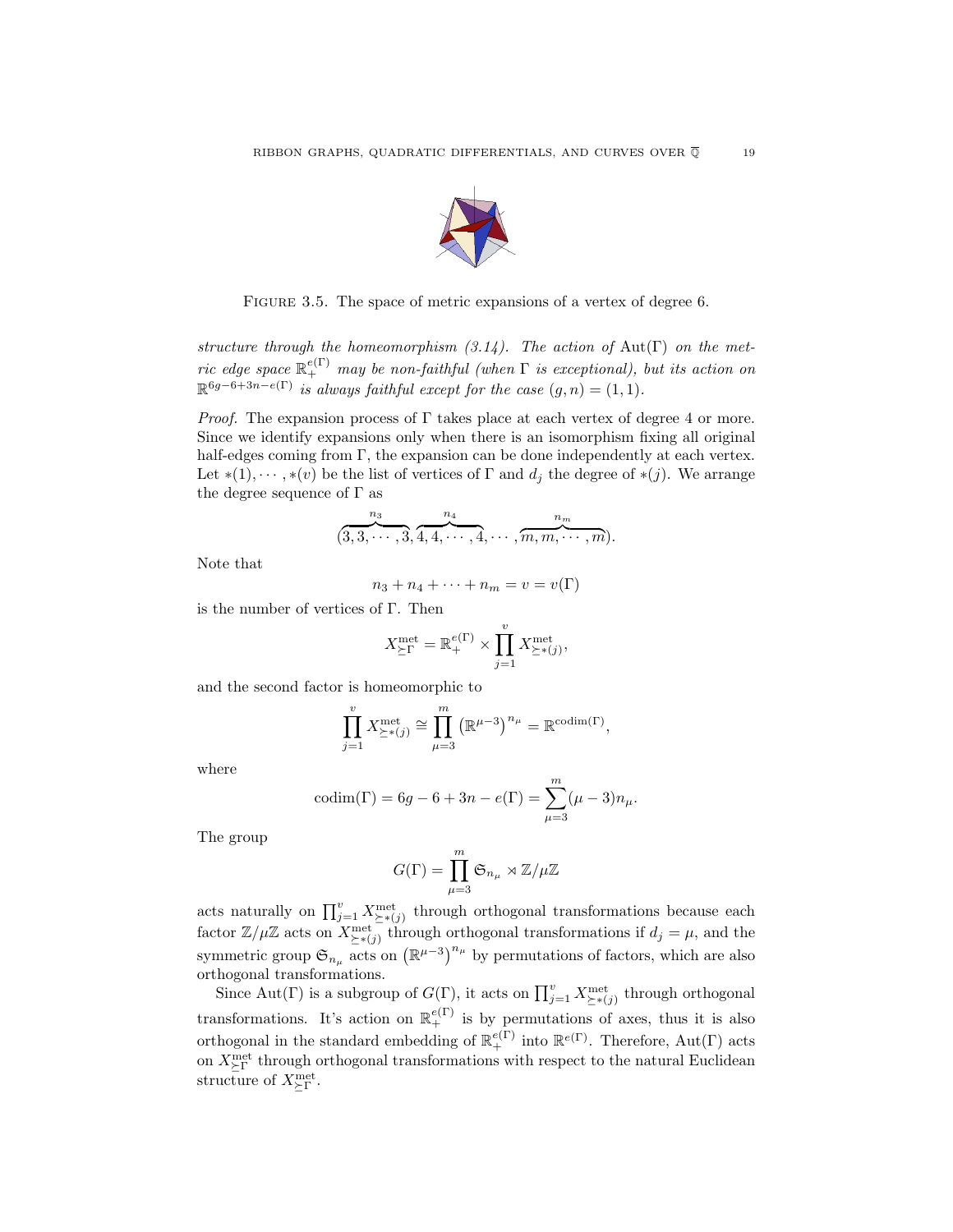FIGURE 3.5. The space of metric expansions of a vertex of degree 6.

*structure through the homeomorphism (3.14). The action of* $\mathrm{Aut}(\Gamma)$ *on the metric edge space* $\mathbb{R}_+^{e(\Gamma)}$ *may be non-faithful (when* $\Gamma$ *is exceptional), but its action on* $\mathbb{R}^{6g-6+3n-e(\Gamma)}$ *is always faithful except for the case* $(g,n)=(1,1)$.

*Proof.* The expansion process of $\Gamma$ takes place at each vertex of degree 4 or more. Since we identify expansions only when there is an isomorphism fixing all original half-edges coming from $\Gamma$, the expansion can be done independently at each vertex. Let $*(1),\cdots,*(v)$ be the list of vertices of $\Gamma$ and $d_j$ the degree of $*(j)$. We arrange the degree sequence of $\Gamma$ as

$$(\overbrace{3,3,\cdots,3}^{n_3},\overbrace{4,4,\cdots,4}^{n_4},\cdots,\overbrace{m,m,\cdots,m}^{n_m}).$$

Note that

$$n_3+n_4+\cdots+n_m=v=v(\Gamma)$$

is the number of vertices of $\Gamma$. Then

$$X^{\mathrm{met}}_{\succeq\Gamma}=\mathbb{R}_+^{e(\Gamma)}\times\prod_{j=1}^{v}X^{\mathrm{met}}_{\succeq *(j)},$$

and the second factor is homeomorphic to

$$\prod_{j=1}^{v}X^{\mathrm{met}}_{\succeq *(j)}\cong\prod_{\mu=3}^{m}\left(\mathbb{R}^{\mu-3}\right)^{n_\mu}=\mathbb{R}^{\mathrm{codim}(\Gamma)},$$

where

$$\mathrm{codim}(\Gamma)=6g-6+3n-e(\Gamma)=\sum_{\mu=3}^{m}(\mu-3)n_\mu.$$

The group

$$G(\Gamma)=\prod_{\mu=3}^{m}\mathfrak{S}_{n_\mu}\rtimes\mathbb{Z}/\mu\mathbb{Z}$$

acts naturally on $\prod_{j=1}^{v}X^{\mathrm{met}}_{\succeq *(j)}$ through orthogonal transformations because each factor $\mathbb{Z}/\mu\mathbb{Z}$ acts on $X^{\mathrm{met}}_{\succeq *(j)}$ through orthogonal transformations if $d_j=\mu$, and the symmetric group $\mathfrak{S}_{n_\mu}$ acts on $\left(\mathbb{R}^{\mu-3}\right)^{n_\mu}$ by permutations of factors, which are also orthogonal transformations.

Since $\mathrm{Aut}(\Gamma)$ is a subgroup of $G(\Gamma)$, it acts on $\prod_{j=1}^{v}X^{\mathrm{met}}_{\succeq *(j)}$ through orthogonal transformations. It's action on $\mathbb{R}_+^{e(\Gamma)}$ is by permutations of axes, thus it is also orthogonal in the standard embedding of $\mathbb{R}_+^{e(\Gamma)}$ into $\mathbb{R}^{e(\Gamma)}$. Therefore, $\mathrm{Aut}(\Gamma)$ acts on $X^{\mathrm{met}}_{\succeq\Gamma}$ through orthogonal transformations with respect to the natural Euclidean structure of $X^{\mathrm{met}}_{\succeq\Gamma}$.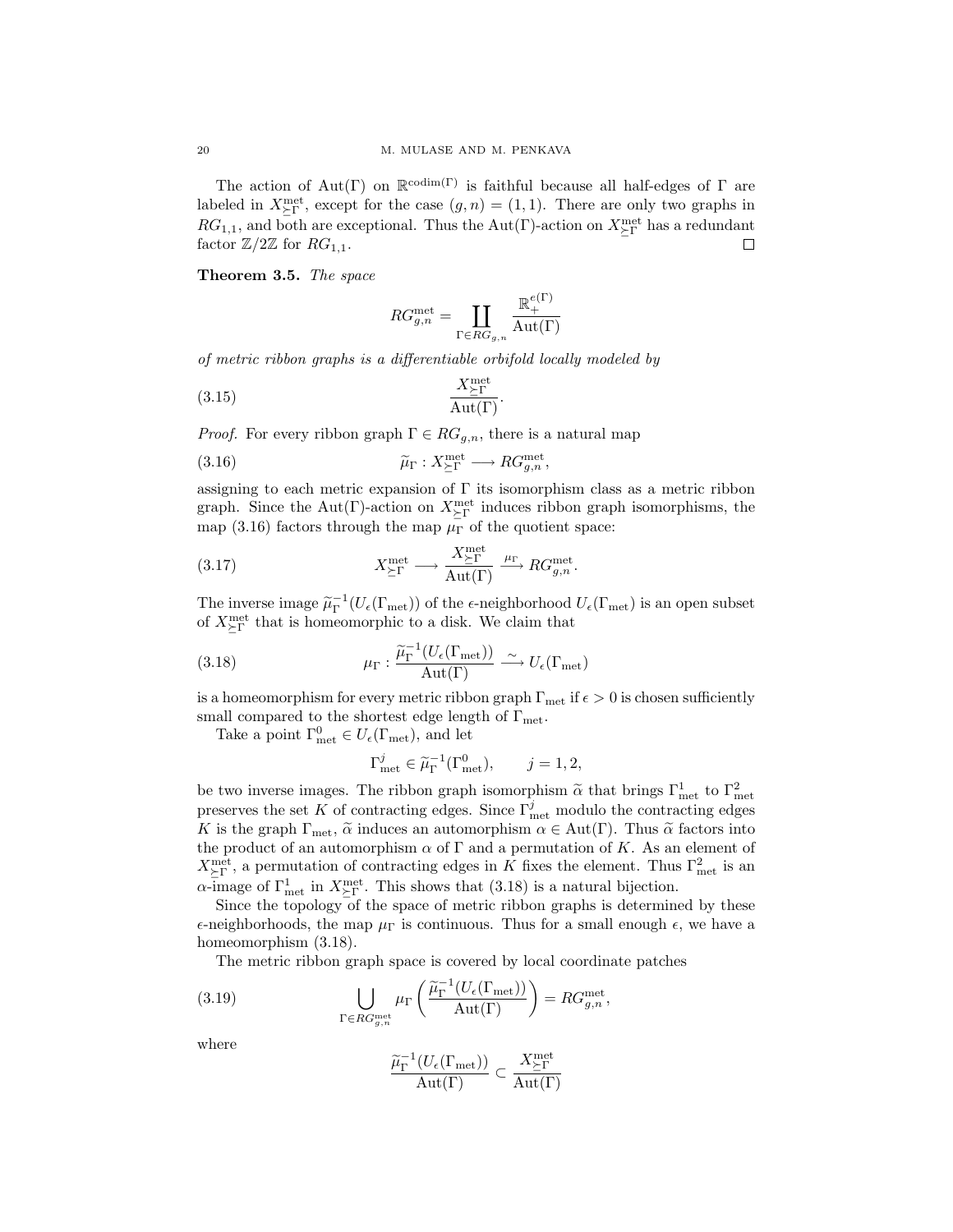The action of $\text{Aut}(\Gamma)$ on $\mathbb{R}^{\text{codim}(\Gamma)}$ is faithful because all half-edges of $\Gamma$ are labeled in $X^{\text{met}}_{\succeq\Gamma}$, except for the case $(g,n)=(1,1)$. There are only two graphs in $RG_{1,1}$, and both are exceptional. Thus the $\text{Aut}(\Gamma)$-action on $X^{\text{met}}_{\succeq\Gamma}$ has a redundant factor $\mathbb{Z}/2\mathbb{Z}$ for $RG_{1,1}$. □

**Theorem 3.5.** *The space*

$$RG^{\text{met}}_{g,n} = \coprod_{\Gamma\in RG_{g,n}} \frac{\mathbb{R}_+^{e(\Gamma)}}{\text{Aut}(\Gamma)}$$

*of metric ribbon graphs is a differentiable orbifold locally modeled by*

$$\frac{X^{\text{met}}_{\succeq\Gamma}}{\text{Aut}(\Gamma)}. \tag{3.15}$$

*Proof.* For every ribbon graph $\Gamma\in RG_{g,n}$, there is a natural map

$$\widetilde{\mu}_\Gamma : X^{\text{met}}_{\succeq\Gamma} \longrightarrow RG^{\text{met}}_{g,n}, \tag{3.16}$$

assigning to each metric expansion of $\Gamma$ its isomorphism class as a metric ribbon graph. Since the $\text{Aut}(\Gamma)$-action on $X^{\text{met}}_{\succeq\Gamma}$ induces ribbon graph isomorphisms, the map (3.16) factors through the map $\mu_\Gamma$ of the quotient space:

$$X^{\text{met}}_{\succeq\Gamma} \longrightarrow \frac{X^{\text{met}}_{\succeq\Gamma}}{\text{Aut}(\Gamma)} \xrightarrow{\mu_\Gamma} RG^{\text{met}}_{g,n}. \tag{3.17}$$

The inverse image $\widetilde{\mu}_\Gamma^{-1}(U_\epsilon(\Gamma_{\text{met}}))$ of the $\epsilon$-neighborhood $U_\epsilon(\Gamma_{\text{met}})$ is an open subset of $X^{\text{met}}_{\succeq\Gamma}$ that is homeomorphic to a disk. We claim that

$$\mu_\Gamma : \frac{\widetilde{\mu}_\Gamma^{-1}(U_\epsilon(\Gamma_{\text{met}}))}{\text{Aut}(\Gamma)} \xrightarrow{\ \sim\ } U_\epsilon(\Gamma_{\text{met}}) \tag{3.18}$$

is a homeomorphism for every metric ribbon graph $\Gamma_{\text{met}}$ if $\epsilon>0$ is chosen sufficiently small compared to the shortest edge length of $\Gamma_{\text{met}}$.

Take a point $\Gamma^0_{\text{met}}\in U_\epsilon(\Gamma_{\text{met}})$, and let

$$\Gamma^j_{\text{met}} \in \widetilde{\mu}_\Gamma^{-1}(\Gamma^0_{\text{met}}), \qquad j=1,2,$$

be two inverse images. The ribbon graph isomorphism $\widetilde{\alpha}$ that brings $\Gamma^1_{\text{met}}$ to $\Gamma^2_{\text{met}}$ preserves the set $K$ of contracting edges. Since $\Gamma^j_{\text{met}}$ modulo the contracting edges $K$ is the graph $\Gamma_{\text{met}}$, $\widetilde{\alpha}$ induces an automorphism $\alpha\in\text{Aut}(\Gamma)$. Thus $\widetilde{\alpha}$ factors into the product of an automorphism $\alpha$ of $\Gamma$ and a permutation of $K$. As an element of $X^{\text{met}}_{\succeq\Gamma}$, a permutation of contracting edges in $K$ fixes the element. Thus $\Gamma^2_{\text{met}}$ is an $\alpha$-image of $\Gamma^1_{\text{met}}$ in $X^{\text{met}}_{\succeq\Gamma}$. This shows that (3.18) is a natural bijection.

Since the topology of the space of metric ribbon graphs is determined by these $\epsilon$-neighborhoods, the map $\mu_\Gamma$ is continuous. Thus for a small enough $\epsilon$, we have a homeomorphism (3.18).

The metric ribbon graph space is covered by local coordinate patches

$$\bigcup_{\Gamma\in RG^{\text{met}}_{g,n}} \mu_\Gamma\left(\frac{\widetilde{\mu}_\Gamma^{-1}(U_\epsilon(\Gamma_{\text{met}}))}{\text{Aut}(\Gamma)}\right) = RG^{\text{met}}_{g,n}, \tag{3.19}$$

where

$$\frac{\widetilde{\mu}_\Gamma^{-1}(U_\epsilon(\Gamma_{\text{met}}))}{\text{Aut}(\Gamma)} \subset \frac{X^{\text{met}}_{\succeq\Gamma}}{\text{Aut}(\Gamma)}$$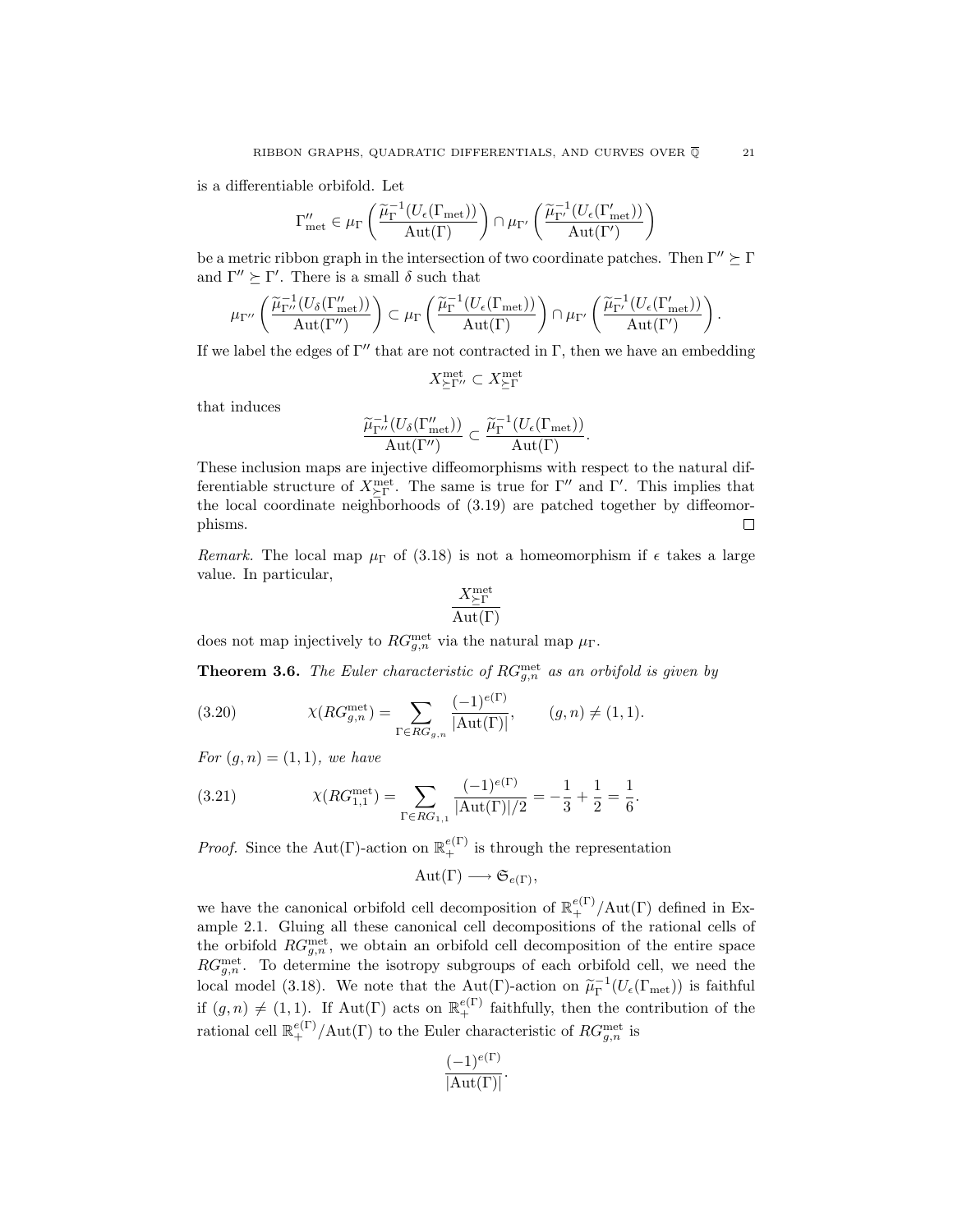is a differentiable orbifold. Let

$$\Gamma''_{\text{met}} \in \mu_\Gamma\left(\frac{\widetilde{\mu}_\Gamma^{-1}(U_\epsilon(\Gamma_{\text{met}}))}{\text{Aut}(\Gamma)}\right) \cap \mu_{\Gamma'}\left(\frac{\widetilde{\mu}_{\Gamma'}^{-1}(U_\epsilon(\Gamma'_{\text{met}}))}{\text{Aut}(\Gamma')}\right)$$

be a metric ribbon graph in the intersection of two coordinate patches. Then $\Gamma'' \succeq \Gamma$ and $\Gamma'' \succeq \Gamma'$. There is a small $\delta$ such that

$$\mu_{\Gamma''}\left(\frac{\widetilde{\mu}_{\Gamma''}^{-1}(U_\delta(\Gamma''_{\text{met}}))}{\text{Aut}(\Gamma'')}\right) \subset \mu_\Gamma\left(\frac{\widetilde{\mu}_\Gamma^{-1}(U_\epsilon(\Gamma_{\text{met}}))}{\text{Aut}(\Gamma)}\right) \cap \mu_{\Gamma'}\left(\frac{\widetilde{\mu}_{\Gamma'}^{-1}(U_\epsilon(\Gamma'_{\text{met}}))}{\text{Aut}(\Gamma')}\right).$$

If we label the edges of $\Gamma''$ that are not contracted in $\Gamma$, then we have an embedding

$$X^{\text{met}}_{\succeq\Gamma''} \subset X^{\text{met}}_{\succeq\Gamma}$$

that induces

$$\frac{\widetilde{\mu}_{\Gamma''}^{-1}(U_\delta(\Gamma''_{\text{met}}))}{\text{Aut}(\Gamma'')} \subset \frac{\widetilde{\mu}_\Gamma^{-1}(U_\epsilon(\Gamma_{\text{met}}))}{\text{Aut}(\Gamma)}.$$

These inclusion maps are injective diffeomorphisms with respect to the natural differentiable structure of $X^{\text{met}}_{\succeq\Gamma}$. The same is true for $\Gamma''$ and $\Gamma'$. This implies that the local coordinate neighborhoods of (3.19) are patched together by diffeomorphisms. $\square$

*Remark.* The local map $\mu_\Gamma$ of (3.18) is not a homeomorphism if $\epsilon$ takes a large value. In particular,

$$\frac{X^{\text{met}}_{\succeq\Gamma}}{\text{Aut}(\Gamma)}$$

does not map injectively to $RG^{\text{met}}_{g,n}$ via the natural map $\mu_\Gamma$.

**Theorem 3.6.** *The Euler characteristic of $RG^{\text{met}}_{g,n}$ as an orbifold is given by*

$$\chi(RG^{\text{met}}_{g,n}) = \sum_{\Gamma\in RG_{g,n}} \frac{(-1)^{e(\Gamma)}}{|\text{Aut}(\Gamma)|}, \qquad (g,n)\neq(1,1). \tag{3.20}$$

*For $(g,n)=(1,1)$, we have*

$$\chi(RG^{\text{met}}_{1,1}) = \sum_{\Gamma\in RG_{1,1}} \frac{(-1)^{e(\Gamma)}}{|\text{Aut}(\Gamma)|/2} = -\frac{1}{3}+\frac{1}{2} = \frac{1}{6}. \tag{3.21}$$

*Proof.* Since the $\text{Aut}(\Gamma)$-action on $\mathbb{R}_+^{e(\Gamma)}$ is through the representation

$$\text{Aut}(\Gamma) \longrightarrow \mathfrak{S}_{e(\Gamma)},$$

we have the canonical orbifold cell decomposition of $\mathbb{R}_+^{e(\Gamma)}/\text{Aut}(\Gamma)$ defined in Example 2.1. Gluing all these canonical cell decompositions of the rational cells of the orbifold $RG^{\text{met}}_{g,n}$, we obtain an orbifold cell decomposition of the entire space $RG^{\text{met}}_{g,n}$. To determine the isotropy subgroups of each orbifold cell, we need the local model (3.18). We note that the $\text{Aut}(\Gamma)$-action on $\widetilde{\mu}_\Gamma^{-1}(U_\epsilon(\Gamma_{\text{met}}))$ is faithful if $(g,n)\neq(1,1)$. If $\text{Aut}(\Gamma)$ acts on $\mathbb{R}_+^{e(\Gamma)}$ faithfully, then the contribution of the rational cell $\mathbb{R}_+^{e(\Gamma)}/\text{Aut}(\Gamma)$ to the Euler characteristic of $RG^{\text{met}}_{g,n}$ is

$$\frac{(-1)^{e(\Gamma)}}{|\text{Aut}(\Gamma)|}.$$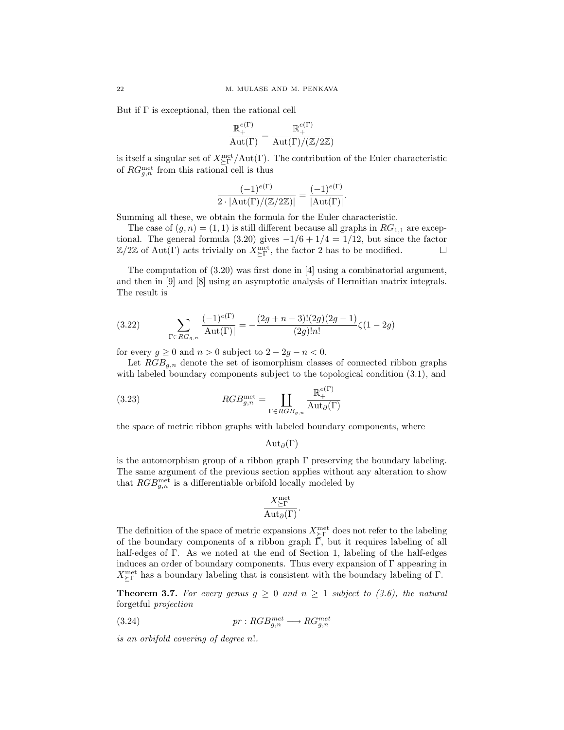But if $\Gamma$ is exceptional, then the rational cell

$$\frac{\mathbb{R}_+^{e(\Gamma)}}{\mathrm{Aut}(\Gamma)} = \frac{\mathbb{R}_+^{e(\Gamma)}}{\mathrm{Aut}(\Gamma)/(\mathbb{Z}/2\mathbb{Z})}$$

is itself a singular set of $X_{\succeq\Gamma}^{\mathrm{met}}/\mathrm{Aut}(\Gamma)$. The contribution of the Euler characteristic of $RG_{g,n}^{\mathrm{met}}$ from this rational cell is thus

$$\frac{(-1)^{e(\Gamma)}}{2\cdot|\mathrm{Aut}(\Gamma)/(\mathbb{Z}/2\mathbb{Z})|} = \frac{(-1)^{e(\Gamma)}}{|\mathrm{Aut}(\Gamma)|}.$$

Summing all these, we obtain the formula for the Euler characteristic.

The case of $(g,n)=(1,1)$ is still different because all graphs in $RG_{1,1}$ are exceptional. The general formula (3.20) gives $-1/6+1/4=1/12$, but since the factor $\mathbb{Z}/2\mathbb{Z}$ of $\mathrm{Aut}(\Gamma)$ acts trivially on $X_{\succeq\Gamma}^{\mathrm{met}}$, the factor 2 has to be modified. □

The computation of (3.20) was first done in [4] using a combinatorial argument, and then in [9] and [8] using an asymptotic analysis of Hermitian matrix integrals. The result is

$$\sum_{\Gamma\in RG_{g,n}} \frac{(-1)^{e(\Gamma)}}{|\mathrm{Aut}(\Gamma)|} = -\frac{(2g+n-3)!(2g)(2g-1)}{(2g)!n!}\zeta(1-2g) \tag{3.22}$$

for every $g\geq 0$ and $n>0$ subject to $2-2g-n<0$.

Let $RGB_{g,n}$ denote the set of isomorphism classes of connected ribbon graphs with labeled boundary components subject to the topological condition (3.1), and

$$RGB_{g,n}^{\mathrm{met}} = \coprod_{\Gamma\in RGB_{g,n}} \frac{\mathbb{R}_+^{e(\Gamma)}}{\mathrm{Aut}_\partial(\Gamma)} \tag{3.23}$$

the space of metric ribbon graphs with labeled boundary components, where

$$\mathrm{Aut}_\partial(\Gamma)$$

is the automorphism group of a ribbon graph $\Gamma$ preserving the boundary labeling. The same argument of the previous section applies without any alteration to show that $RGB_{g,n}^{\mathrm{met}}$ is a differentiable orbifold locally modeled by

$$\frac{X_{\succeq\Gamma}^{\mathrm{met}}}{\mathrm{Aut}_\partial(\Gamma)}.$$

The definition of the space of metric expansions $X_{\succeq\Gamma}^{\mathrm{met}}$ does not refer to the labeling of the boundary components of a ribbon graph $\Gamma$, but it requires labeling of all half-edges of $\Gamma$. As we noted at the end of Section 1, labeling of the half-edges induces an order of boundary components. Thus every expansion of $\Gamma$ appearing in $X_{\succeq\Gamma}^{\mathrm{met}}$ has a boundary labeling that is consistent with the boundary labeling of $\Gamma$.

**Theorem 3.7.** *For every genus $g\geq 0$ and $n\geq 1$ subject to (3.6), the natural* forgetful *projection*

$$pr: RGB_{g,n}^{met} \longrightarrow RG_{g,n}^{met} \tag{3.24}$$

*is an orbifold covering of degree $n!$.*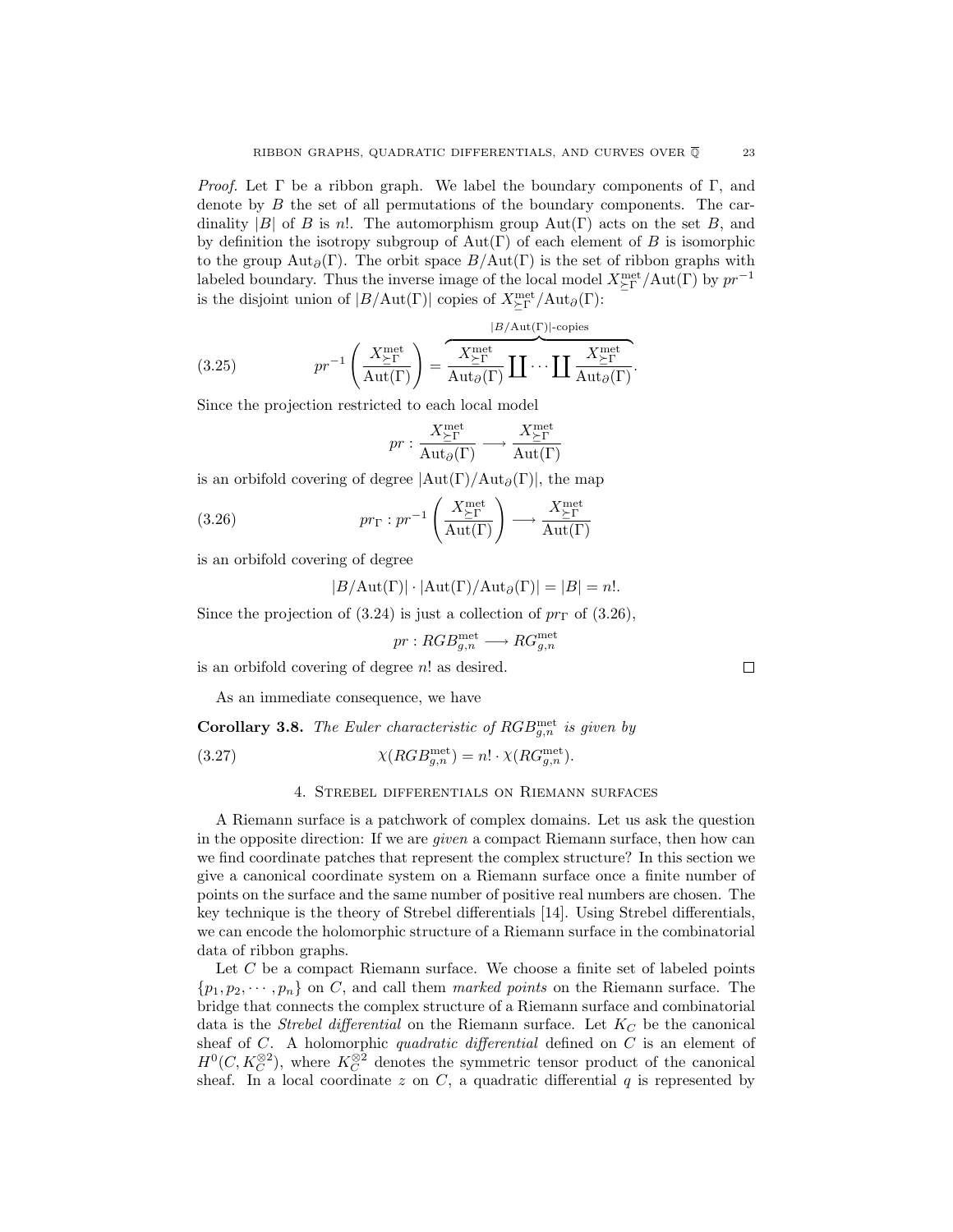*Proof.* Let $\Gamma$ be a ribbon graph. We label the boundary components of $\Gamma$, and denote by $B$ the set of all permutations of the boundary components. The cardinality $|B|$ of $B$ is $n!$. The automorphism group $\mathrm{Aut}(\Gamma)$ acts on the set $B$, and by definition the isotropy subgroup of $\mathrm{Aut}(\Gamma)$ of each element of $B$ is isomorphic to the group $\mathrm{Aut}_\partial(\Gamma)$. The orbit space $B/\mathrm{Aut}(\Gamma)$ is the set of ribbon graphs with labeled boundary. Thus the inverse image of the local model $X^{\mathrm{met}}_{\succeq\Gamma}/\mathrm{Aut}(\Gamma)$ by $pr^{-1}$ is the disjoint union of $|B/\mathrm{Aut}(\Gamma)|$ copies of $X^{\mathrm{met}}_{\succeq\Gamma}/\mathrm{Aut}_\partial(\Gamma)$:

$$pr^{-1}\left(\frac{X^{\mathrm{met}}_{\succeq\Gamma}}{\mathrm{Aut}(\Gamma)}\right) = \overbrace{\frac{X^{\mathrm{met}}_{\succeq\Gamma}}{\mathrm{Aut}_\partial(\Gamma)}\coprod\cdots\coprod\frac{X^{\mathrm{met}}_{\succeq\Gamma}}{\mathrm{Aut}_\partial(\Gamma)}}^{|B/\mathrm{Aut}(\Gamma)|\text{-copies}}. \tag{3.25}$$

Since the projection restricted to each local model

$$pr : \frac{X^{\mathrm{met}}_{\succeq\Gamma}}{\mathrm{Aut}_\partial(\Gamma)} \longrightarrow \frac{X^{\mathrm{met}}_{\succeq\Gamma}}{\mathrm{Aut}(\Gamma)}$$

is an orbifold covering of degree $|\mathrm{Aut}(\Gamma)/\mathrm{Aut}_\partial(\Gamma)|$, the map

$$pr_\Gamma : pr^{-1}\left(\frac{X^{\mathrm{met}}_{\succeq\Gamma}}{\mathrm{Aut}(\Gamma)}\right) \longrightarrow \frac{X^{\mathrm{met}}_{\succeq\Gamma}}{\mathrm{Aut}(\Gamma)} \tag{3.26}$$

is an orbifold covering of degree

$$|B/\mathrm{Aut}(\Gamma)| \cdot |\mathrm{Aut}(\Gamma)/\mathrm{Aut}_\partial(\Gamma)| = |B| = n!.$$

Since the projection of (3.24) is just a collection of $pr_\Gamma$ of (3.26),

$$pr : RGB^{\mathrm{met}}_{g,n} \longrightarrow RG^{\mathrm{met}}_{g,n}$$

is an orbifold covering of degree $n!$ as desired. □

As an immediate consequence, we have

**Corollary 3.8.** *The Euler characteristic of $RGB^{\mathrm{met}}_{g,n}$ is given by*

$$\chi(RGB^{\mathrm{met}}_{g,n}) = n! \cdot \chi(RG^{\mathrm{met}}_{g,n}). \tag{3.27}$$

## 4. Strebel differentials on Riemann surfaces

A Riemann surface is a patchwork of complex domains. Let us ask the question in the opposite direction: If we are *given* a compact Riemann surface, then how can we find coordinate patches that represent the complex structure? In this section we give a canonical coordinate system on a Riemann surface once a finite number of points on the surface and the same number of positive real numbers are chosen. The key technique is the theory of Strebel differentials [14]. Using Strebel differentials, we can encode the holomorphic structure of a Riemann surface in the combinatorial data of ribbon graphs.

Let $C$ be a compact Riemann surface. We choose a finite set of labeled points $\{p_1, p_2, \cdots, p_n\}$ on $C$, and call them *marked points* on the Riemann surface. The bridge that connects the complex structure of a Riemann surface and combinatorial data is the *Strebel differential* on the Riemann surface. Let $K_C$ be the canonical sheaf of $C$. A holomorphic *quadratic differential* defined on $C$ is an element of $H^0(C, K_C^{\otimes 2})$, where $K_C^{\otimes 2}$ denotes the symmetric tensor product of the canonical sheaf. In a local coordinate $z$ on $C$, a quadratic differential $q$ is represented by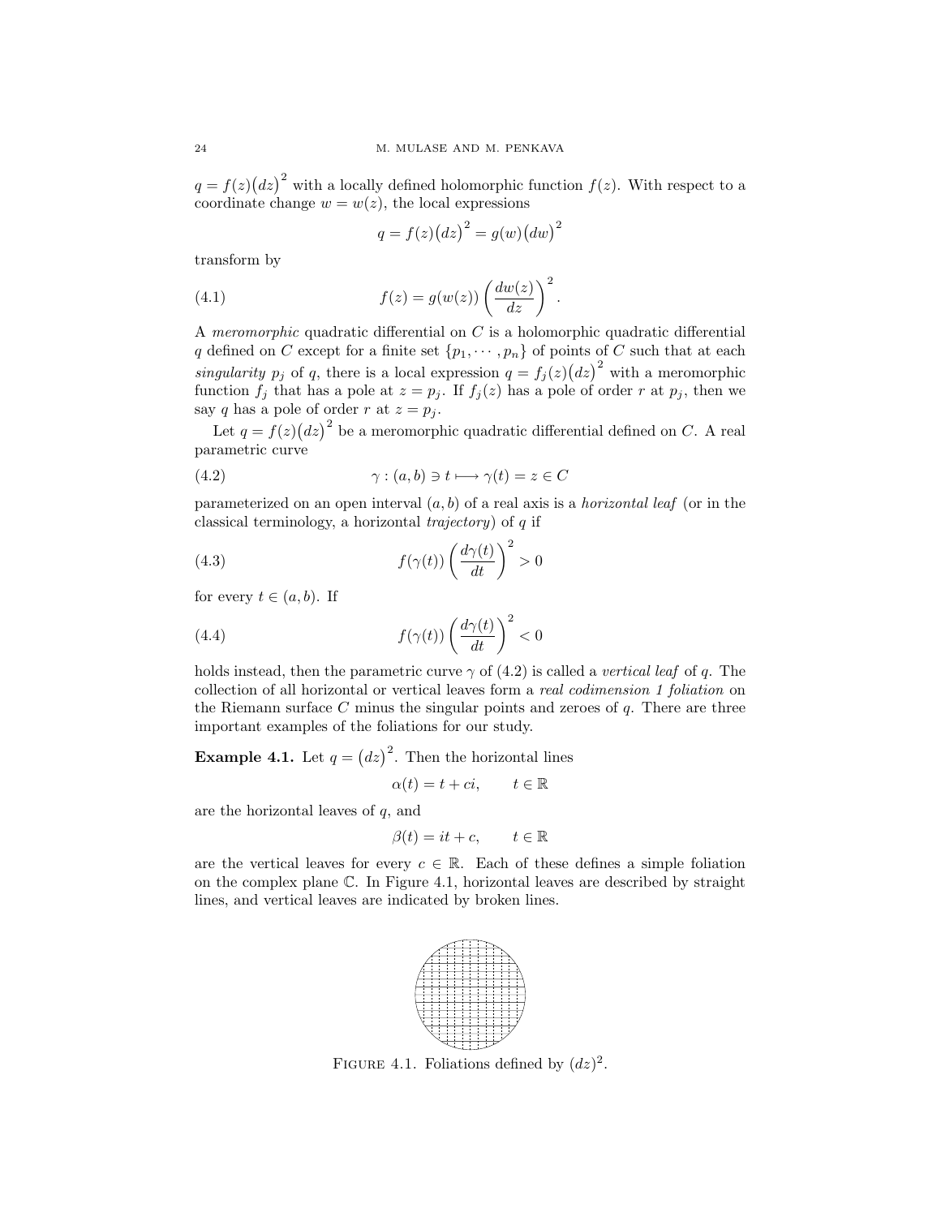$q = f(z)\big(dz\big)^2$ with a locally defined holomorphic function $f(z)$. With respect to a coordinate change $w = w(z)$, the local expressions

$$q = f(z)\big(dz\big)^2 = g(w)\big(dw\big)^2$$

transform by

$$f(z) = g(w(z))\left(\frac{dw(z)}{dz}\right)^2. \tag{4.1}$$

A *meromorphic* quadratic differential on $C$ is a holomorphic quadratic differential $q$ defined on $C$ except for a finite set $\{p_1, \cdots, p_n\}$ of points of $C$ such that at each *singularity* $p_j$ of $q$, there is a local expression $q = f_j(z)\big(dz\big)^2$ with a meromorphic function $f_j$ that has a pole at $z = p_j$. If $f_j(z)$ has a pole of order $r$ at $p_j$, then we say $q$ has a pole of order $r$ at $z = p_j$.

Let $q = f(z)\big(dz\big)^2$ be a meromorphic quadratic differential defined on $C$. A real parametric curve

$$\gamma : (a, b) \ni t \longmapsto \gamma(t) = z \in C \tag{4.2}$$

parameterized on an open interval $(a, b)$ of a real axis is a *horizontal leaf* (or in the classical terminology, a horizontal *trajectory*) of $q$ if

$$f(\gamma(t))\left(\frac{d\gamma(t)}{dt}\right)^2 > 0 \tag{4.3}$$

for every $t \in (a, b)$. If

$$f(\gamma(t))\left(\frac{d\gamma(t)}{dt}\right)^2 < 0 \tag{4.4}$$

holds instead, then the parametric curve $\gamma$ of (4.2) is called a *vertical leaf* of $q$. The collection of all horizontal or vertical leaves form a *real codimension 1 foliation* on the Riemann surface $C$ minus the singular points and zeroes of $q$. There are three important examples of the foliations for our study.

**Example 4.1.** Let $q = \big(dz\big)^2$. Then the horizontal lines

$$\alpha(t) = t + ci, \qquad t \in \mathbb{R}$$

are the horizontal leaves of $q$, and

$$\beta(t) = it + c, \qquad t \in \mathbb{R}$$

are the vertical leaves for every $c \in \mathbb{R}$. Each of these defines a simple foliation on the complex plane $\mathbb{C}$. In Figure 4.1, horizontal leaves are described by straight lines, and vertical leaves are indicated by broken lines.

Figure 4.1. Foliations defined by $(dz)^2$.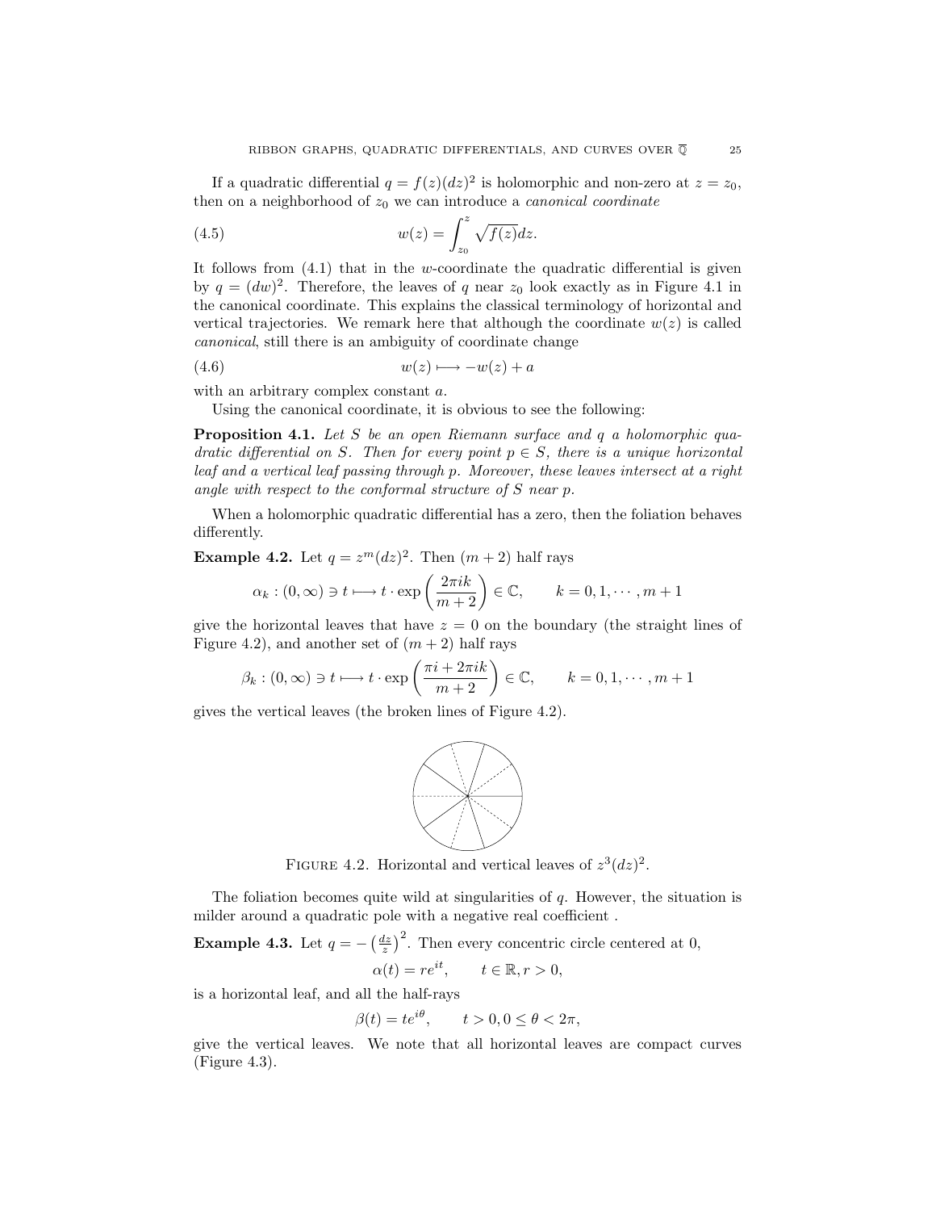If a quadratic differential $q = f(z)(dz)^2$ is holomorphic and non-zero at $z = z_0$, then on a neighborhood of $z_0$ we can introduce a *canonical coordinate*

$$w(z) = \int_{z_0}^{z} \sqrt{f(z)}dz. \tag{4.5}$$

It follows from (4.1) that in the $w$-coordinate the quadratic differential is given by $q = (dw)^2$. Therefore, the leaves of $q$ near $z_0$ look exactly as in Figure 4.1 in the canonical coordinate. This explains the classical terminology of horizontal and vertical trajectories. We remark here that although the coordinate $w(z)$ is called *canonical*, still there is an ambiguity of coordinate change

$$w(z) \longmapsto -w(z) + a \tag{4.6}$$

with an arbitrary complex constant $a$.

Using the canonical coordinate, it is obvious to see the following:

**Proposition 4.1.** *Let $S$ be an open Riemann surface and $q$ a holomorphic quadratic differential on $S$. Then for every point $p \in S$, there is a unique horizontal leaf and a vertical leaf passing through $p$. Moreover, these leaves intersect at a right angle with respect to the conformal structure of $S$ near $p$.*

When a holomorphic quadratic differential has a zero, then the foliation behaves differently.

**Example 4.2.** Let $q = z^m(dz)^2$. Then $(m+2)$ half rays

$$\alpha_k : (0, \infty) \ni t \longmapsto t \cdot \exp\left(\frac{2\pi i k}{m+2}\right) \in \mathbb{C}, \qquad k = 0, 1, \cdots, m+1$$

give the horizontal leaves that have $z = 0$ on the boundary (the straight lines of Figure 4.2), and another set of $(m+2)$ half rays

$$\beta_k : (0, \infty) \ni t \longmapsto t \cdot \exp\left(\frac{\pi i + 2\pi i k}{m+2}\right) \in \mathbb{C}, \qquad k = 0, 1, \cdots, m+1$$

gives the vertical leaves (the broken lines of Figure 4.2).

FIGURE 4.2. Horizontal and vertical leaves of $z^3(dz)^2$.

The foliation becomes quite wild at singularities of $q$. However, the situation is milder around a quadratic pole with a negative real coefficient .

**Example 4.3.** Let $q = -\left(\frac{dz}{z}\right)^2$. Then every concentric circle centered at 0,

$$\alpha(t) = re^{it}, \qquad t \in \mathbb{R}, r > 0,$$

is a horizontal leaf, and all the half-rays

$$\beta(t) = te^{i\theta}, \qquad t > 0, 0 \leq \theta < 2\pi,$$

give the vertical leaves. We note that all horizontal leaves are compact curves (Figure 4.3).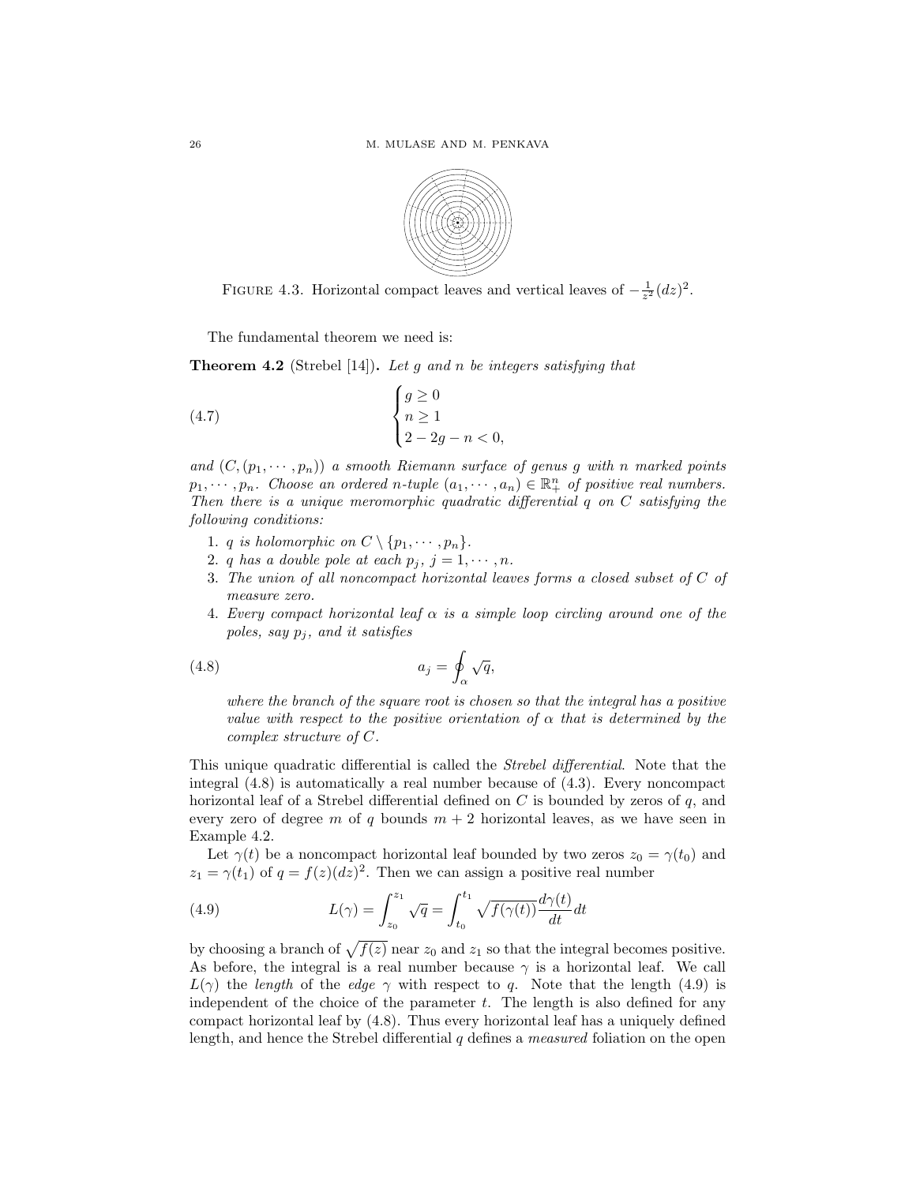FIGURE 4.3. Horizontal compact leaves and vertical leaves of $-\frac{1}{z^2}(dz)^2$.

The fundamental theorem we need is:

**Theorem 4.2** (Strebel [14]). *Let $g$ and $n$ be integers satisfying that*

$$\begin{cases} g \geq 0 \\ n \geq 1 \\ 2 - 2g - n < 0, \end{cases} \tag{4.7}$$

*and $(C, (p_1, \cdots, p_n))$ a smooth Riemann surface of genus $g$ with $n$ marked points $p_1, \cdots, p_n$. Choose an ordered $n$-tuple $(a_1, \cdots, a_n) \in \mathbb{R}_+^n$ of positive real numbers. Then there is a unique meromorphic quadratic differential $q$ on $C$ satisfying the following conditions:*

1. *$q$ is holomorphic on $C \setminus \{p_1, \cdots, p_n\}$.*
2. *$q$ has a double pole at each $p_j$, $j = 1, \cdots, n$.*
3. *The union of all noncompact horizontal leaves forms a closed subset of $C$ of measure zero.*
4. *Every compact horizontal leaf $\alpha$ is a simple loop circling around one of the poles, say $p_j$, and it satisfies*

$$a_j = \oint_\alpha \sqrt{q}, \tag{4.8}$$

*where the branch of the square root is chosen so that the integral has a positive value with respect to the positive orientation of $\alpha$ that is determined by the complex structure of $C$.*

This unique quadratic differential is called the *Strebel differential*. Note that the integral (4.8) is automatically a real number because of (4.3). Every noncompact horizontal leaf of a Strebel differential defined on $C$ is bounded by zeros of $q$, and every zero of degree $m$ of $q$ bounds $m + 2$ horizontal leaves, as we have seen in Example 4.2.

Let $\gamma(t)$ be a noncompact horizontal leaf bounded by two zeros $z_0 = \gamma(t_0)$ and $z_1 = \gamma(t_1)$ of $q = f(z)(dz)^2$. Then we can assign a positive real number

$$L(\gamma) = \int_{z_0}^{z_1} \sqrt{q} = \int_{t_0}^{t_1} \sqrt{f(\gamma(t))} \frac{d\gamma(t)}{dt} dt \tag{4.9}$$

by choosing a branch of $\sqrt{f(z)}$ near $z_0$ and $z_1$ so that the integral becomes positive. As before, the integral is a real number because $\gamma$ is a horizontal leaf. We call $L(\gamma)$ the *length* of the *edge* $\gamma$ with respect to $q$. Note that the length (4.9) is independent of the choice of the parameter $t$. The length is also defined for any compact horizontal leaf by (4.8). Thus every horizontal leaf has a uniquely defined length, and hence the Strebel differential $q$ defines a *measured* foliation on the open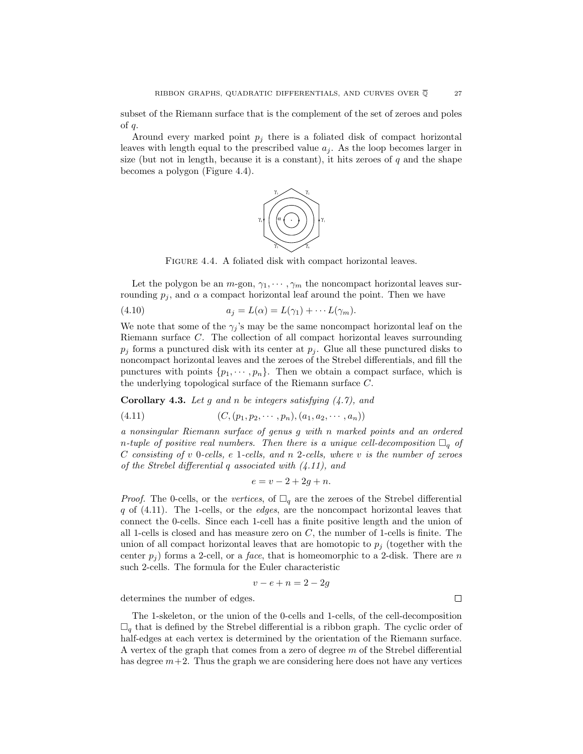subset of the Riemann surface that is the complement of the set of zeroes and poles of $q$.

Around every marked point $p_j$ there is a foliated disk of compact horizontal leaves with length equal to the prescribed value $a_j$. As the loop becomes larger in size (but not in length, because it is a constant), it hits zeroes of $q$ and the shape becomes a polygon (Figure 4.4).

FIGURE 4.4. A foliated disk with compact horizontal leaves.

Let the polygon be an $m$-gon, $\gamma_1, \cdots, \gamma_m$ the noncompact horizontal leaves surrounding $p_j$, and $\alpha$ a compact horizontal leaf around the point. Then we have

$$a_j = L(\alpha) = L(\gamma_1) + \cdots L(\gamma_m). \tag{4.10}$$

We note that some of the $\gamma_j$'s may be the same noncompact horizontal leaf on the Riemann surface $C$. The collection of all compact horizontal leaves surrounding $p_j$ forms a punctured disk with its center at $p_j$. Glue all these punctured disks to noncompact horizontal leaves and the zeroes of the Strebel differentials, and fill the punctures with points $\{p_1, \cdots, p_n\}$. Then we obtain a compact surface, which is the underlying topological surface of the Riemann surface $C$.

**Corollary 4.3.** *Let $g$ and $n$ be integers satisfying (4.7), and*

$$(C, (p_1, p_2, \cdots, p_n), (a_1, a_2, \cdots, a_n)) \tag{4.11}$$

*a nonsingular Riemann surface of genus $g$ with $n$ marked points and an ordered $n$-tuple of positive real numbers. Then there is a unique cell-decomposition $\square_q$ of $C$ consisting of $v$ 0-cells, $e$ 1-cells, and $n$ 2-cells, where $v$ is the number of zeroes of the Strebel differential $q$ associated with (4.11), and*

$$e = v - 2 + 2g + n.$$

*Proof.* The 0-cells, or the *vertices*, of $\square_q$ are the zeroes of the Strebel differential $q$ of (4.11). The 1-cells, or the *edges*, are the noncompact horizontal leaves that connect the 0-cells. Since each 1-cell has a finite positive length and the union of all 1-cells is closed and has measure zero on $C$, the number of 1-cells is finite. The union of all compact horizontal leaves that are homotopic to $p_j$ (together with the center $p_j$) forms a 2-cell, or a *face*, that is homeomorphic to a 2-disk. There are $n$ such 2-cells. The formula for the Euler characteristic

$$v - e + n = 2 - 2g$$

determines the number of edges. □

The 1-skeleton, or the union of the 0-cells and 1-cells, of the cell-decomposition $\square_q$ that is defined by the Strebel differential is a ribbon graph. The cyclic order of half-edges at each vertex is determined by the orientation of the Riemann surface. A vertex of the graph that comes from a zero of degree $m$ of the Strebel differential has degree $m+2$. Thus the graph we are considering here does not have any vertices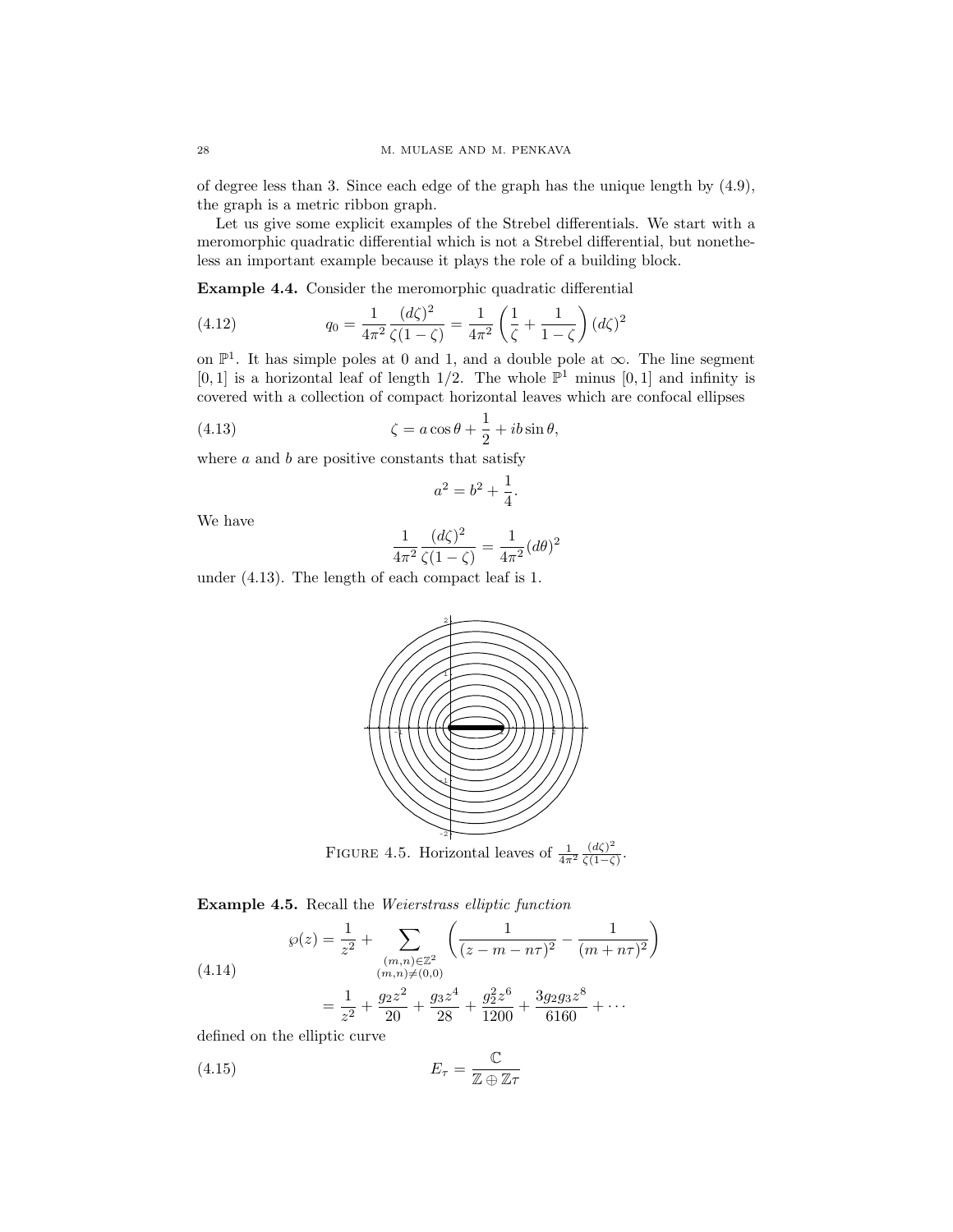of degree less than 3. Since each edge of the graph has the unique length by (4.9), the graph is a metric ribbon graph.

Let us give some explicit examples of the Strebel differentials. We start with a meromorphic quadratic differential which is not a Strebel differential, but nonetheless an important example because it plays the role of a building block.

**Example 4.4.** Consider the meromorphic quadratic differential

$$q_0 = \frac{1}{4\pi^2} \frac{(d\zeta)^2}{\zeta(1-\zeta)} = \frac{1}{4\pi^2} \left( \frac{1}{\zeta} + \frac{1}{1-\zeta} \right) (d\zeta)^2 \tag{4.12}$$

on $\mathbb{P}^1$. It has simple poles at 0 and 1, and a double pole at $\infty$. The line segment $[0, 1]$ is a horizontal leaf of length $1/2$. The whole $\mathbb{P}^1$ minus $[0, 1]$ and infinity is covered with a collection of compact horizontal leaves which are confocal ellipses

$$\zeta = a \cos\theta + \frac{1}{2} + ib \sin\theta, \tag{4.13}$$

where $a$ and $b$ are positive constants that satisfy

$$a^2 = b^2 + \frac{1}{4}.$$

We have

$$\frac{1}{4\pi^2} \frac{(d\zeta)^2}{\zeta(1-\zeta)} = \frac{1}{4\pi^2} (d\theta)^2$$

under (4.13). The length of each compact leaf is 1.

FIGURE 4.5. Horizontal leaves of $\frac{1}{4\pi^2} \frac{(d\zeta)^2}{\zeta(1-\zeta)}$.

**Example 4.5.** Recall the *Weierstrass elliptic function*

$$\begin{aligned} \wp(z) &= \frac{1}{z^2} + \sum_{\substack{(m,n)\in\mathbb{Z}^2 \\ (m,n)\neq(0,0)}} \left( \frac{1}{(z-m-n\tau)^2} - \frac{1}{(m+n\tau)^2} \right) \\ &= \frac{1}{z^2} + \frac{g_2 z^2}{20} + \frac{g_3 z^4}{28} + \frac{g_2^2 z^6}{1200} + \frac{3 g_2 g_3 z^8}{6160} + \cdots \end{aligned} \tag{4.14}$$

defined on the elliptic curve

$$E_\tau = \frac{\mathbb{C}}{\mathbb{Z} \oplus \mathbb{Z}\tau} \tag{4.15}$$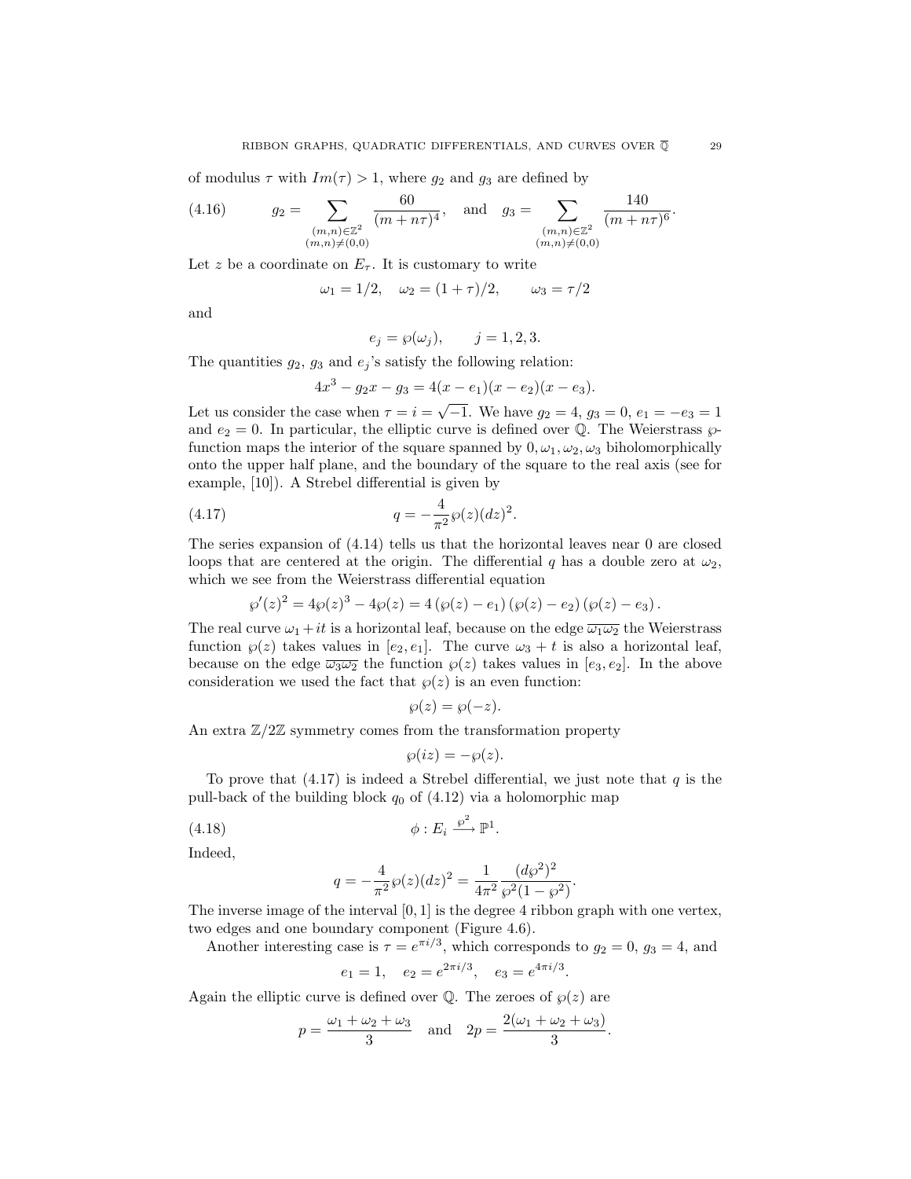of modulus $\tau$ with $Im(\tau) > 1$, where $g_2$ and $g_3$ are defined by

$$g_2 = \sum_{\substack{(m,n)\in\mathbb{Z}^2 \\ (m,n)\neq(0,0)}} \frac{60}{(m+n\tau)^4}, \quad \text{and} \quad g_3 = \sum_{\substack{(m,n)\in\mathbb{Z}^2 \\ (m,n)\neq(0,0)}} \frac{140}{(m+n\tau)^6}. \tag{4.16}$$

Let $z$ be a coordinate on $E_\tau$. It is customary to write

$$\omega_1 = 1/2, \quad \omega_2 = (1+\tau)/2, \qquad \omega_3 = \tau/2$$

and

$$e_j = \wp(\omega_j), \qquad j = 1, 2, 3.$$

The quantities $g_2$, $g_3$ and $e_j$'s satisfy the following relation:

$$4x^3 - g_2 x - g_3 = 4(x - e_1)(x - e_2)(x - e_3).$$

Let us consider the case when $\tau = i = \sqrt{-1}$. We have $g_2 = 4$, $g_3 = 0$, $e_1 = -e_3 = 1$ and $e_2 = 0$. In particular, the elliptic curve is defined over $\mathbb{Q}$. The Weierstrass $\wp$-function maps the interior of the square spanned by $0, \omega_1, \omega_2, \omega_3$ biholomorphically onto the upper half plane, and the boundary of the square to the real axis (see for example, [10]). A Strebel differential is given by

$$q = -\frac{4}{\pi^2}\wp(z)(dz)^2. \tag{4.17}$$

The series expansion of (4.14) tells us that the horizontal leaves near 0 are closed loops that are centered at the origin. The differential $q$ has a double zero at $\omega_2$, which we see from the Weierstrass differential equation

$$\wp'(z)^2 = 4\wp(z)^3 - 4\wp(z) = 4\left(\wp(z) - e_1\right)\left(\wp(z) - e_2\right)\left(\wp(z) - e_3\right).$$

The real curve $\omega_1 + it$ is a horizontal leaf, because on the edge $\overline{\omega_1\omega_2}$ the Weierstrass function $\wp(z)$ takes values in $[e_2, e_1]$. The curve $\omega_3 + t$ is also a horizontal leaf, because on the edge $\overline{\omega_3\omega_2}$ the function $\wp(z)$ takes values in $[e_3, e_2]$. In the above consideration we used the fact that $\wp(z)$ is an even function:

$$\wp(z) = \wp(-z).$$

An extra $\mathbb{Z}/2\mathbb{Z}$ symmetry comes from the transformation property

$$\wp(iz) = -\wp(z).$$

To prove that (4.17) is indeed a Strebel differential, we just note that $q$ is the pull-back of the building block $q_0$ of (4.12) via a holomorphic map

$$\phi : E_i \xrightarrow{\wp^2} \mathbb{P}^1. \tag{4.18}$$

Indeed,

$$q = -\frac{4}{\pi^2}\wp(z)(dz)^2 = \frac{1}{4\pi^2}\frac{(d\wp^2)^2}{\wp^2(1-\wp^2)}.$$

The inverse image of the interval $[0, 1]$ is the degree 4 ribbon graph with one vertex, two edges and one boundary component (Figure 4.6).

Another interesting case is $\tau = e^{\pi i/3}$, which corresponds to $g_2 = 0$, $g_3 = 4$, and

$$e_1 = 1, \quad e_2 = e^{2\pi i/3}, \quad e_3 = e^{4\pi i/3}.$$

Again the elliptic curve is defined over $\mathbb{Q}$. The zeroes of $\wp(z)$ are

$$p = \frac{\omega_1 + \omega_2 + \omega_3}{3} \quad \text{and} \quad 2p = \frac{2(\omega_1 + \omega_2 + \omega_3)}{3}.$$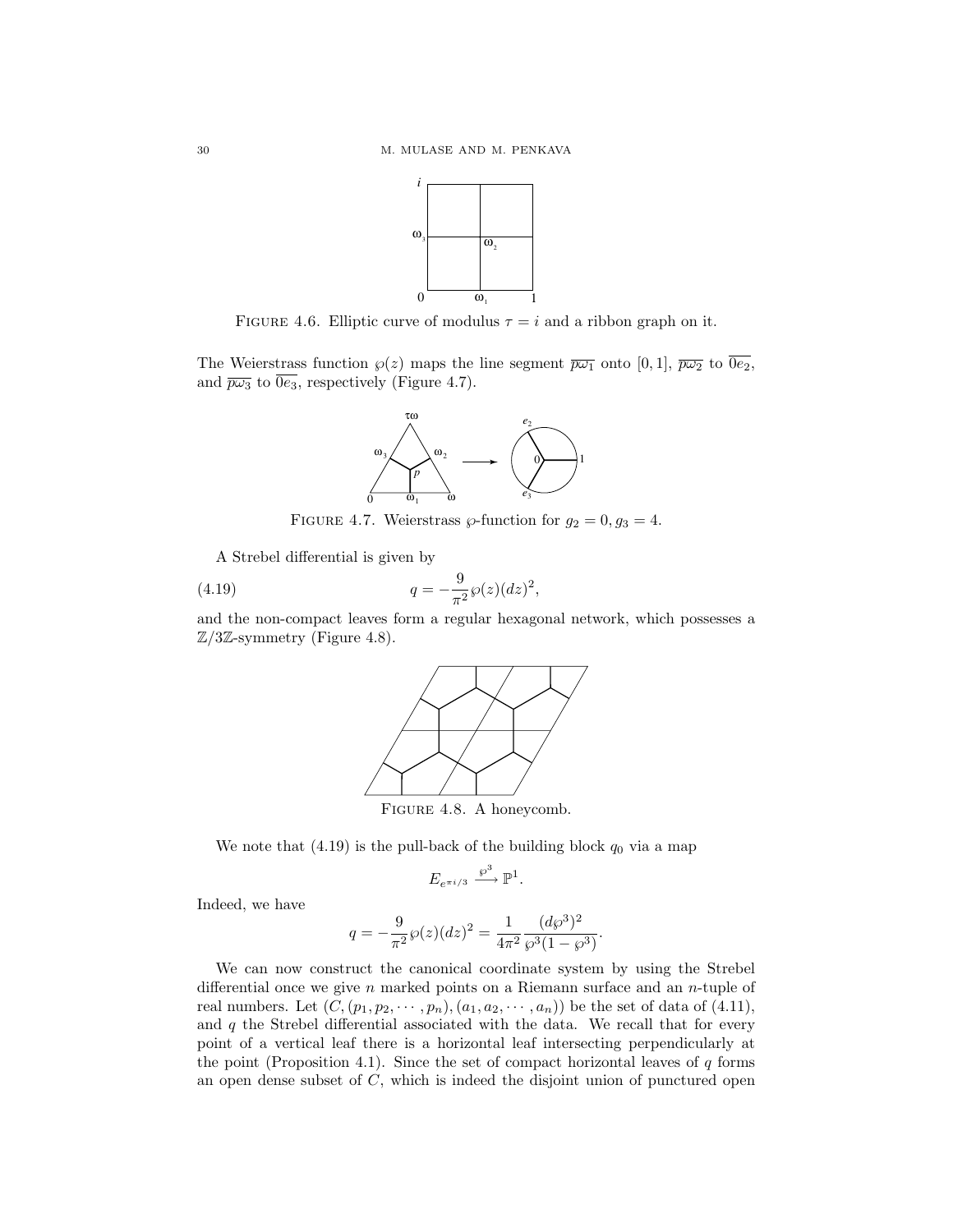FIGURE 4.6. Elliptic curve of modulus $\tau = i$ and a ribbon graph on it.

The Weierstrass function $\wp(z)$ maps the line segment $\overline{p\omega_1}$ onto $[0,1]$, $\overline{p\omega_2}$ to $\overline{0e_2}$, and $\overline{p\omega_3}$ to $\overline{0e_3}$, respectively (Figure 4.7).

FIGURE 4.7. Weierstrass $\wp$-function for $g_2 = 0, g_3 = 4$.

A Strebel differential is given by

$$q = -\frac{9}{\pi^2}\wp(z)(dz)^2, \tag{4.19}$$

and the non-compact leaves form a regular hexagonal network, which possesses a $\mathbb{Z}/3\mathbb{Z}$-symmetry (Figure 4.8).

FIGURE 4.8. A honeycomb.

We note that (4.19) is the pull-back of the building block $q_0$ via a map

$$E_{e^{\pi i/3}} \xrightarrow{\wp^3} \mathbb{P}^1.$$

Indeed, we have

$$q = -\frac{9}{\pi^2}\wp(z)(dz)^2 = \frac{1}{4\pi^2}\frac{(d\wp^3)^2}{\wp^3(1-\wp^3)}.$$

We can now construct the canonical coordinate system by using the Strebel differential once we give $n$ marked points on a Riemann surface and an $n$-tuple of real numbers. Let $(C, (p_1, p_2, \cdots, p_n), (a_1, a_2, \cdots, a_n))$ be the set of data of (4.11), and $q$ the Strebel differential associated with the data. We recall that for every point of a vertical leaf there is a horizontal leaf intersecting perpendicularly at the point (Proposition 4.1). Since the set of compact horizontal leaves of $q$ forms an open dense subset of $C$, which is indeed the disjoint union of punctured open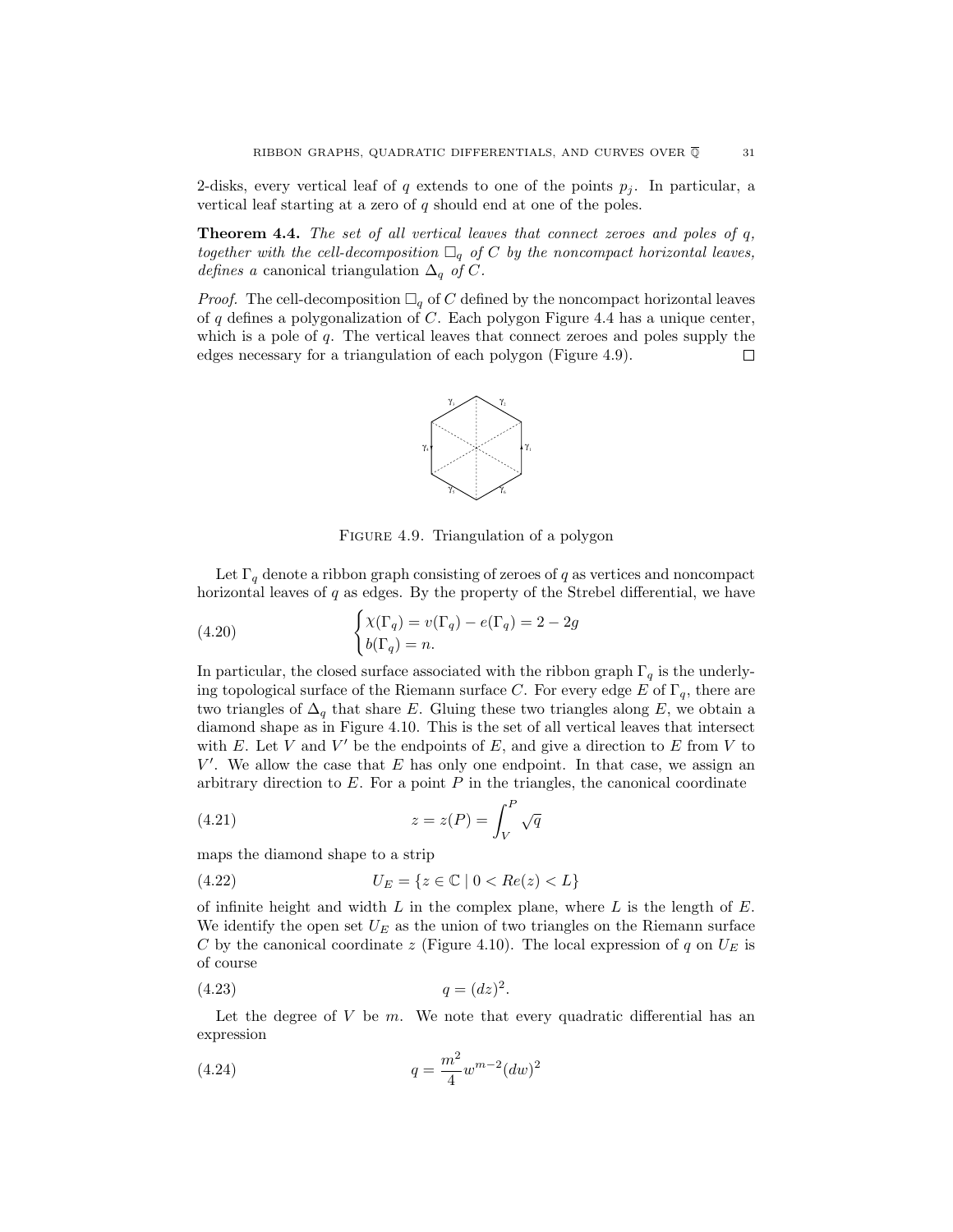2-disks, every vertical leaf of $q$ extends to one of the points $p_j$. In particular, a vertical leaf starting at a zero of $q$ should end at one of the poles.

**Theorem 4.4.** *The set of all vertical leaves that connect zeroes and poles of $q$, together with the cell-decomposition $\square_q$ of $C$ by the noncompact horizontal leaves, defines a* canonical triangulation $\Delta_q$ *of $C$.*

*Proof.* The cell-decomposition $\square_q$ of $C$ defined by the noncompact horizontal leaves of $q$ defines a polygonalization of $C$. Each polygon Figure 4.4 has a unique center, which is a pole of $q$. The vertical leaves that connect zeroes and poles supply the edges necessary for a triangulation of each polygon (Figure 4.9). $\square$

FIGURE 4.9. Triangulation of a polygon

Let $\Gamma_q$ denote a ribbon graph consisting of zeroes of $q$ as vertices and noncompact horizontal leaves of $q$ as edges. By the property of the Strebel differential, we have

$$\begin{cases} \chi(\Gamma_q) = v(\Gamma_q) - e(\Gamma_q) = 2 - 2g \\ b(\Gamma_q) = n. \end{cases} \tag{4.20}$$

In particular, the closed surface associated with the ribbon graph $\Gamma_q$ is the underlying topological surface of the Riemann surface $C$. For every edge $E$ of $\Gamma_q$, there are two triangles of $\Delta_q$ that share $E$. Gluing these two triangles along $E$, we obtain a diamond shape as in Figure 4.10. This is the set of all vertical leaves that intersect with $E$. Let $V$ and $V'$ be the endpoints of $E$, and give a direction to $E$ from $V$ to $V'$. We allow the case that $E$ has only one endpoint. In that case, we assign an arbitrary direction to $E$. For a point $P$ in the triangles, the canonical coordinate

$$z = z(P) = \int_V^P \sqrt{q} \tag{4.21}$$

maps the diamond shape to a strip

$$U_E = \{z \in \mathbb{C} \mid 0 < Re(z) < L\} \tag{4.22}$$

of infinite height and width $L$ in the complex plane, where $L$ is the length of $E$. We identify the open set $U_E$ as the union of two triangles on the Riemann surface $C$ by the canonical coordinate $z$ (Figure 4.10). The local expression of $q$ on $U_E$ is of course

$$q = (dz)^2. \tag{4.23}$$

Let the degree of $V$ be $m$. We note that every quadratic differential has an expression

$$q = \frac{m^2}{4} w^{m-2} (dw)^2 \tag{4.24}$$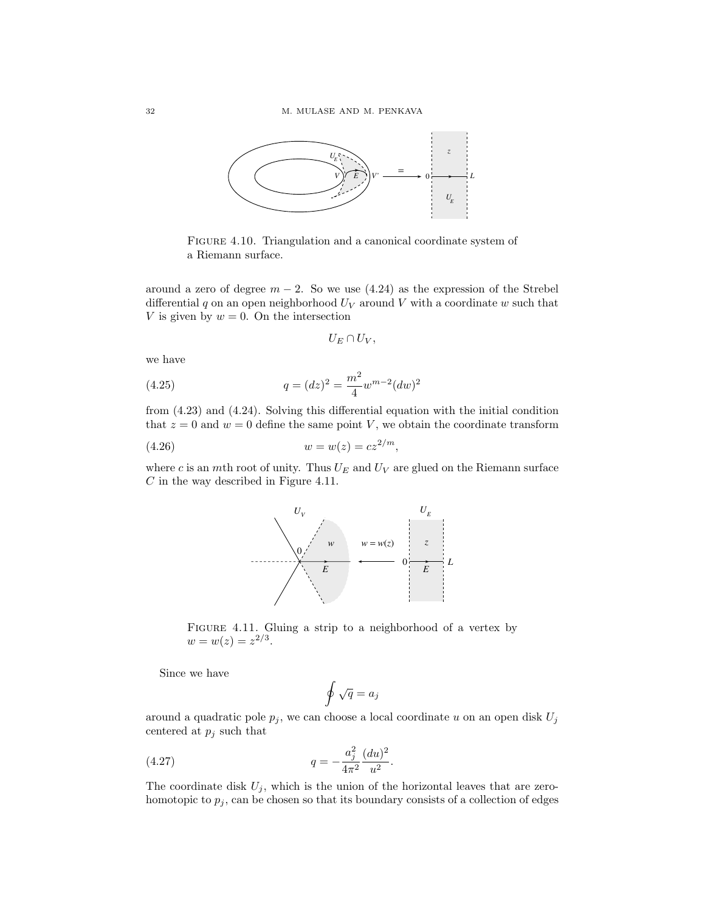FIGURE 4.10. Triangulation and a canonical coordinate system of a Riemann surface.

around a zero of degree $m-2$. So we use (4.24) as the expression of the Strebel differential $q$ on an open neighborhood $U_V$ around $V$ with a coordinate $w$ such that $V$ is given by $w = 0$. On the intersection

$$U_E \cap U_V,$$

we have

$$q = (dz)^2 = \frac{m^2}{4} w^{m-2} (dw)^2 \tag{4.25}$$

from (4.23) and (4.24). Solving this differential equation with the initial condition that $z = 0$ and $w = 0$ define the same point $V$, we obtain the coordinate transform

$$w = w(z) = cz^{2/m}, \tag{4.26}$$

where $c$ is an $m$th root of unity. Thus $U_E$ and $U_V$ are glued on the Riemann surface $C$ in the way described in Figure 4.11.

FIGURE 4.11. Gluing a strip to a neighborhood of a vertex by $w = w(z) = z^{2/3}$.

Since we have

$$\oint \sqrt{q} = a_j$$

around a quadratic pole $p_j$, we can choose a local coordinate $u$ on an open disk $U_j$ centered at $p_j$ such that

$$q = -\frac{a_j^2}{4\pi^2} \frac{(du)^2}{u^2}. \tag{4.27}$$

The coordinate disk $U_j$, which is the union of the horizontal leaves that are zero-homotopic to $p_j$, can be chosen so that its boundary consists of a collection of edges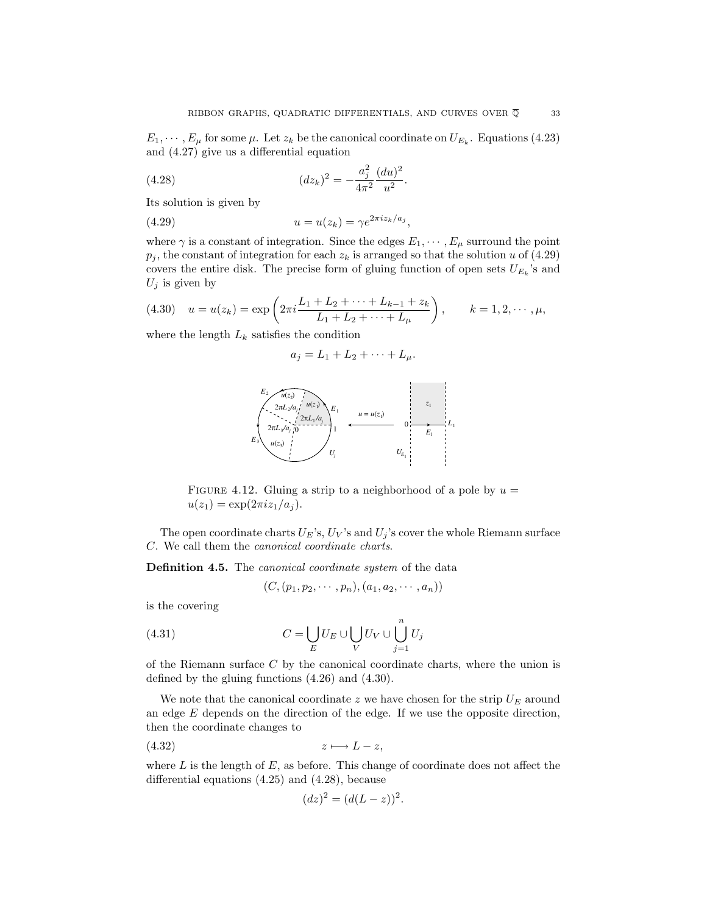$E_1, \cdots, E_\mu$ for some $\mu$. Let $z_k$ be the canonical coordinate on $U_{E_k}$. Equations (4.23) and (4.27) give us a differential equation

$$(dz_k)^2 = -\frac{a_j^2}{4\pi^2}\frac{(du)^2}{u^2}. \tag{4.28}$$

Its solution is given by

$$u = u(z_k) = \gamma e^{2\pi i z_k/a_j}, \tag{4.29}$$

where $\gamma$ is a constant of integration. Since the edges $E_1, \cdots, E_\mu$ surround the point $p_j$, the constant of integration for each $z_k$ is arranged so that the solution $u$ of (4.29) covers the entire disk. The precise form of gluing function of open sets $U_{E_k}$'s and $U_j$ is given by

$$u = u(z_k) = \exp\left(2\pi i \frac{L_1 + L_2 + \cdots + L_{k-1} + z_k}{L_1 + L_2 + \cdots + L_\mu}\right), \qquad k = 1, 2, \cdots, \mu, \tag{4.30}$$

where the length $L_k$ satisfies the condition

$$a_j = L_1 + L_2 + \cdots + L_\mu.$$

FIGURE 4.12. Gluing a strip to a neighborhood of a pole by $u = u(z_1) = \exp(2\pi i z_1/a_j)$.

The open coordinate charts $U_E$'s, $U_V$'s and $U_j$'s cover the whole Riemann surface $C$. We call them the *canonical coordinate charts*.

**Definition 4.5.** The *canonical coordinate system* of the data

$$(C, (p_1, p_2, \cdots, p_n), (a_1, a_2, \cdots, a_n))$$

is the covering

$$C = \bigcup_E U_E \cup \bigcup_V U_V \cup \bigcup_{j=1}^n U_j \tag{4.31}$$

of the Riemann surface $C$ by the canonical coordinate charts, where the union is defined by the gluing functions (4.26) and (4.30).

We note that the canonical coordinate $z$ we have chosen for the strip $U_E$ around an edge $E$ depends on the direction of the edge. If we use the opposite direction, then the coordinate changes to

$$z \longmapsto L - z, \tag{4.32}$$

where $L$ is the length of $E$, as before. This change of coordinate does not affect the differential equations (4.25) and (4.28), because

$$(dz)^2 = (d(L-z))^2.$$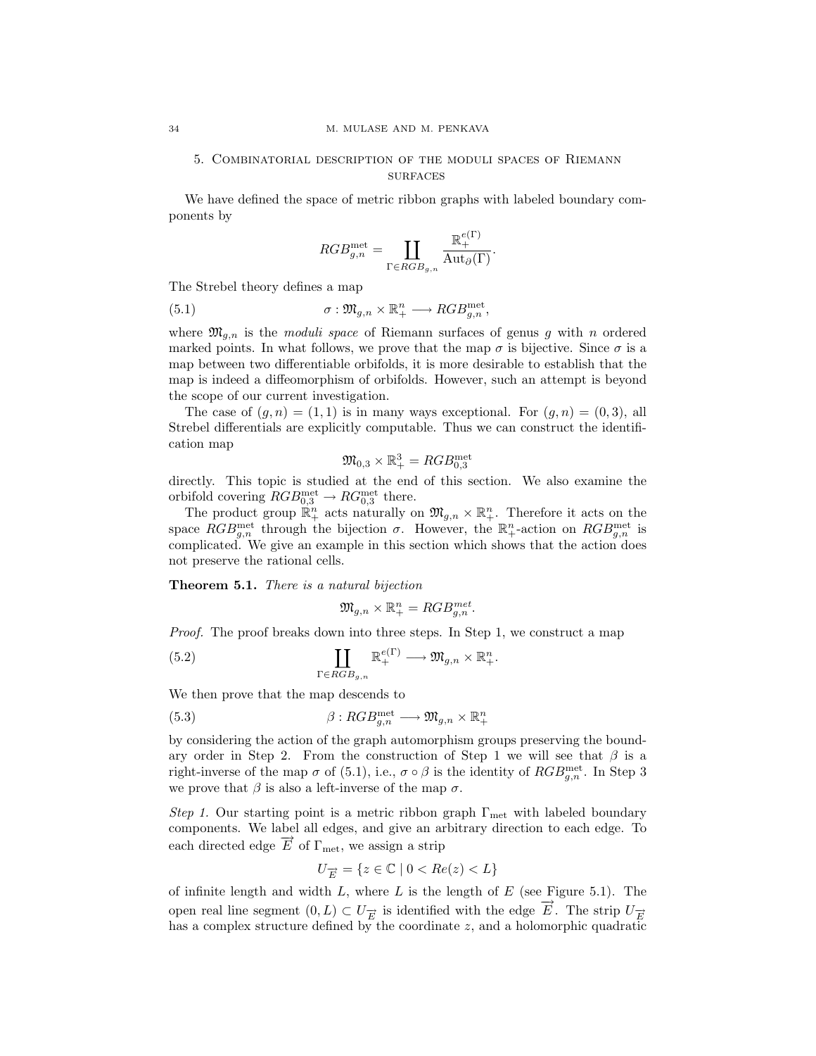## 5. Combinatorial description of the moduli spaces of Riemann surfaces

We have defined the space of metric ribbon graphs with labeled boundary components by

$$RGB_{g,n}^{\text{met}} = \coprod_{\Gamma \in RGB_{g,n}} \frac{\mathbb{R}_+^{e(\Gamma)}}{\text{Aut}_\partial(\Gamma)}.$$

The Strebel theory defines a map

$$\sigma : \mathfrak{M}_{g,n} \times \mathbb{R}_+^n \longrightarrow RGB_{g,n}^{\text{met}}, \tag{5.1}$$

where $\mathfrak{M}_{g,n}$ is the *moduli space* of Riemann surfaces of genus $g$ with $n$ ordered marked points. In what follows, we prove that the map $\sigma$ is bijective. Since $\sigma$ is a map between two differentiable orbifolds, it is more desirable to establish that the map is indeed a diffeomorphism of orbifolds. However, such an attempt is beyond the scope of our current investigation.

The case of $(g, n) = (1, 1)$ is in many ways exceptional. For $(g, n) = (0, 3)$, all Strebel differentials are explicitly computable. Thus we can construct the identification map

$$\mathfrak{M}_{0,3} \times \mathbb{R}_+^3 = RGB_{0,3}^{\text{met}}$$

directly. This topic is studied at the end of this section. We also examine the orbifold covering $RGB_{0,3}^{\text{met}} \to RG_{0,3}^{\text{met}}$ there.

The product group $\mathbb{R}_+^n$ acts naturally on $\mathfrak{M}_{g,n} \times \mathbb{R}_+^n$. Therefore it acts on the space $RGB_{g,n}^{\text{met}}$ through the bijection $\sigma$. However, the $\mathbb{R}_+^n$-action on $RGB_{g,n}^{\text{met}}$ is complicated. We give an example in this section which shows that the action does not preserve the rational cells.

**Theorem 5.1.** *There is a natural bijection*

$$\mathfrak{M}_{g,n} \times \mathbb{R}_+^n = RGB_{g,n}^{met}.$$

*Proof.* The proof breaks down into three steps. In Step 1, we construct a map

$$\coprod_{\Gamma \in RGB_{g,n}} \mathbb{R}_+^{e(\Gamma)} \longrightarrow \mathfrak{M}_{g,n} \times \mathbb{R}_+^n. \tag{5.2}$$

We then prove that the map descends to

$$\beta : RGB_{g,n}^{\text{met}} \longrightarrow \mathfrak{M}_{g,n} \times \mathbb{R}_+^n \tag{5.3}$$

by considering the action of the graph automorphism groups preserving the boundary order in Step 2. From the construction of Step 1 we will see that $\beta$ is a right-inverse of the map $\sigma$ of (5.1), i.e., $\sigma \circ \beta$ is the identity of $RGB_{g,n}^{\text{met}}$. In Step 3 we prove that $\beta$ is also a left-inverse of the map $\sigma$.

*Step 1.* Our starting point is a metric ribbon graph $\Gamma_{\text{met}}$ with labeled boundary components. We label all edges, and give an arbitrary direction to each edge. To each directed edge $\overrightarrow{E}$ of $\Gamma_{\text{met}}$, we assign a strip

$$U_{\overrightarrow{E}} = \{z \in \mathbb{C} \mid 0 < Re(z) < L\}$$

of infinite length and width $L$, where $L$ is the length of $E$ (see Figure 5.1). The open real line segment $(0, L) \subset U_{\overrightarrow{E}}$ is identified with the edge $\overrightarrow{E}$. The strip $U_{\overrightarrow{E}}$ has a complex structure defined by the coordinate $z$, and a holomorphic quadratic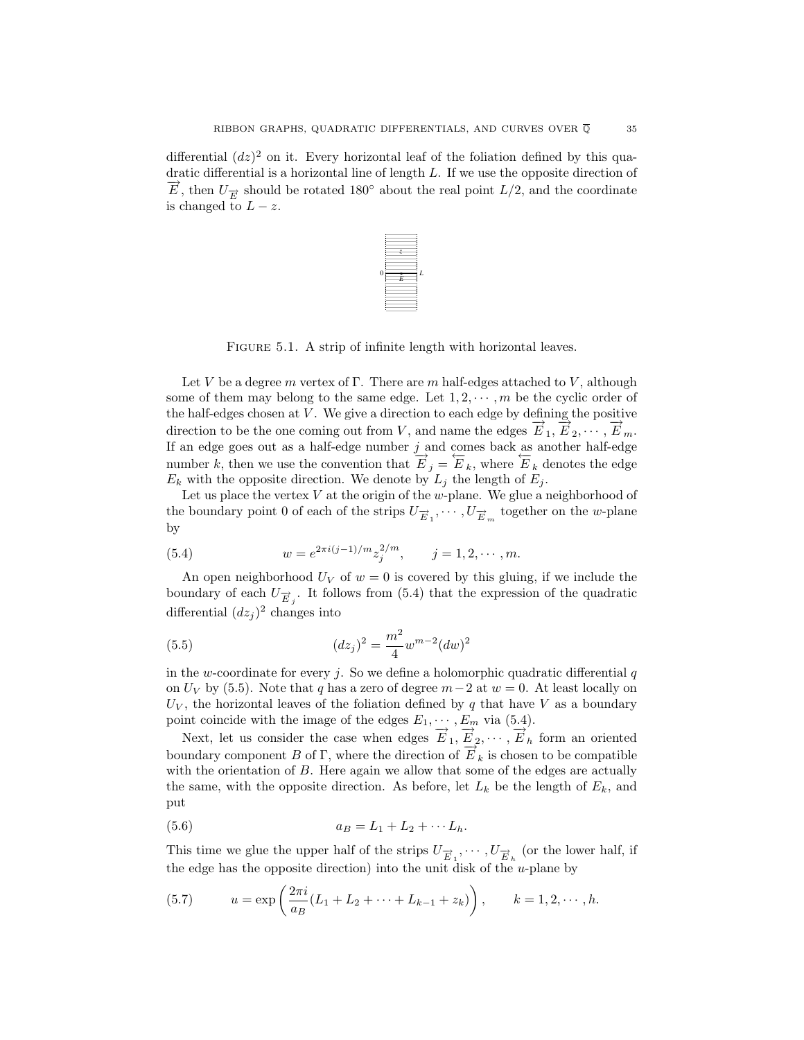differential $(dz)^2$ on it. Every horizontal leaf of the foliation defined by this quadratic differential is a horizontal line of length $L$. If we use the opposite direction of $\overrightarrow{E}$, then $U_{\overrightarrow{E}}$ should be rotated 180° about the real point $L/2$, and the coordinate is changed to $L - z$.

Figure 5.1. A strip of infinite length with horizontal leaves.

Let $V$ be a degree $m$ vertex of $\Gamma$. There are $m$ half-edges attached to $V$, although some of them may belong to the same edge. Let $1, 2, \cdots, m$ be the cyclic order of the half-edges chosen at $V$. We give a direction to each edge by defining the positive direction to be the one coming out from $V$, and name the edges $\overrightarrow{E}_1, \overrightarrow{E}_2, \cdots, \overrightarrow{E}_m$. If an edge goes out as a half-edge number $j$ and comes back as another half-edge number $k$, then we use the convention that $\overrightarrow{E}_j = \overleftarrow{E}_k$, where $\overleftarrow{E}_k$ denotes the edge $E_k$ with the opposite direction. We denote by $L_j$ the length of $E_j$.

Let us place the vertex $V$ at the origin of the $w$-plane. We glue a neighborhood of the boundary point 0 of each of the strips $U_{\overrightarrow{E}_1}, \cdots, U_{\overrightarrow{E}_m}$ together on the $w$-plane by

$$w = e^{2\pi i(j-1)/m} z_j^{2/m}, \qquad j = 1, 2, \cdots, m. \tag{5.4}$$

An open neighborhood $U_V$ of $w = 0$ is covered by this gluing, if we include the boundary of each $U_{\overrightarrow{E}_j}$. It follows from (5.4) that the expression of the quadratic differential $(dz_j)^2$ changes into

$$(dz_j)^2 = \frac{m^2}{4} w^{m-2} (dw)^2 \tag{5.5}$$

in the $w$-coordinate for every $j$. So we define a holomorphic quadratic differential $q$ on $U_V$ by (5.5). Note that $q$ has a zero of degree $m-2$ at $w = 0$. At least locally on $U_V$, the horizontal leaves of the foliation defined by $q$ that have $V$ as a boundary point coincide with the image of the edges $E_1, \cdots, E_m$ via (5.4).

Next, let us consider the case when edges $\overrightarrow{E}_1, \overrightarrow{E}_2, \cdots, \overrightarrow{E}_h$ form an oriented boundary component $B$ of $\Gamma$, where the direction of $\overrightarrow{E}_k$ is chosen to be compatible with the orientation of $B$. Here again we allow that some of the edges are actually the same, with the opposite direction. As before, let $L_k$ be the length of $E_k$, and put

$$a_B = L_1 + L_2 + \cdots L_h. \tag{5.6}$$

This time we glue the upper half of the strips $U_{\overrightarrow{E}_1}, \cdots, U_{\overrightarrow{E}_h}$ (or the lower half, if the edge has the opposite direction) into the unit disk of the $u$-plane by

$$u = \exp\left(\frac{2\pi i}{a_B}(L_1 + L_2 + \cdots + L_{k-1} + z_k)\right), \qquad k = 1, 2, \cdots, h. \tag{5.7}$$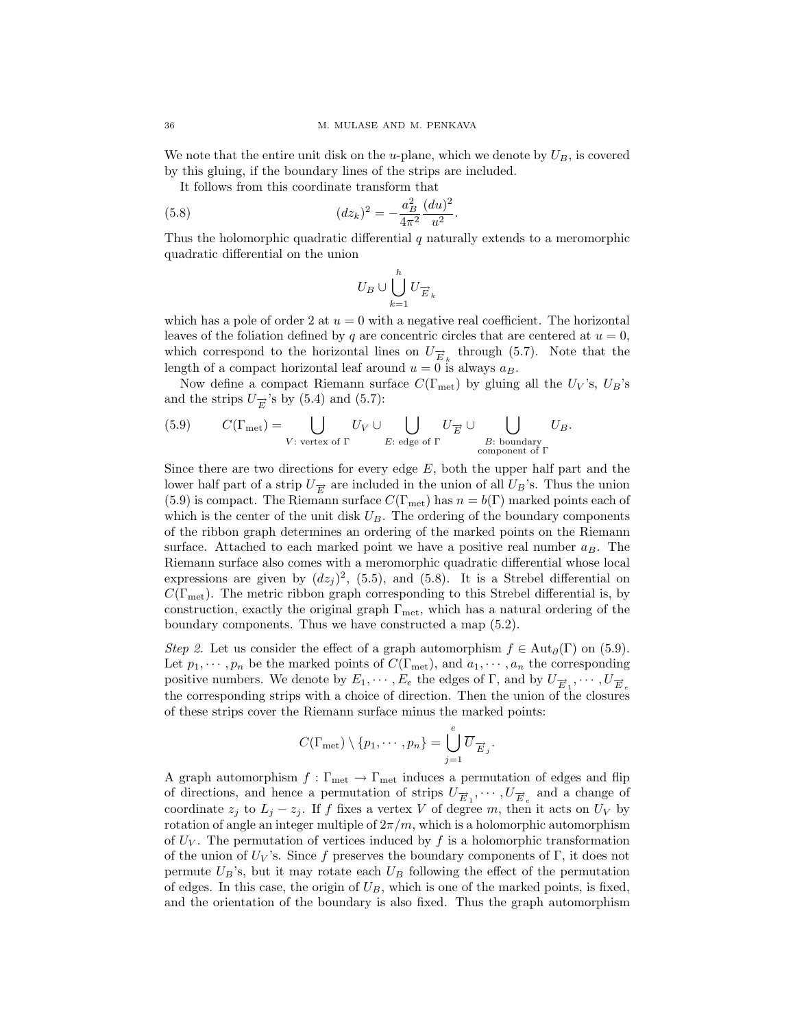We note that the entire unit disk on the $u$-plane, which we denote by $U_B$, is covered by this gluing, if the boundary lines of the strips are included.

It follows from this coordinate transform that

$$(dz_k)^2 = -\frac{a_B^2}{4\pi^2}\frac{(du)^2}{u^2}. \tag{5.8}$$

Thus the holomorphic quadratic differential $q$ naturally extends to a meromorphic quadratic differential on the union

$$U_B \cup \bigcup_{k=1}^{h} U_{\vec{E}_k}$$

which has a pole of order 2 at $u = 0$ with a negative real coefficient. The horizontal leaves of the foliation defined by $q$ are concentric circles that are centered at $u = 0$, which correspond to the horizontal lines on $U_{\vec{E}_k}$ through (5.7). Note that the length of a compact horizontal leaf around $u = 0$ is always $a_B$.

Now define a compact Riemann surface $C(\Gamma_{\text{met}})$ by gluing all the $U_V$'s, $U_B$'s and the strips $U_{\vec{E}}$'s by (5.4) and (5.7):

$$C(\Gamma_{\text{met}}) = \bigcup_{V:\text{ vertex of }\Gamma} U_V \cup \bigcup_{E:\text{ edge of }\Gamma} U_{\vec{E}} \cup \bigcup_{\substack{B:\text{ boundary}\\ \text{component of }\Gamma}} U_B. \tag{5.9}$$

Since there are two directions for every edge $E$, both the upper half part and the lower half part of a strip $U_{\vec{E}}$ are included in the union of all $U_B$'s. Thus the union (5.9) is compact. The Riemann surface $C(\Gamma_{\text{met}})$ has $n = b(\Gamma)$ marked points each of which is the center of the unit disk $U_B$. The ordering of the boundary components of the ribbon graph determines an ordering of the marked points on the Riemann surface. Attached to each marked point we have a positive real number $a_B$. The Riemann surface also comes with a meromorphic quadratic differential whose local expressions are given by $(dz_j)^2$, (5.5), and (5.8). It is a Strebel differential on $C(\Gamma_{\text{met}})$. The metric ribbon graph corresponding to this Strebel differential is, by construction, exactly the original graph $\Gamma_{\text{met}}$, which has a natural ordering of the boundary components. Thus we have constructed a map (5.2).

*Step 2.* Let us consider the effect of a graph automorphism $f \in \text{Aut}_\partial(\Gamma)$ on (5.9). Let $p_1, \cdots, p_n$ be the marked points of $C(\Gamma_{\text{met}})$, and $a_1, \cdots, a_n$ the corresponding positive numbers. We denote by $E_1, \cdots, E_e$ the edges of $\Gamma$, and by $U_{\vec{E}_1}, \cdots, U_{\vec{E}_e}$ the corresponding strips with a choice of direction. Then the union of the closures of these strips cover the Riemann surface minus the marked points:

$$C(\Gamma_{\text{met}}) \setminus \{p_1, \cdots, p_n\} = \bigcup_{j=1}^{e} \overline{U}_{\vec{E}_j}.$$

A graph automorphism $f : \Gamma_{\text{met}} \to \Gamma_{\text{met}}$ induces a permutation of edges and flip of directions, and hence a permutation of strips $U_{\vec{E}_1}, \cdots, U_{\vec{E}_e}$ and a change of coordinate $z_j$ to $L_j - z_j$. If $f$ fixes a vertex $V$ of degree $m$, then it acts on $U_V$ by rotation of angle an integer multiple of $2\pi/m$, which is a holomorphic automorphism of $U_V$. The permutation of vertices induced by $f$ is a holomorphic transformation of the union of $U_V$'s. Since $f$ preserves the boundary components of $\Gamma$, it does not permute $U_B$'s, but it may rotate each $U_B$ following the effect of the permutation of edges. In this case, the origin of $U_B$, which is one of the marked points, is fixed, and the orientation of the boundary is also fixed. Thus the graph automorphism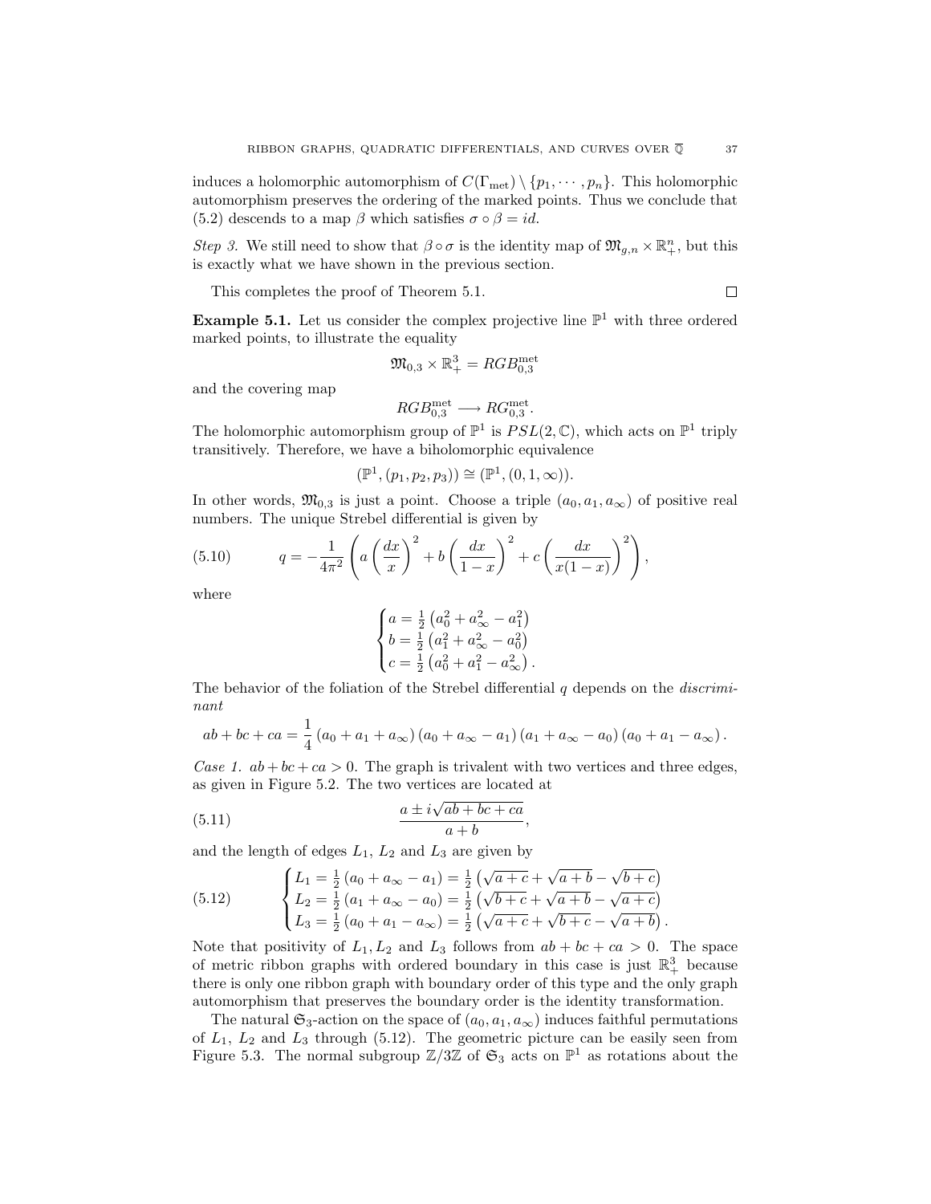induces a holomorphic automorphism of $C(\Gamma_{\text{met}}) \setminus \{p_1, \cdots, p_n\}$. This holomorphic automorphism preserves the ordering of the marked points. Thus we conclude that (5.2) descends to a map $\beta$ which satisfies $\sigma \circ \beta = id$.

*Step 3.* We still need to show that $\beta \circ \sigma$ is the identity map of $\mathfrak{M}_{g,n} \times \mathbb{R}_+^n$, but this is exactly what we have shown in the previous section.

This completes the proof of Theorem 5.1. $\square$

**Example 5.1.** Let us consider the complex projective line $\mathbb{P}^1$ with three ordered marked points, to illustrate the equality

$$\mathfrak{M}_{0,3} \times \mathbb{R}_+^3 = RGB_{0,3}^{\text{met}}$$

and the covering map

$$RGB_{0,3}^{\text{met}} \longrightarrow RG_{0,3}^{\text{met}}.$$

The holomorphic automorphism group of $\mathbb{P}^1$ is $PSL(2, \mathbb{C})$, which acts on $\mathbb{P}^1$ triply transitively. Therefore, we have a biholomorphic equivalence

$$(\mathbb{P}^1, (p_1, p_2, p_3)) \cong (\mathbb{P}^1, (0, 1, \infty)).$$

In other words, $\mathfrak{M}_{0,3}$ is just a point. Choose a triple $(a_0, a_1, a_\infty)$ of positive real numbers. The unique Strebel differential is given by

$$q = -\frac{1}{4\pi^2}\left(a\left(\frac{dx}{x}\right)^2 + b\left(\frac{dx}{1-x}\right)^2 + c\left(\frac{dx}{x(1-x)}\right)^2\right), \tag{5.10}$$

where

$$\begin{cases} a = \frac{1}{2}\left(a_0^2 + a_\infty^2 - a_1^2\right) \\ b = \frac{1}{2}\left(a_1^2 + a_\infty^2 - a_0^2\right) \\ c = \frac{1}{2}\left(a_0^2 + a_1^2 - a_\infty^2\right). \end{cases}$$

The behavior of the foliation of the Strebel differential $q$ depends on the *discriminant*

$$ab + bc + ca = \frac{1}{4}\left(a_0 + a_1 + a_\infty\right)\left(a_0 + a_\infty - a_1\right)\left(a_1 + a_\infty - a_0\right)\left(a_0 + a_1 - a_\infty\right).$$

*Case 1.* $ab + bc + ca > 0$. The graph is trivalent with two vertices and three edges, as given in Figure 5.2. The two vertices are located at

$$\frac{a \pm i\sqrt{ab + bc + ca}}{a + b}, \tag{5.11}$$

and the length of edges $L_1$, $L_2$ and $L_3$ are given by

$$\begin{cases} L_1 = \frac{1}{2}\left(a_0 + a_\infty - a_1\right) = \frac{1}{2}\left(\sqrt{a+c} + \sqrt{a+b} - \sqrt{b+c}\right) \\ L_2 = \frac{1}{2}\left(a_1 + a_\infty - a_0\right) = \frac{1}{2}\left(\sqrt{b+c} + \sqrt{a+b} - \sqrt{a+c}\right) \\ L_3 = \frac{1}{2}\left(a_0 + a_1 - a_\infty\right) = \frac{1}{2}\left(\sqrt{a+c} + \sqrt{b+c} - \sqrt{a+b}\right). \end{cases} \tag{5.12}$$

Note that positivity of $L_1, L_2$ and $L_3$ follows from $ab + bc + ca > 0$. The space of metric ribbon graphs with ordered boundary in this case is just $\mathbb{R}_+^3$ because there is only one ribbon graph with boundary order of this type and the only graph automorphism that preserves the boundary order is the identity transformation.

The natural $\mathfrak{S}_3$-action on the space of $(a_0, a_1, a_\infty)$ induces faithful permutations of $L_1$, $L_2$ and $L_3$ through (5.12). The geometric picture can be easily seen from Figure 5.3. The normal subgroup $\mathbb{Z}/3\mathbb{Z}$ of $\mathfrak{S}_3$ acts on $\mathbb{P}^1$ as rotations about the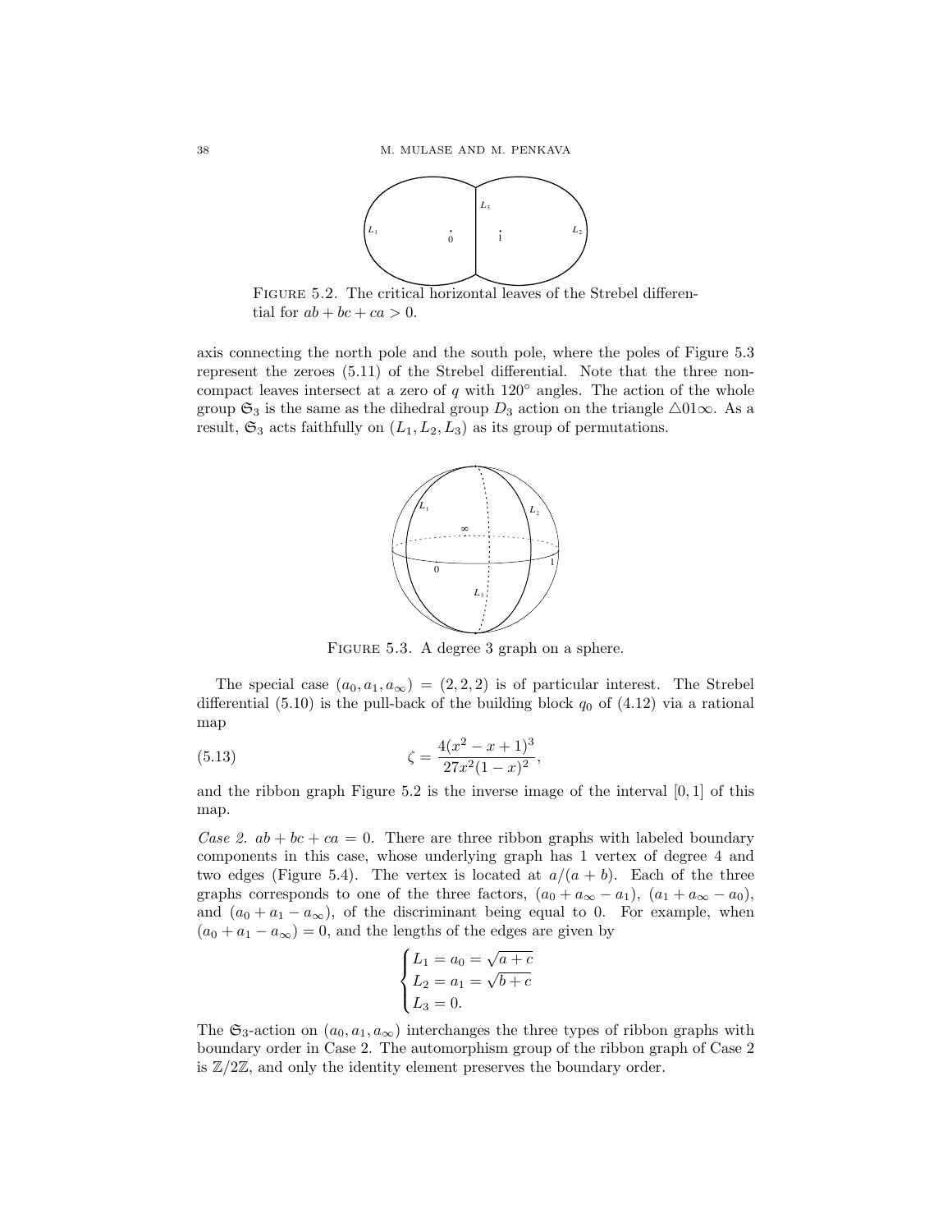FIGURE 5.2. The critical horizontal leaves of the Strebel differential for $ab + bc + ca > 0$.

axis connecting the north pole and the south pole, where the poles of Figure 5.3 represent the zeroes (5.11) of the Strebel differential. Note that the three non-compact leaves intersect at a zero of $q$ with $120^\circ$ angles. The action of the whole group $\mathfrak{S}_3$ is the same as the dihedral group $D_3$ action on the triangle $\triangle 01\infty$. As a result, $\mathfrak{S}_3$ acts faithfully on $(L_1, L_2, L_3)$ as its group of permutations.

FIGURE 5.3. A degree 3 graph on a sphere.

The special case $(a_0, a_1, a_\infty) = (2, 2, 2)$ is of particular interest. The Strebel differential (5.10) is the pull-back of the building block $q_0$ of (4.12) via a rational map

$$\zeta = \frac{4(x^2 - x + 1)^3}{27x^2(1-x)^2}, \tag{5.13}$$

and the ribbon graph Figure 5.2 is the inverse image of the interval $[0, 1]$ of this map.

*Case 2.* $ab + bc + ca = 0$. There are three ribbon graphs with labeled boundary components in this case, whose underlying graph has 1 vertex of degree 4 and two edges (Figure 5.4). The vertex is located at $a/(a + b)$. Each of the three graphs corresponds to one of the three factors, $(a_0 + a_\infty - a_1)$, $(a_1 + a_\infty - a_0)$, and $(a_0 + a_1 - a_\infty)$, of the discriminant being equal to 0. For example, when $(a_0 + a_1 - a_\infty) = 0$, and the lengths of the edges are given by

$$\begin{cases} L_1 = a_0 = \sqrt{a + c} \\ L_2 = a_1 = \sqrt{b + c} \\ L_3 = 0. \end{cases}$$

The $\mathfrak{S}_3$-action on $(a_0, a_1, a_\infty)$ interchanges the three types of ribbon graphs with boundary order in Case 2. The automorphism group of the ribbon graph of Case 2 is $\mathbb{Z}/2\mathbb{Z}$, and only the identity element preserves the boundary order.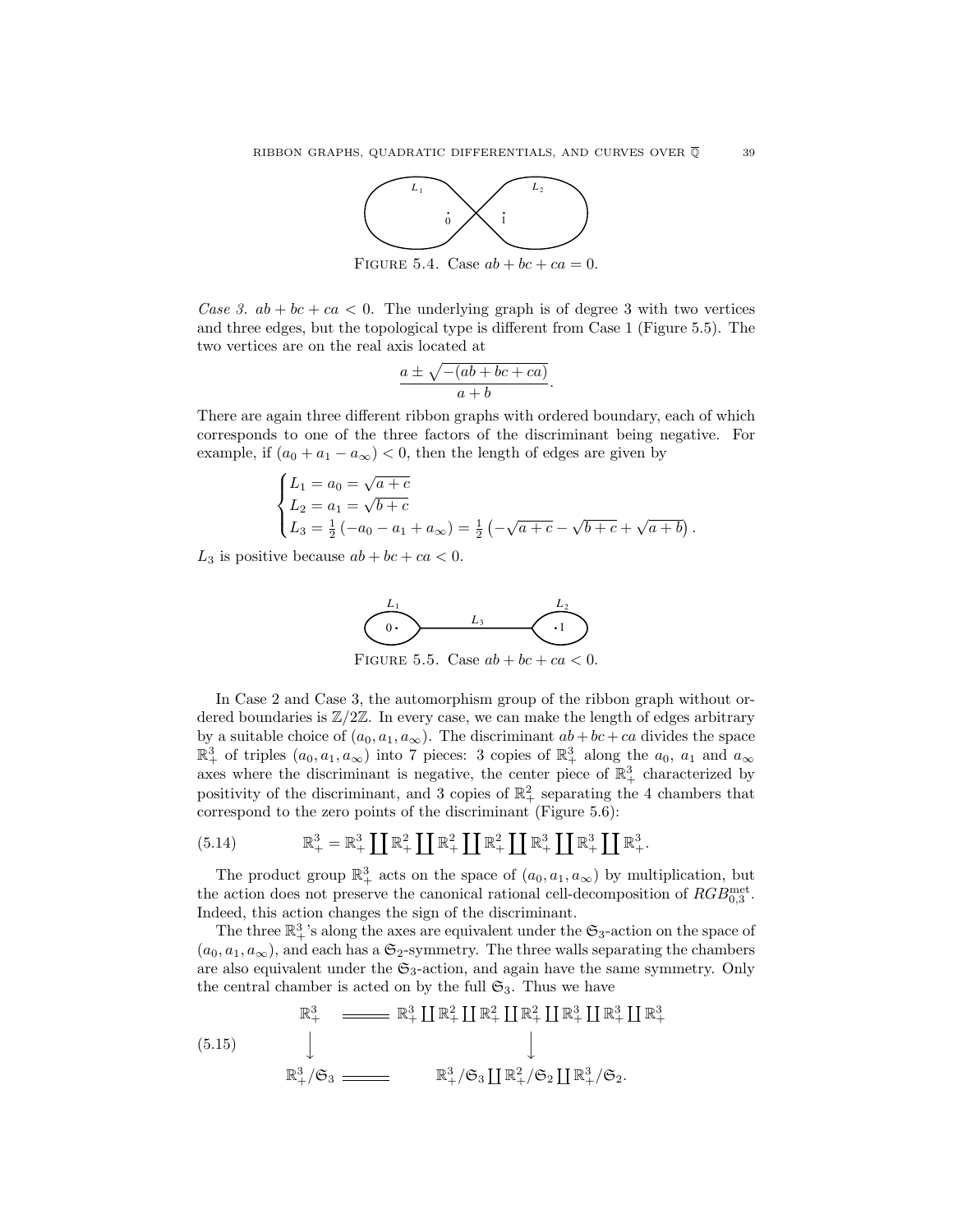FIGURE 5.4. Case $ab + bc + ca = 0$.

*Case 3.* $ab + bc + ca < 0$. The underlying graph is of degree 3 with two vertices and three edges, but the topological type is different from Case 1 (Figure 5.5). The two vertices are on the real axis located at

$$\frac{a \pm \sqrt{-(ab+bc+ca)}}{a+b}.$$

There are again three different ribbon graphs with ordered boundary, each of which corresponds to one of the three factors of the discriminant being negative. For example, if $(a_0 + a_1 - a_\infty) < 0$, then the length of edges are given by

$$\begin{cases} L_1 = a_0 = \sqrt{a+c} \\ L_2 = a_1 = \sqrt{b+c} \\ L_3 = \frac{1}{2}\left(-a_0 - a_1 + a_\infty\right) = \frac{1}{2}\left(-\sqrt{a+c} - \sqrt{b+c} + \sqrt{a+b}\right). \end{cases}$$

$L_3$ is positive because $ab + bc + ca < 0$.

FIGURE 5.5. Case $ab + bc + ca < 0$.

In Case 2 and Case 3, the automorphism group of the ribbon graph without ordered boundaries is $\mathbb{Z}/2\mathbb{Z}$. In every case, we can make the length of edges arbitrary by a suitable choice of $(a_0, a_1, a_\infty)$. The discriminant $ab+bc+ca$ divides the space $\mathbb{R}^3_+$ of triples $(a_0, a_1, a_\infty)$ into 7 pieces: 3 copies of $\mathbb{R}^3_+$ along the $a_0$, $a_1$ and $a_\infty$ axes where the discriminant is negative, the center piece of $\mathbb{R}^3_+$ characterized by positivity of the discriminant, and 3 copies of $\mathbb{R}^2_+$ separating the 4 chambers that correspond to the zero points of the discriminant (Figure 5.6):

$$\mathbb{R}^3_+ = \mathbb{R}^3_+ \coprod \mathbb{R}^2_+ \coprod \mathbb{R}^2_+ \coprod \mathbb{R}^2_+ \coprod \mathbb{R}^3_+ \coprod \mathbb{R}^3_+ \coprod \mathbb{R}^3_+. \tag{5.14}$$

The product group $\mathbb{R}^3_+$ acts on the space of $(a_0, a_1, a_\infty)$ by multiplication, but the action does not preserve the canonical rational cell-decomposition of $RGB^{\text{met}}_{0,3}$. Indeed, this action changes the sign of the discriminant.

The three $\mathbb{R}^3_+$'s along the axes are equivalent under the $\mathfrak{S}_3$-action on the space of $(a_0, a_1, a_\infty)$, and each has a $\mathfrak{S}_2$-symmetry. The three walls separating the chambers are also equivalent under the $\mathfrak{S}_3$-action, and again have the same symmetry. Only the central chamber is acted on by the full $\mathfrak{S}_3$. Thus we have

$$\begin{array}{ccc} \mathbb{R}^3_+ & = & \mathbb{R}^3_+ \coprod \mathbb{R}^2_+ \coprod \mathbb{R}^2_+ \coprod \mathbb{R}^2_+ \coprod \mathbb{R}^3_+ \coprod \mathbb{R}^3_+ \coprod \mathbb{R}^3_+ \\ \big\downarrow & & \big\downarrow \\ \mathbb{R}^3_+/\mathfrak{S}_3 & = & \mathbb{R}^3_+/\mathfrak{S}_3 \coprod \mathbb{R}^2_+/\mathfrak{S}_2 \coprod \mathbb{R}^3_+/\mathfrak{S}_2. \end{array} \tag{5.15}$$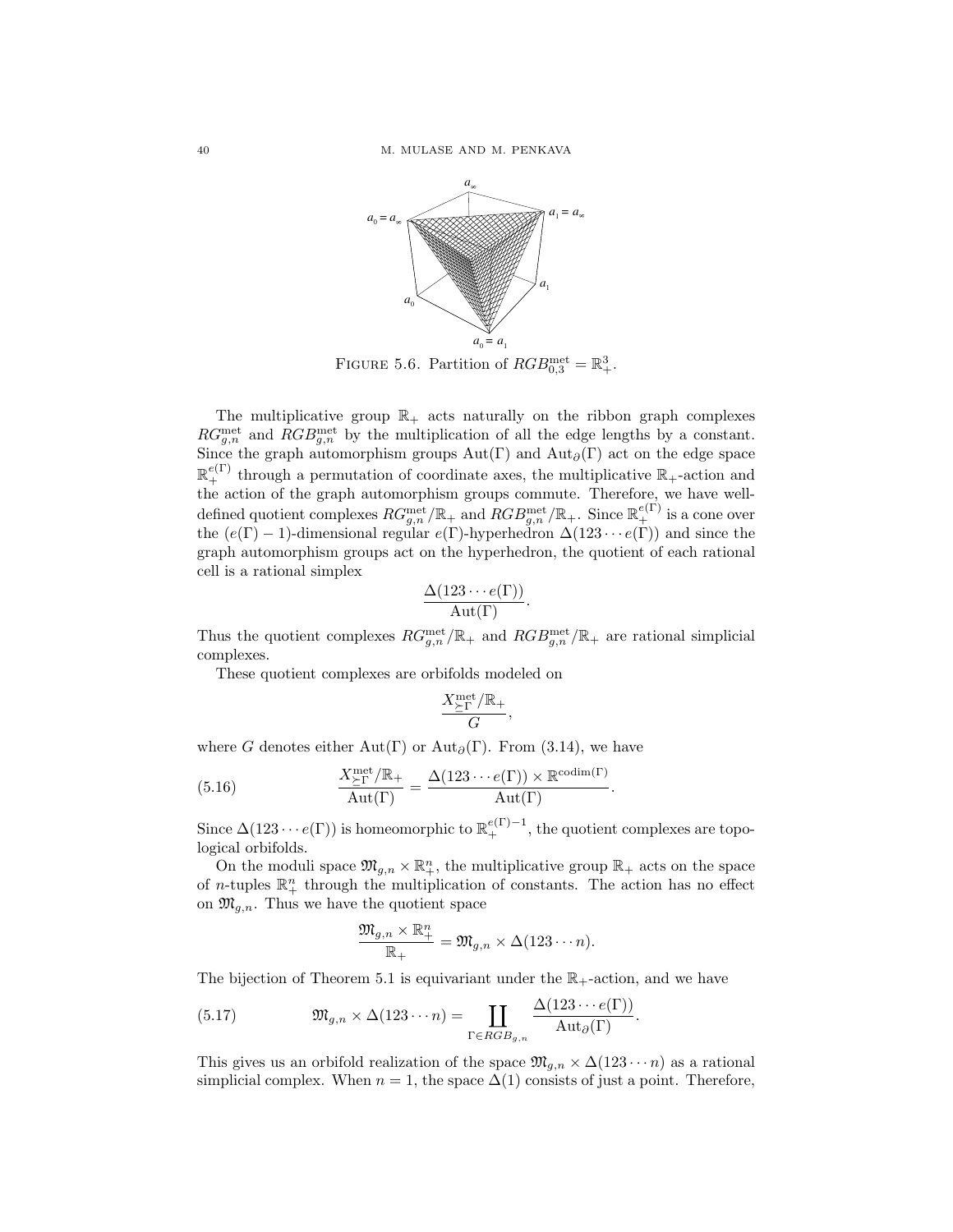FIGURE 5.6. Partition of $RGB^{\text{met}}_{0,3} = \mathbb{R}^3_+$.

The multiplicative group $\mathbb{R}_+$ acts naturally on the ribbon graph complexes $RG^{\text{met}}_{g,n}$ and $RGB^{\text{met}}_{g,n}$ by the multiplication of all the edge lengths by a constant. Since the graph automorphism groups $\text{Aut}(\Gamma)$ and $\text{Aut}_\partial(\Gamma)$ act on the edge space $\mathbb{R}^{e(\Gamma)}_+$ through a permutation of coordinate axes, the multiplicative $\mathbb{R}_+$-action and the action of the graph automorphism groups commute. Therefore, we have well-defined quotient complexes $RG^{\text{met}}_{g,n}/\mathbb{R}_+$ and $RGB^{\text{met}}_{g,n}/\mathbb{R}_+$. Since $\mathbb{R}^{e(\Gamma)}_+$ is a cone over the $(e(\Gamma)-1)$-dimensional regular $e(\Gamma)$-hyperhedron $\Delta(123\cdots e(\Gamma))$ and since the graph automorphism groups act on the hyperhedron, the quotient of each rational cell is a rational simplex

$$\frac{\Delta(123\cdots e(\Gamma))}{\text{Aut}(\Gamma)}.$$

Thus the quotient complexes $RG^{\text{met}}_{g,n}/\mathbb{R}_+$ and $RGB^{\text{met}}_{g,n}/\mathbb{R}_+$ are rational simplicial complexes.

These quotient complexes are orbifolds modeled on

$$\frac{X^{\text{met}}_{\succeq\Gamma}/\mathbb{R}_+}{G},$$

where $G$ denotes either $\text{Aut}(\Gamma)$ or $\text{Aut}_\partial(\Gamma)$. From (3.14), we have

$$\frac{X^{\text{met}}_{\succeq\Gamma}/\mathbb{R}_+}{\text{Aut}(\Gamma)} = \frac{\Delta(123\cdots e(\Gamma)) \times \mathbb{R}^{\text{codim}(\Gamma)}}{\text{Aut}(\Gamma)}. \tag{5.16}$$

Since $\Delta(123\cdots e(\Gamma))$ is homeomorphic to $\mathbb{R}^{e(\Gamma)-1}_+$, the quotient complexes are topological orbifolds.

On the moduli space $\mathfrak{M}_{g,n} \times \mathbb{R}^n_+$, the multiplicative group $\mathbb{R}_+$ acts on the space of $n$-tuples $\mathbb{R}^n_+$ through the multiplication of constants. The action has no effect on $\mathfrak{M}_{g,n}$. Thus we have the quotient space

$$\frac{\mathfrak{M}_{g,n} \times \mathbb{R}^n_+}{\mathbb{R}_+} = \mathfrak{M}_{g,n} \times \Delta(123\cdots n).$$

The bijection of Theorem 5.1 is equivariant under the $\mathbb{R}_+$-action, and we have

$$\mathfrak{M}_{g,n} \times \Delta(123\cdots n) = \coprod_{\Gamma \in RGB_{g,n}} \frac{\Delta(123\cdots e(\Gamma))}{\text{Aut}_\partial(\Gamma)}. \tag{5.17}$$

This gives us an orbifold realization of the space $\mathfrak{M}_{g,n} \times \Delta(123\cdots n)$ as a rational simplicial complex. When $n = 1$, the space $\Delta(1)$ consists of just a point. Therefore,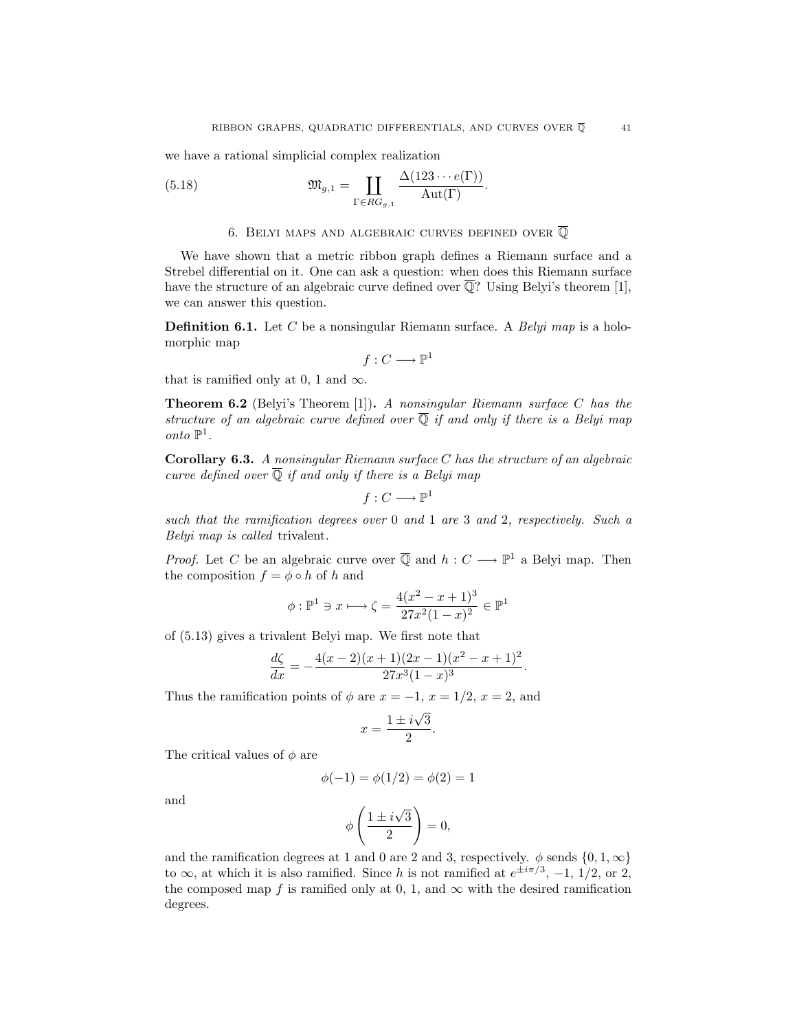we have a rational simplicial complex realization

$$\mathfrak{M}_{g,1} = \coprod_{\Gamma \in RG_{g,1}} \frac{\Delta(123\cdots e(\Gamma))}{\mathrm{Aut}(\Gamma)}. \tag{5.18}$$

## 6. Belyi maps and algebraic curves defined over $\overline{\mathbb{Q}}$

We have shown that a metric ribbon graph defines a Riemann surface and a Strebel differential on it. One can ask a question: when does this Riemann surface have the structure of an algebraic curve defined over $\overline{\mathbb{Q}}$? Using Belyi's theorem [1], we can answer this question.

**Definition 6.1.** Let $C$ be a nonsingular Riemann surface. A *Belyi map* is a holomorphic map

$$f : C \longrightarrow \mathbb{P}^1$$

that is ramified only at 0, 1 and $\infty$.

**Theorem 6.2** (Belyi's Theorem [1])**.** *A nonsingular Riemann surface $C$ has the structure of an algebraic curve defined over $\overline{\mathbb{Q}}$ if and only if there is a Belyi map onto $\mathbb{P}^1$.*

**Corollary 6.3.** *A nonsingular Riemann surface $C$ has the structure of an algebraic curve defined over $\overline{\mathbb{Q}}$ if and only if there is a Belyi map*

$$f : C \longrightarrow \mathbb{P}^1$$

*such that the ramification degrees over 0 and 1 are 3 and 2, respectively. Such a Belyi map is called* trivalent.

*Proof.* Let $C$ be an algebraic curve over $\overline{\mathbb{Q}}$ and $h : C \longrightarrow \mathbb{P}^1$ a Belyi map. Then the composition $f = \phi \circ h$ of $h$ and

$$\phi : \mathbb{P}^1 \ni x \longmapsto \zeta = \frac{4(x^2 - x + 1)^3}{27x^2(1-x)^2} \in \mathbb{P}^1$$

of (5.13) gives a trivalent Belyi map. We first note that

$$\frac{d\zeta}{dx} = -\frac{4(x-2)(x+1)(2x-1)(x^2-x+1)^2}{27x^3(1-x)^3}.$$

Thus the ramification points of $\phi$ are $x = -1$, $x = 1/2$, $x = 2$, and

$$x = \frac{1 \pm i\sqrt{3}}{2}.$$

The critical values of $\phi$ are

$$\phi(-1) = \phi(1/2) = \phi(2) = 1$$

and

$$\phi\left(\frac{1 \pm i\sqrt{3}}{2}\right) = 0,$$

and the ramification degrees at 1 and 0 are 2 and 3, respectively. $\phi$ sends $\{0, 1, \infty\}$ to $\infty$, at which it is also ramified. Since $h$ is not ramified at $e^{\pm i\pi/3}$, $-1$, $1/2$, or 2, the composed map $f$ is ramified only at 0, 1, and $\infty$ with the desired ramification degrees.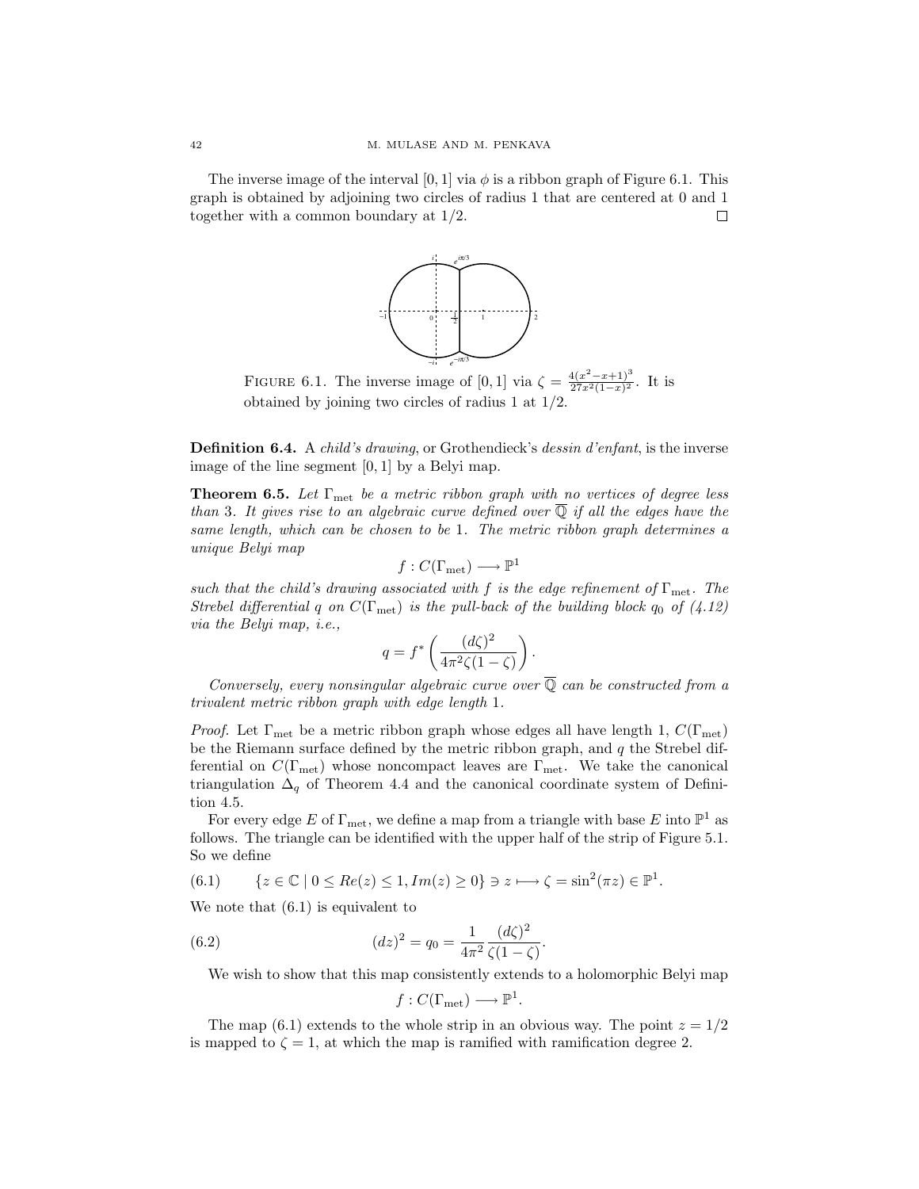The inverse image of the interval $[0, 1]$ via $\phi$ is a ribbon graph of Figure 6.1. This graph is obtained by adjoining two circles of radius 1 that are centered at 0 and 1 together with a common boundary at $1/2$. $\square$

Figure 6.1. The inverse image of $[0, 1]$ via $\zeta = \frac{4(x^2-x+1)^3}{27x^2(1-x)^2}$. It is obtained by joining two circles of radius 1 at $1/2$.

**Definition 6.4.** A *child's drawing*, or Grothendieck's *dessin d'enfant*, is the inverse image of the line segment $[0, 1]$ by a Belyi map.

**Theorem 6.5.** *Let $\Gamma_{\text{met}}$ be a metric ribbon graph with no vertices of degree less than 3. It gives rise to an algebraic curve defined over $\overline{\mathbb{Q}}$ if all the edges have the same length, which can be chosen to be 1. The metric ribbon graph determines a unique Belyi map*

$$f : C(\Gamma_{\text{met}}) \longrightarrow \mathbb{P}^1$$

*such that the child's drawing associated with $f$ is the edge refinement of $\Gamma_{\text{met}}$. The Strebel differential $q$ on $C(\Gamma_{\text{met}})$ is the pull-back of the building block $q_0$ of (4.12) via the Belyi map, i.e.,*

$$q = f^*\left(\frac{(d\zeta)^2}{4\pi^2\zeta(1-\zeta)}\right).$$

*Conversely, every nonsingular algebraic curve over $\overline{\mathbb{Q}}$ can be constructed from a trivalent metric ribbon graph with edge length 1.*

*Proof.* Let $\Gamma_{\text{met}}$ be a metric ribbon graph whose edges all have length 1, $C(\Gamma_{\text{met}})$ be the Riemann surface defined by the metric ribbon graph, and $q$ the Strebel differential on $C(\Gamma_{\text{met}})$ whose noncompact leaves are $\Gamma_{\text{met}}$. We take the canonical triangulation $\Delta_q$ of Theorem 4.4 and the canonical coordinate system of Definition 4.5.

For every edge $E$ of $\Gamma_{\text{met}}$, we define a map from a triangle with base $E$ into $\mathbb{P}^1$ as follows. The triangle can be identified with the upper half of the strip of Figure 5.1. So we define

$$\{z \in \mathbb{C} \mid 0 \le Re(z) \le 1, Im(z) \ge 0\} \ni z \longmapsto \zeta = \sin^2(\pi z) \in \mathbb{P}^1. \tag{6.1}$$

We note that (6.1) is equivalent to

$$(dz)^2 = q_0 = \frac{1}{4\pi^2}\frac{(d\zeta)^2}{\zeta(1-\zeta)}. \tag{6.2}$$

We wish to show that this map consistently extends to a holomorphic Belyi map

$$f : C(\Gamma_{\text{met}}) \longrightarrow \mathbb{P}^1.$$

The map (6.1) extends to the whole strip in an obvious way. The point $z = 1/2$ is mapped to $\zeta = 1$, at which the map is ramified with ramification degree 2.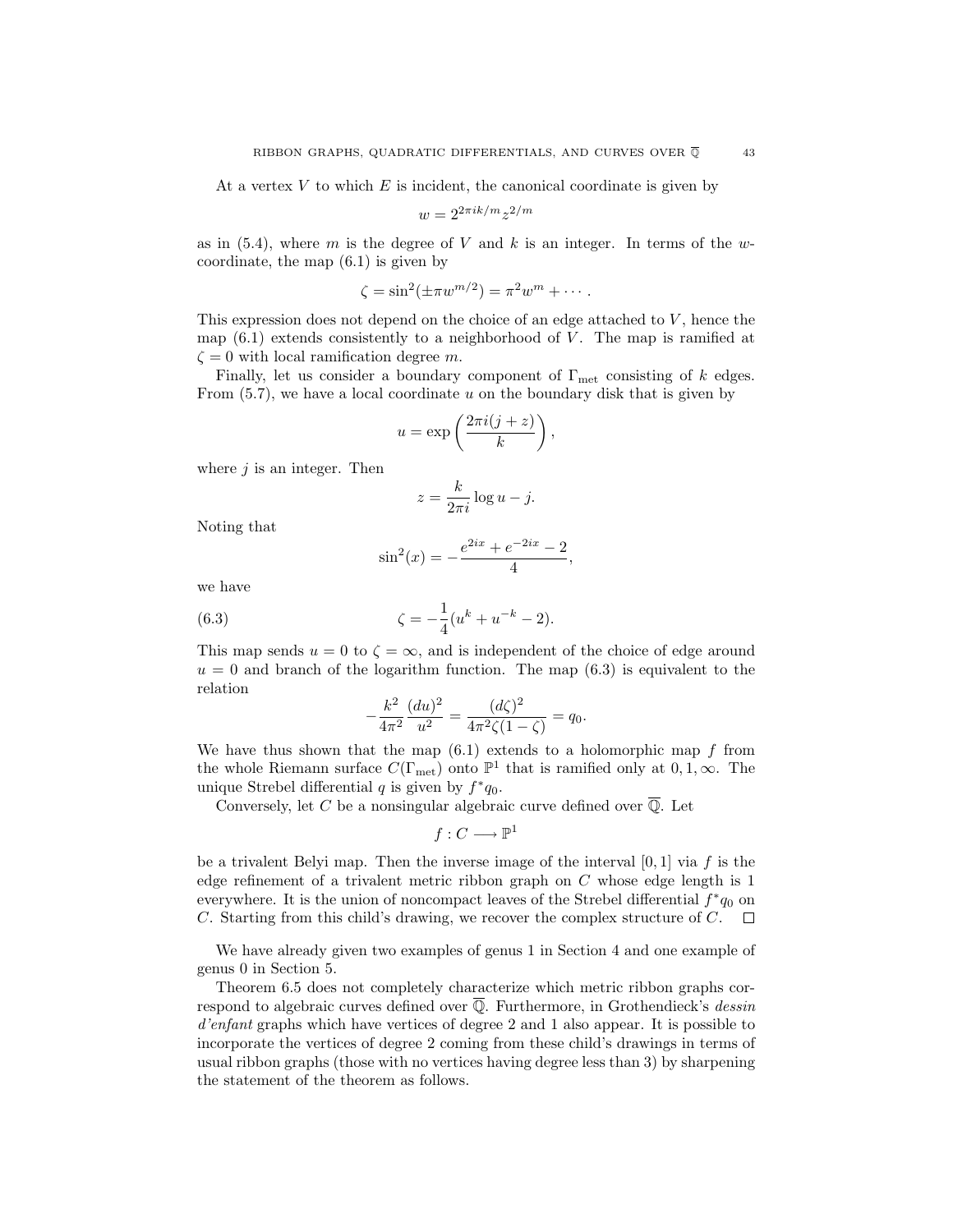At a vertex $V$ to which $E$ is incident, the canonical coordinate is given by

$$w = 2^{2\pi ik/m} z^{2/m}$$

as in (5.4), where $m$ is the degree of $V$ and $k$ is an integer. In terms of the $w$-coordinate, the map (6.1) is given by

$$\zeta = \sin^2(\pm\pi w^{m/2}) = \pi^2 w^m + \cdots .$$

This expression does not depend on the choice of an edge attached to $V$, hence the map (6.1) extends consistently to a neighborhood of $V$. The map is ramified at $\zeta = 0$ with local ramification degree $m$.

Finally, let us consider a boundary component of $\Gamma_{\text{met}}$ consisting of $k$ edges. From (5.7), we have a local coordinate $u$ on the boundary disk that is given by

$$u = \exp\left(\frac{2\pi i(j+z)}{k}\right),$$

where $j$ is an integer. Then

$$z = \frac{k}{2\pi i}\log u - j.$$

Noting that

$$\sin^2(x) = -\frac{e^{2ix} + e^{-2ix} - 2}{4},$$

we have

$$\zeta = -\frac{1}{4}(u^k + u^{-k} - 2). \tag{6.3}$$

This map sends $u = 0$ to $\zeta = \infty$, and is independent of the choice of edge around $u = 0$ and branch of the logarithm function. The map (6.3) is equivalent to the relation

$$-\frac{k^2}{4\pi^2}\frac{(du)^2}{u^2} = \frac{(d\zeta)^2}{4\pi^2\zeta(1-\zeta)} = q_0.$$

We have thus shown that the map (6.1) extends to a holomorphic map $f$ from the whole Riemann surface $C(\Gamma_{\text{met}})$ onto $\mathbb{P}^1$ that is ramified only at $0, 1, \infty$. The unique Strebel differential $q$ is given by $f^*q_0$.

Conversely, let $C$ be a nonsingular algebraic curve defined over $\overline{\mathbb{Q}}$. Let

$$f : C \longrightarrow \mathbb{P}^1$$

be a trivalent Belyi map. Then the inverse image of the interval $[0, 1]$ via $f$ is the edge refinement of a trivalent metric ribbon graph on $C$ whose edge length is 1 everywhere. It is the union of noncompact leaves of the Strebel differential $f^*q_0$ on $C$. Starting from this child's drawing, we recover the complex structure of $C$. $\square$

We have already given two examples of genus 1 in Section 4 and one example of genus 0 in Section 5.

Theorem 6.5 does not completely characterize which metric ribbon graphs correspond to algebraic curves defined over $\overline{\mathbb{Q}}$. Furthermore, in Grothendieck's *dessin d'enfant* graphs which have vertices of degree 2 and 1 also appear. It is possible to incorporate the vertices of degree 2 coming from these child's drawings in terms of usual ribbon graphs (those with no vertices having degree less than 3) by sharpening the statement of the theorem as follows.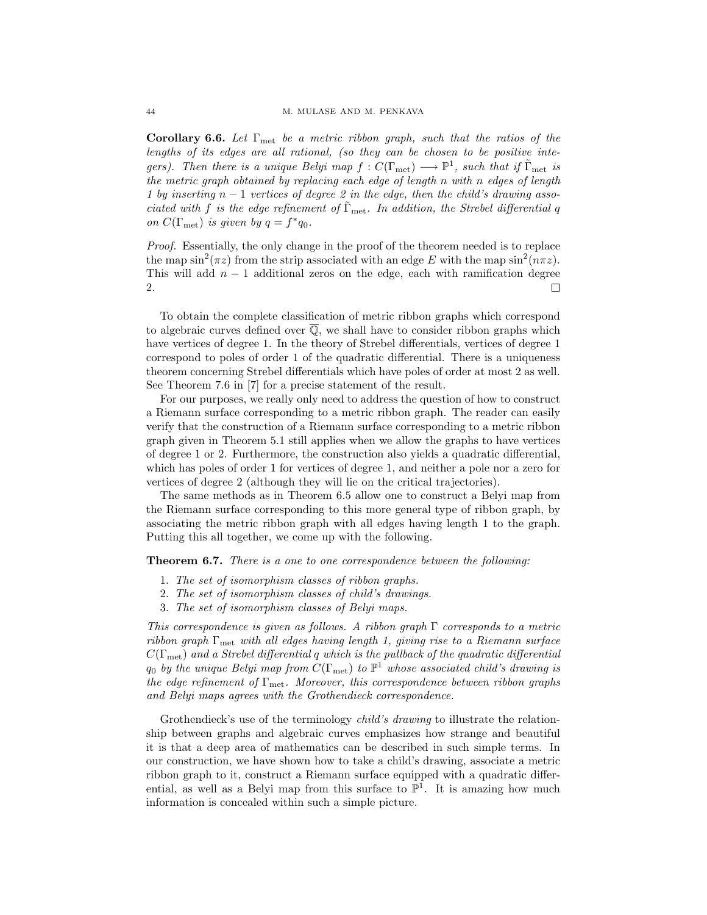**Corollary 6.6.** *Let $\Gamma_{\text{met}}$ be a metric ribbon graph, such that the ratios of the lengths of its edges are all rational, (so they can be chosen to be positive integers). Then there is a unique Belyi map $f : C(\Gamma_{\text{met}}) \longrightarrow \mathbb{P}^1$, such that if $\tilde{\Gamma}_{\text{met}}$ is the metric graph obtained by replacing each edge of length $n$ with $n$ edges of length 1 by inserting $n-1$ vertices of degree 2 in the edge, then the child's drawing associated with $f$ is the edge refinement of $\tilde{\Gamma}_{\text{met}}$. In addition, the Strebel differential $q$ on $C(\Gamma_{\text{met}})$ is given by $q = f^* q_0$.*

*Proof.* Essentially, the only change in the proof of the theorem needed is to replace the map $\sin^2(\pi z)$ from the strip associated with an edge $E$ with the map $\sin^2(n\pi z)$. This will add $n-1$ additional zeros on the edge, each with ramification degree 2. $\square$

To obtain the complete classification of metric ribbon graphs which correspond to algebraic curves defined over $\overline{\mathbb{Q}}$, we shall have to consider ribbon graphs which have vertices of degree 1. In the theory of Strebel differentials, vertices of degree 1 correspond to poles of order 1 of the quadratic differential. There is a uniqueness theorem concerning Strebel differentials which have poles of order at most 2 as well. See Theorem 7.6 in [7] for a precise statement of the result.

For our purposes, we really only need to address the question of how to construct a Riemann surface corresponding to a metric ribbon graph. The reader can easily verify that the construction of a Riemann surface corresponding to a metric ribbon graph given in Theorem 5.1 still applies when we allow the graphs to have vertices of degree 1 or 2. Furthermore, the construction also yields a quadratic differential, which has poles of order 1 for vertices of degree 1, and neither a pole nor a zero for vertices of degree 2 (although they will lie on the critical trajectories).

The same methods as in Theorem 6.5 allow one to construct a Belyi map from the Riemann surface corresponding to this more general type of ribbon graph, by associating the metric ribbon graph with all edges having length 1 to the graph. Putting this all together, we come up with the following.

**Theorem 6.7.** *There is a one to one correspondence between the following:*

1. *The set of isomorphism classes of ribbon graphs.*
2. *The set of isomorphism classes of child's drawings.*
3. *The set of isomorphism classes of Belyi maps.*

*This correspondence is given as follows. A ribbon graph $\Gamma$ corresponds to a metric ribbon graph $\Gamma_{\text{met}}$ with all edges having length 1, giving rise to a Riemann surface $C(\Gamma_{\text{met}})$ and a Strebel differential $q$ which is the pullback of the quadratic differential $q_0$ by the unique Belyi map from $C(\Gamma_{\text{met}})$ to $\mathbb{P}^1$ whose associated child's drawing is the edge refinement of $\Gamma_{\text{met}}$. Moreover, this correspondence between ribbon graphs and Belyi maps agrees with the Grothendieck correspondence.*

Grothendieck's use of the terminology *child's drawing* to illustrate the relationship between graphs and algebraic curves emphasizes how strange and beautiful it is that a deep area of mathematics can be described in such simple terms. In our construction, we have shown how to take a child's drawing, associate a metric ribbon graph to it, construct a Riemann surface equipped with a quadratic differential, as well as a Belyi map from this surface to $\mathbb{P}^1$. It is amazing how much information is concealed within such a simple picture.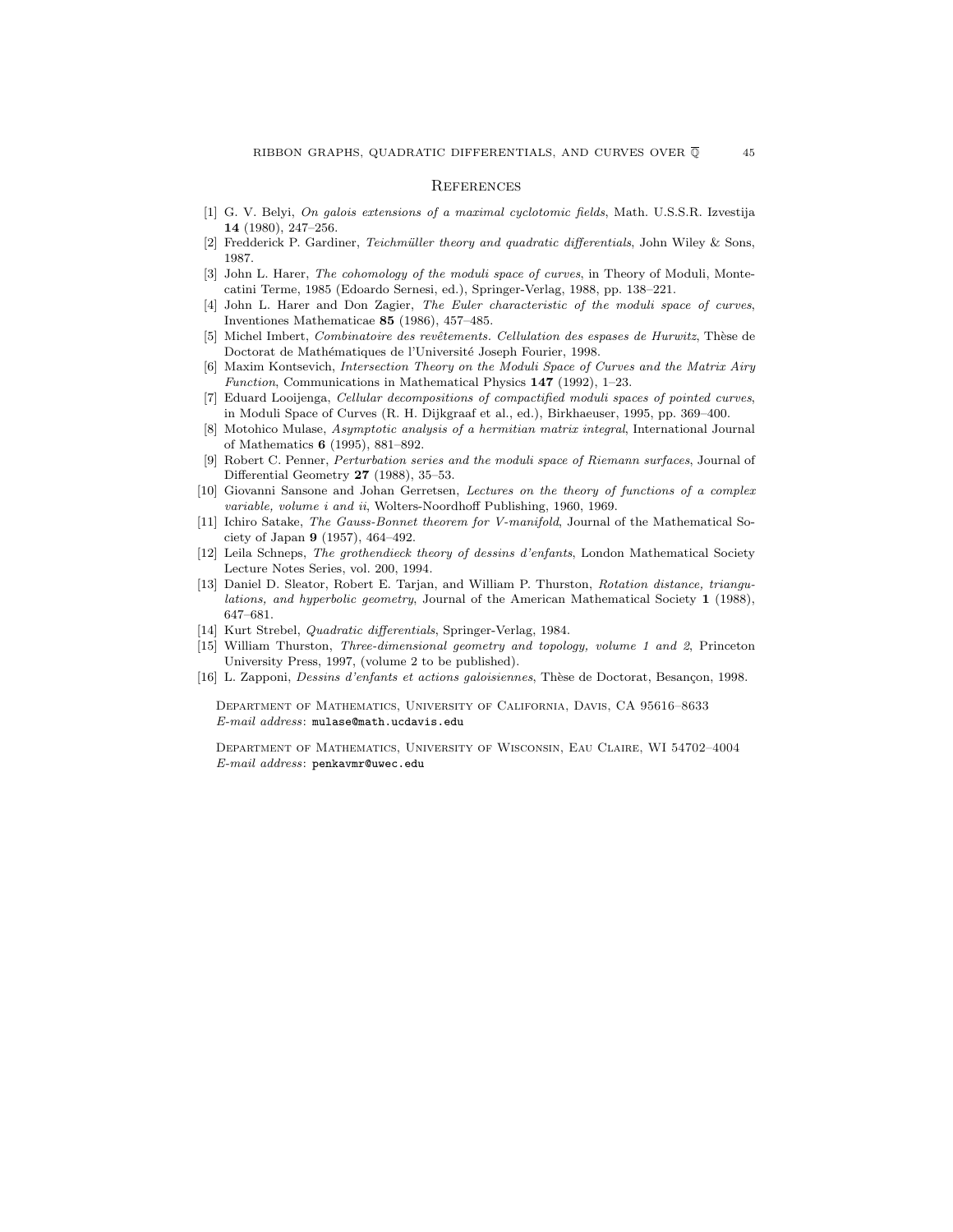## References

[1] G. V. Belyi, *On galois extensions of a maximal cyclotomic fields*, Math. U.S.S.R. Izvestija **14** (1980), 247–256.

[2] Fredderick P. Gardiner, *Teichmüller theory and quadratic differentials*, John Wiley & Sons, 1987.

[3] John L. Harer, *The cohomology of the moduli space of curves*, in Theory of Moduli, Montecatini Terme, 1985 (Edoardo Sernesi, ed.), Springer-Verlag, 1988, pp. 138–221.

[4] John L. Harer and Don Zagier, *The Euler characteristic of the moduli space of curves*, Inventiones Mathematicae **85** (1986), 457–485.

[5] Michel Imbert, *Combinatoire des revêtements. Cellulation des espases de Hurwitz*, Thèse de Doctorat de Mathématiques de l'Université Joseph Fourier, 1998.

[6] Maxim Kontsevich, *Intersection Theory on the Moduli Space of Curves and the Matrix Airy Function*, Communications in Mathematical Physics **147** (1992), 1–23.

[7] Eduard Looijenga, *Cellular decompositions of compactified moduli spaces of pointed curves*, in Moduli Space of Curves (R. H. Dijkgraaf et al., ed.), Birkhaeuser, 1995, pp. 369–400.

[8] Motohico Mulase, *Asymptotic analysis of a hermitian matrix integral*, International Journal of Mathematics **6** (1995), 881–892.

[9] Robert C. Penner, *Perturbation series and the moduli space of Riemann surfaces*, Journal of Differential Geometry **27** (1988), 35–53.

[10] Giovanni Sansone and Johan Gerretsen, *Lectures on the theory of functions of a complex variable, volume i and ii*, Wolters-Noordhoff Publishing, 1960, 1969.

[11] Ichiro Satake, *The Gauss-Bonnet theorem for V-manifold*, Journal of the Mathematical Society of Japan **9** (1957), 464–492.

[12] Leila Schneps, *The grothendieck theory of dessins d'enfants*, London Mathematical Society Lecture Notes Series, vol. 200, 1994.

[13] Daniel D. Sleator, Robert E. Tarjan, and William P. Thurston, *Rotation distance, triangulations, and hyperbolic geometry*, Journal of the American Mathematical Society **1** (1988), 647–681.

[14] Kurt Strebel, *Quadratic differentials*, Springer-Verlag, 1984.

[15] William Thurston, *Three-dimensional geometry and topology, volume 1 and 2*, Princeton University Press, 1997, (volume 2 to be published).

[16] L. Zapponi, *Dessins d'enfants et actions galoisiennes*, Thèse de Doctorat, Besançon, 1998.

Department of Mathematics, University of California, Davis, CA 95616–8633
*E-mail address*: `mulase@math.ucdavis.edu`

Department of Mathematics, University of Wisconsin, Eau Claire, WI 54702–4004
*E-mail address*: `penkavmr@uwec.edu`